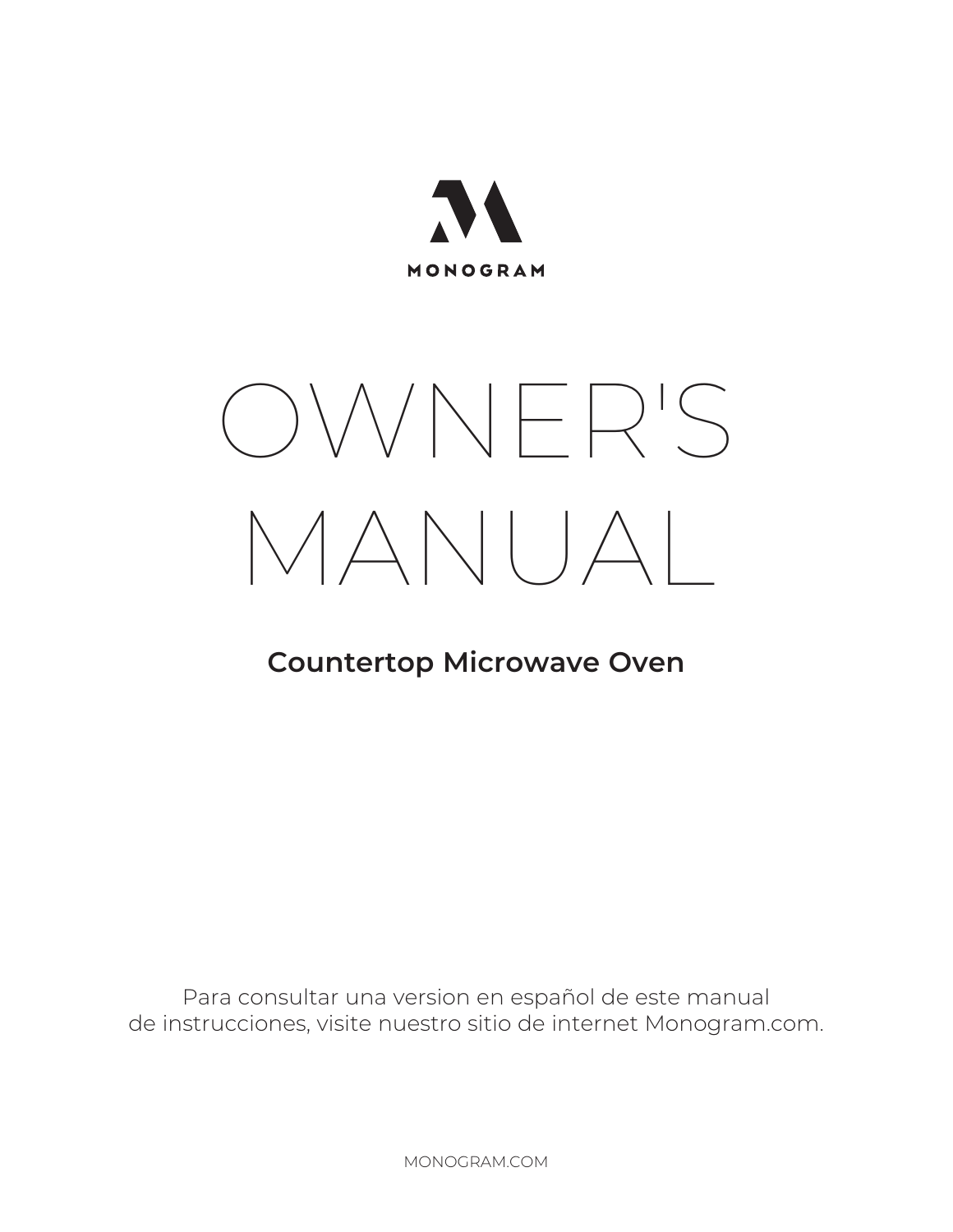MONOGRAM

# OWNER'S MANUAL

## Countertop Microwave Oven

Para consultar una version en español de este manual
de instrucciones, visite nuestro sitio de internet Monogram.com.

MONOGRAM.COM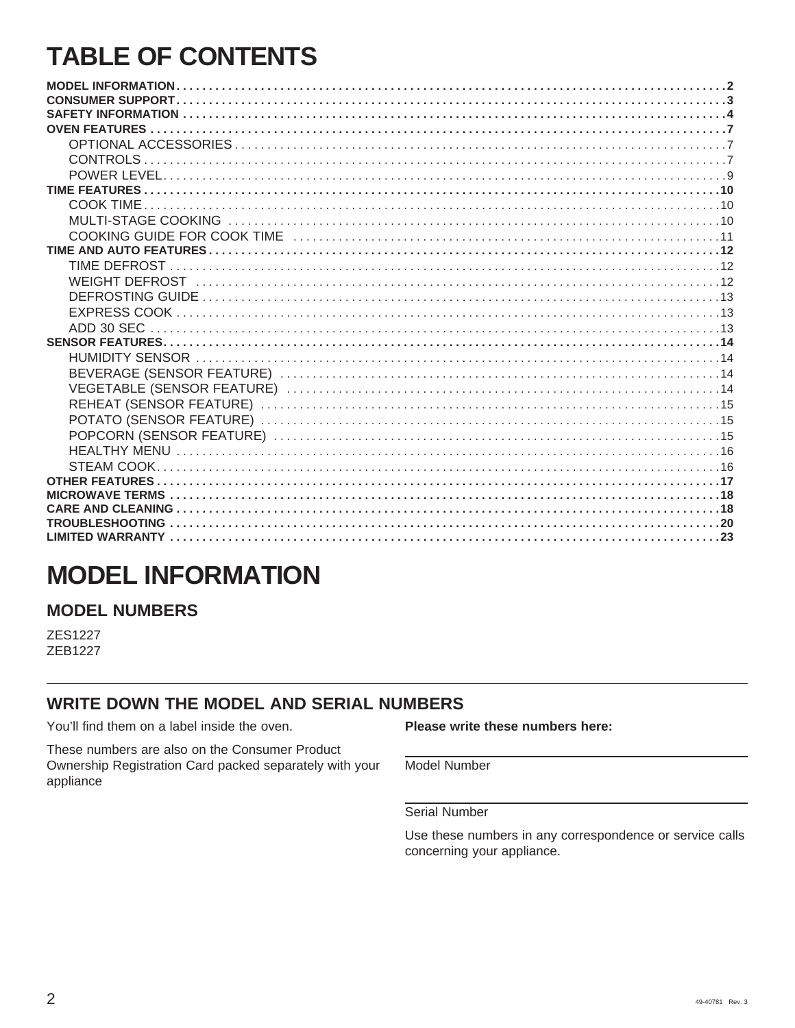# TABLE OF CONTENTS

**MODEL INFORMATION** . . . . . . . . . . . . . . . . . . . . . . . . . . . . . . . . . . . . . . . . . . . . . . . . . . . . . . . . . . . . . . . . . . . . . . . . . . . **2**
**CONSUMER SUPPORT** . . . . . . . . . . . . . . . . . . . . . . . . . . . . . . . . . . . . . . . . . . . . . . . . . . . . . . . . . . . . . . . . . . . . . . . . . . . . **3**
**SAFETY INFORMATION** . . . . . . . . . . . . . . . . . . . . . . . . . . . . . . . . . . . . . . . . . . . . . . . . . . . . . . . . . . . . . . . . . . . . . . . . . . **4**
**OVEN FEATURES** . . . . . . . . . . . . . . . . . . . . . . . . . . . . . . . . . . . . . . . . . . . . . . . . . . . . . . . . . . . . . . . . . . . . . . . . . . . . . . . **7**
- OPTIONAL ACCESSORIES . . . . . . . . . . . . . . . . . . . . . . . . . . . . . . . . . . . . . . . . . . . . . . . . . . . . . . . . . . . . . . . . 7
- CONTROLS . . . . . . . . . . . . . . . . . . . . . . . . . . . . . . . . . . . . . . . . . . . . . . . . . . . . . . . . . . . . . . . . . . . . . . . . . . . . 7
- POWER LEVEL . . . . . . . . . . . . . . . . . . . . . . . . . . . . . . . . . . . . . . . . . . . . . . . . . . . . . . . . . . . . . . . . . . . . . . . . . 9

**TIME FEATURES** . . . . . . . . . . . . . . . . . . . . . . . . . . . . . . . . . . . . . . . . . . . . . . . . . . . . . . . . . . . . . . . . . . . . . . . . . . . . . . **10**
- COOK TIME . . . . . . . . . . . . . . . . . . . . . . . . . . . . . . . . . . . . . . . . . . . . . . . . . . . . . . . . . . . . . . . . . . . . . . . . . . 10
- MULTI-STAGE COOKING . . . . . . . . . . . . . . . . . . . . . . . . . . . . . . . . . . . . . . . . . . . . . . . . . . . . . . . . . . . . . . . 10
- COOKING GUIDE FOR COOK TIME . . . . . . . . . . . . . . . . . . . . . . . . . . . . . . . . . . . . . . . . . . . . . . . . . . . . . 11

**TIME AND AUTO FEATURES** . . . . . . . . . . . . . . . . . . . . . . . . . . . . . . . . . . . . . . . . . . . . . . . . . . . . . . . . . . . . . . . . . . . **12**
- TIME DEFROST . . . . . . . . . . . . . . . . . . . . . . . . . . . . . . . . . . . . . . . . . . . . . . . . . . . . . . . . . . . . . . . . . . . . . . . 12
- WEIGHT DEFROST . . . . . . . . . . . . . . . . . . . . . . . . . . . . . . . . . . . . . . . . . . . . . . . . . . . . . . . . . . . . . . . . . . . . 12
- DEFROSTING GUIDE . . . . . . . . . . . . . . . . . . . . . . . . . . . . . . . . . . . . . . . . . . . . . . . . . . . . . . . . . . . . . . . . . . 13
- EXPRESS COOK . . . . . . . . . . . . . . . . . . . . . . . . . . . . . . . . . . . . . . . . . . . . . . . . . . . . . . . . . . . . . . . . . . . . . . 13
- ADD 30 SEC . . . . . . . . . . . . . . . . . . . . . . . . . . . . . . . . . . . . . . . . . . . . . . . . . . . . . . . . . . . . . . . . . . . . . . . . . . 13

**SENSOR FEATURES** . . . . . . . . . . . . . . . . . . . . . . . . . . . . . . . . . . . . . . . . . . . . . . . . . . . . . . . . . . . . . . . . . . . . . . . . . . . **14**
- HUMIDITY SENSOR . . . . . . . . . . . . . . . . . . . . . . . . . . . . . . . . . . . . . . . . . . . . . . . . . . . . . . . . . . . . . . . . . . . 14
- BEVERAGE (SENSOR FEATURE) . . . . . . . . . . . . . . . . . . . . . . . . . . . . . . . . . . . . . . . . . . . . . . . . . . . . . . 14
- VEGETABLE (SENSOR FEATURE) . . . . . . . . . . . . . . . . . . . . . . . . . . . . . . . . . . . . . . . . . . . . . . . . . . . . . . 14
- REHEAT (SENSOR FEATURE) . . . . . . . . . . . . . . . . . . . . . . . . . . . . . . . . . . . . . . . . . . . . . . . . . . . . . . . . . . 15
- POTATO (SENSOR FEATURE) . . . . . . . . . . . . . . . . . . . . . . . . . . . . . . . . . . . . . . . . . . . . . . . . . . . . . . . . . . 15
- POPCORN (SENSOR FEATURE) . . . . . . . . . . . . . . . . . . . . . . . . . . . . . . . . . . . . . . . . . . . . . . . . . . . . . . . . 15
- HEALTHY MENU . . . . . . . . . . . . . . . . . . . . . . . . . . . . . . . . . . . . . . . . . . . . . . . . . . . . . . . . . . . . . . . . . . . . . . 16
- STEAM COOK . . . . . . . . . . . . . . . . . . . . . . . . . . . . . . . . . . . . . . . . . . . . . . . . . . . . . . . . . . . . . . . . . . . . . . . . 16

**OTHER FEATURES** . . . . . . . . . . . . . . . . . . . . . . . . . . . . . . . . . . . . . . . . . . . . . . . . . . . . . . . . . . . . . . . . . . . . . . . . . . . . **17**
**MICROWAVE TERMS** . . . . . . . . . . . . . . . . . . . . . . . . . . . . . . . . . . . . . . . . . . . . . . . . . . . . . . . . . . . . . . . . . . . . . . . . . . **18**
**CARE AND CLEANING** . . . . . . . . . . . . . . . . . . . . . . . . . . . . . . . . . . . . . . . . . . . . . . . . . . . . . . . . . . . . . . . . . . . . . . . . **18**
**TROUBLESHOOTING** . . . . . . . . . . . . . . . . . . . . . . . . . . . . . . . . . . . . . . . . . . . . . . . . . . . . . . . . . . . . . . . . . . . . . . . . . . **20**
**LIMITED WARRANTY** . . . . . . . . . . . . . . . . . . . . . . . . . . . . . . . . . . . . . . . . . . . . . . . . . . . . . . . . . . . . . . . . . . . . . . . . . . **23**

# MODEL INFORMATION

## MODEL NUMBERS

ZES1227
ZEB1227

## WRITE DOWN THE MODEL AND SERIAL NUMBERS

You'll find them on a label inside the oven.

These numbers are also on the Consumer Product Ownership Registration Card packed separately with your appliance

**Please write these numbers here:**

_______________________________
Model Number

_______________________________
Serial Number

Use these numbers in any correspondence or service calls concerning your appliance.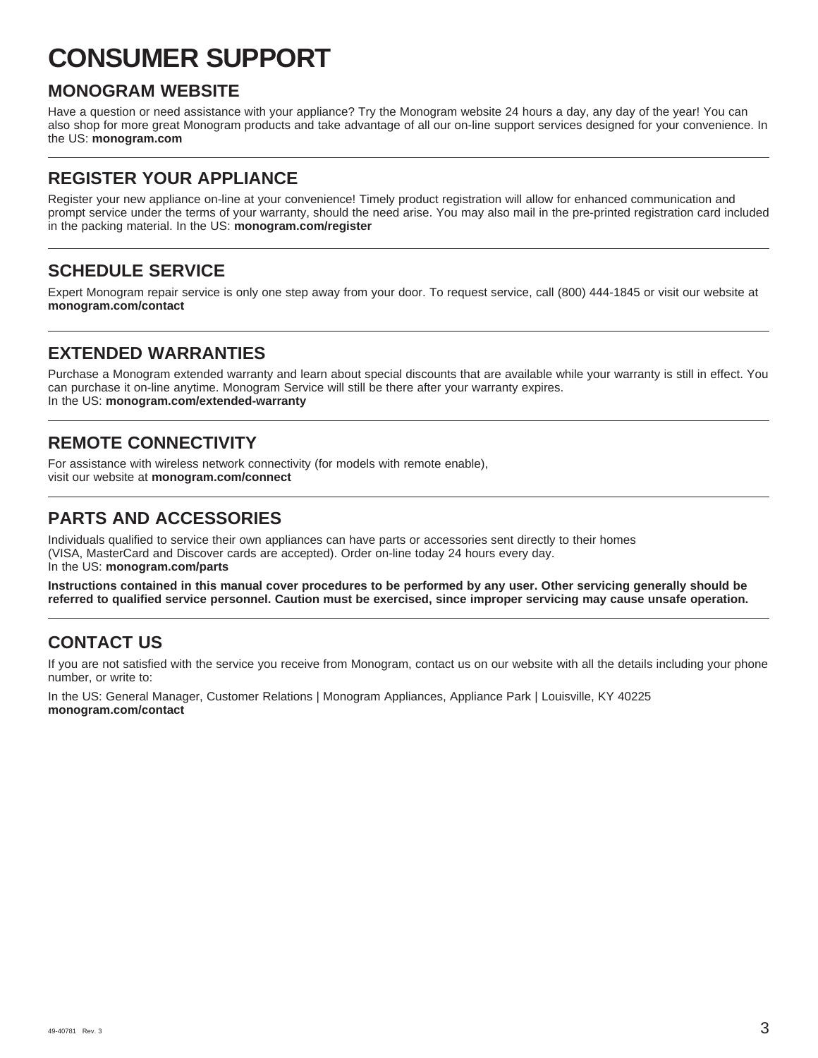# CONSUMER SUPPORT

## MONOGRAM WEBSITE

Have a question or need assistance with your appliance? Try the Monogram website 24 hours a day, any day of the year! You can also shop for more great Monogram products and take advantage of all our on-line support services designed for your convenience. In the US: **monogram.com**

---

## REGISTER YOUR APPLIANCE

Register your new appliance on-line at your convenience! Timely product registration will allow for enhanced communication and prompt service under the terms of your warranty, should the need arise. You may also mail in the pre-printed registration card included in the packing material. In the US: **monogram.com/register**

---

## SCHEDULE SERVICE

Expert Monogram repair service is only one step away from your door. To request service, call (800) 444-1845 or visit our website at **monogram.com/contact**

---

## EXTENDED WARRANTIES

Purchase a Monogram extended warranty and learn about special discounts that are available while your warranty is still in effect. You can purchase it on-line anytime. Monogram Service will still be there after your warranty expires.
In the US: **monogram.com/extended-warranty**

---

## REMOTE CONNECTIVITY

For assistance with wireless network connectivity (for models with remote enable),
visit our website at **monogram.com/connect**

---

## PARTS AND ACCESSORIES

Individuals qualified to service their own appliances can have parts or accessories sent directly to their homes
(VISA, MasterCard and Discover cards are accepted). Order on-line today 24 hours every day.
In the US: **monogram.com/parts**

**Instructions contained in this manual cover procedures to be performed by any user. Other servicing generally should be referred to qualified service personnel. Caution must be exercised, since improper servicing may cause unsafe operation.**

---

## CONTACT US

If you are not satisfied with the service you receive from Monogram, contact us on our website with all the details including your phone number, or write to:

In the US: General Manager, Customer Relations | Monogram Appliances, Appliance Park | Louisville, KY 40225
**monogram.com/contact**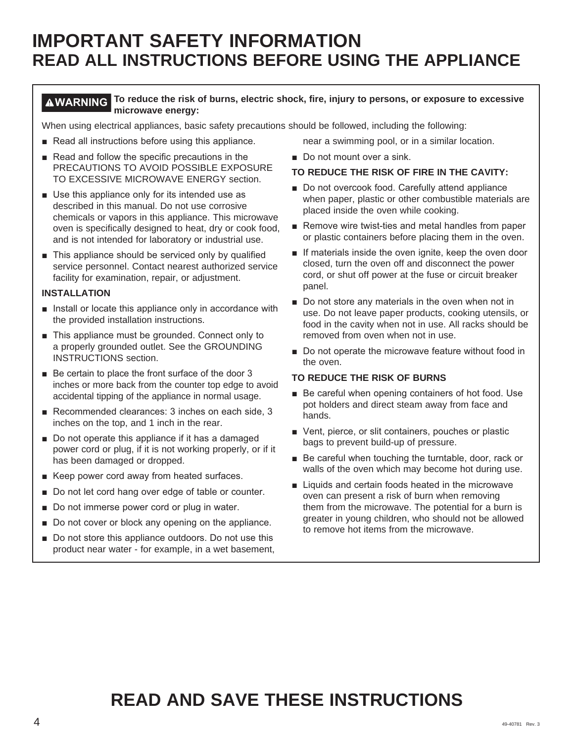# IMPORTANT SAFETY INFORMATION
## READ ALL INSTRUCTIONS BEFORE USING THE APPLIANCE

**⚠WARNING** **To reduce the risk of burns, electric shock, fire, injury to persons, or exposure to excessive microwave energy:**

When using electrical appliances, basic safety precautions should be followed, including the following:

- Read all instructions before using this appliance.
- Read and follow the specific precautions in the PRECAUTIONS TO AVOID POSSIBLE EXPOSURE TO EXCESSIVE MICROWAVE ENERGY section.
- Use this appliance only for its intended use as described in this manual. Do not use corrosive chemicals or vapors in this appliance. This microwave oven is specifically designed to heat, dry or cook food, and is not intended for laboratory or industrial use.
- This appliance should be serviced only by qualified service personnel. Contact nearest authorized service facility for examination, repair, or adjustment.

**INSTALLATION**

- Install or locate this appliance only in accordance with the provided installation instructions.
- This appliance must be grounded. Connect only to a properly grounded outlet. See the GROUNDING INSTRUCTIONS section.
- Be certain to place the front surface of the door 3 inches or more back from the counter top edge to avoid accidental tipping of the appliance in normal usage.
- Recommended clearances: 3 inches on each side, 3 inches on the top, and 1 inch in the rear.
- Do not operate this appliance if it has a damaged power cord or plug, if it is not working properly, or if it has been damaged or dropped.
- Keep power cord away from heated surfaces.
- Do not let cord hang over edge of table or counter.
- Do not immerse power cord or plug in water.
- Do not cover or block any opening on the appliance.
- Do not store this appliance outdoors. Do not use this product near water - for example, in a wet basement, near a swimming pool, or in a similar location.
- Do not mount over a sink.

**TO REDUCE THE RISK OF FIRE IN THE CAVITY:**

- Do not overcook food. Carefully attend appliance when paper, plastic or other combustible materials are placed inside the oven while cooking.
- Remove wire twist-ties and metal handles from paper or plastic containers before placing them in the oven.
- If materials inside the oven ignite, keep the oven door closed, turn the oven off and disconnect the power cord, or shut off power at the fuse or circuit breaker panel.
- Do not store any materials in the oven when not in use. Do not leave paper products, cooking utensils, or food in the cavity when not in use. All racks should be removed from oven when not in use.
- Do not operate the microwave feature without food in the oven.

**TO REDUCE THE RISK OF BURNS**

- Be careful when opening containers of hot food. Use pot holders and direct steam away from face and hands.
- Vent, pierce, or slit containers, pouches or plastic bags to prevent build-up of pressure.
- Be careful when touching the turntable, door, rack or walls of the oven which may become hot during use.
- Liquids and certain foods heated in the microwave oven can present a risk of burn when removing them from the microwave. The potential for a burn is greater in young children, who should not be allowed to remove hot items from the microwave.

## READ AND SAVE THESE INSTRUCTIONS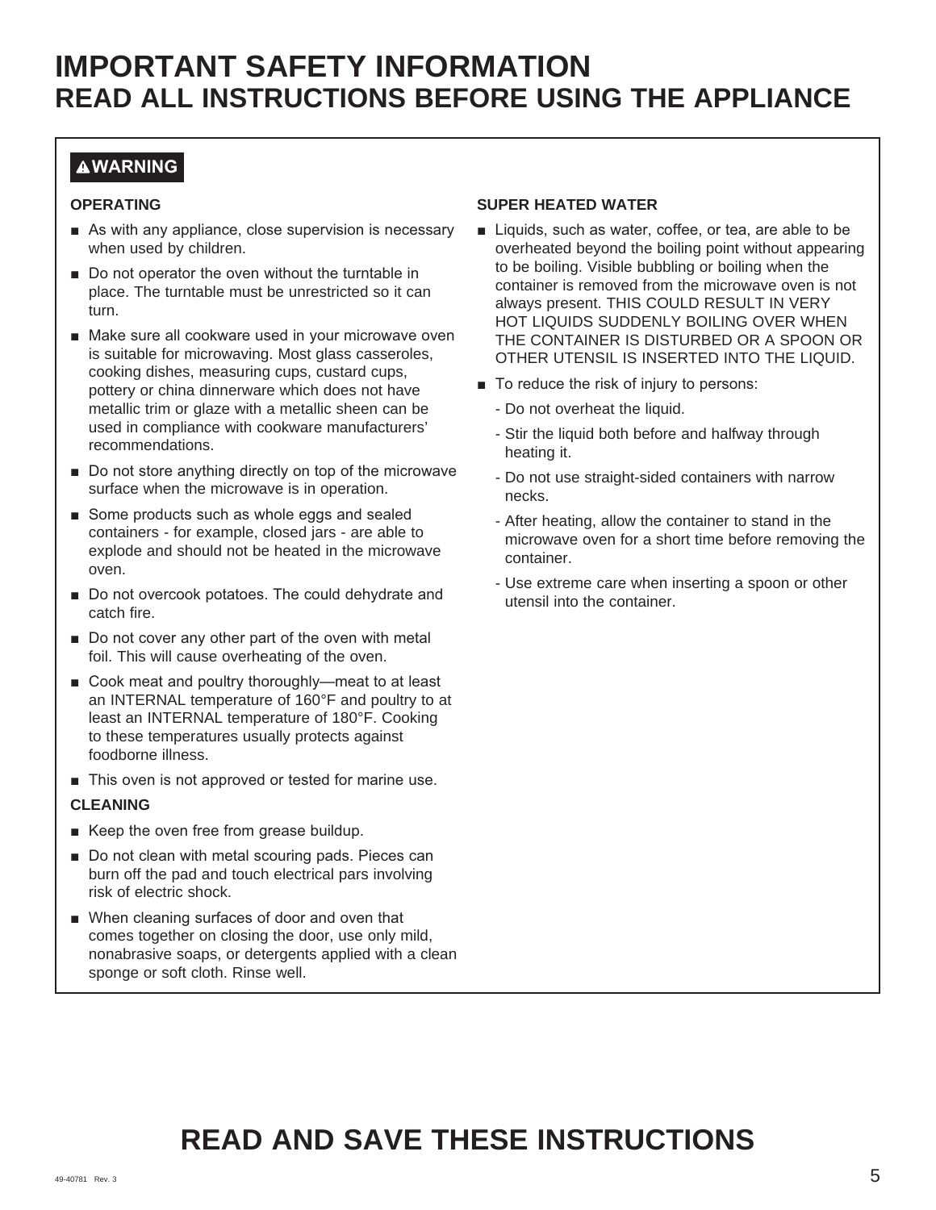# IMPORTANT SAFETY INFORMATION
## READ ALL INSTRUCTIONS BEFORE USING THE APPLIANCE

**⚠WARNING**

**OPERATING**

- As with any appliance, close supervision is necessary when used by children.
- Do not operator the oven without the turntable in place. The turntable must be unrestricted so it can turn.
- Make sure all cookware used in your microwave oven is suitable for microwaving. Most glass casseroles, cooking dishes, measuring cups, custard cups, pottery or china dinnerware which does not have metallic trim or glaze with a metallic sheen can be used in compliance with cookware manufacturers' recommendations.
- Do not store anything directly on top of the microwave surface when the microwave is in operation.
- Some products such as whole eggs and sealed containers - for example, closed jars - are able to explode and should not be heated in the microwave oven.
- Do not overcook potatoes. The could dehydrate and catch fire.
- Do not cover any other part of the oven with metal foil. This will cause overheating of the oven.
- Cook meat and poultry thoroughly—meat to at least an INTERNAL temperature of 160°F and poultry to at least an INTERNAL temperature of 180°F. Cooking to these temperatures usually protects against foodborne illness.
- This oven is not approved or tested for marine use.

**CLEANING**

- Keep the oven free from grease buildup.
- Do not clean with metal scouring pads. Pieces can burn off the pad and touch electrical pars involving risk of electric shock.
- When cleaning surfaces of door and oven that comes together on closing the door, use only mild, nonabrasive soaps, or detergents applied with a clean sponge or soft cloth. Rinse well.

**SUPER HEATED WATER**

- Liquids, such as water, coffee, or tea, are able to be overheated beyond the boiling point without appearing to be boiling. Visible bubbling or boiling when the container is removed from the microwave oven is not always present. THIS COULD RESULT IN VERY HOT LIQUIDS SUDDENLY BOILING OVER WHEN THE CONTAINER IS DISTURBED OR A SPOON OR OTHER UTENSIL IS INSERTED INTO THE LIQUID.
- To reduce the risk of injury to persons:
  - Do not overheat the liquid.
  - Stir the liquid both before and halfway through heating it.
  - Do not use straight-sided containers with narrow necks.
  - After heating, allow the container to stand in the microwave oven for a short time before removing the container.
  - Use extreme care when inserting a spoon or other utensil into the container.

# READ AND SAVE THESE INSTRUCTIONS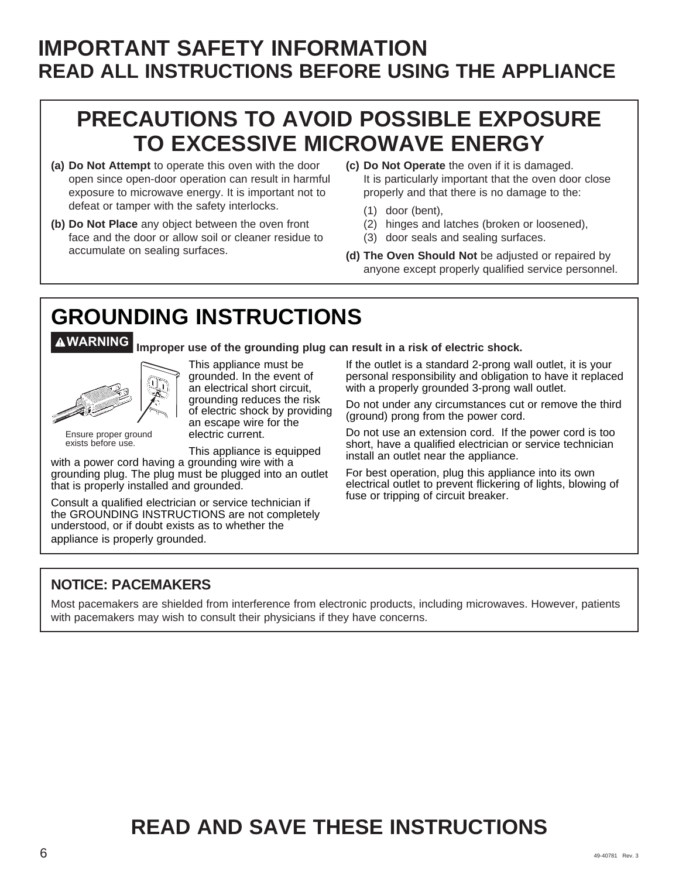# IMPORTANT SAFETY INFORMATION
## READ ALL INSTRUCTIONS BEFORE USING THE APPLIANCE

## PRECAUTIONS TO AVOID POSSIBLE EXPOSURE TO EXCESSIVE MICROWAVE ENERGY

**(a) Do Not Attempt** to operate this oven with the door open since open-door operation can result in harmful exposure to microwave energy. It is important not to defeat or tamper with the safety interlocks.

**(b) Do Not Place** any object between the oven front face and the door or allow soil or cleaner residue to accumulate on sealing surfaces.

**(c) Do Not Operate** the oven if it is damaged. It is particularly important that the oven door close properly and that there is no damage to the:

(1) door (bent),
(2) hinges and latches (broken or loosened),
(3) door seals and sealing surfaces.

**(d) The Oven Should Not** be adjusted or repaired by anyone except properly qualified service personnel.

## GROUNDING INSTRUCTIONS

**⚠WARNING** **Improper use of the grounding plug can result in a risk of electric shock.**

Ensure proper ground exists before use.

This appliance must be grounded. In the event of an electrical short circuit, grounding reduces the risk of electric shock by providing an escape wire for the electric current.

This appliance is equipped with a power cord having a grounding wire with a grounding plug. The plug must be plugged into an outlet that is properly installed and grounded.

Consult a qualified electrician or service technician if the GROUNDING INSTRUCTIONS are not completely understood, or if doubt exists as to whether the appliance is properly grounded.

If the outlet is a standard 2-prong wall outlet, it is your personal responsibility and obligation to have it replaced with a properly grounded 3-prong wall outlet.

Do not under any circumstances cut or remove the third (ground) prong from the power cord.

Do not use an extension cord. If the power cord is too short, have a qualified electrician or service technician install an outlet near the appliance.

For best operation, plug this appliance into its own electrical outlet to prevent flickering of lights, blowing of fuse or tripping of circuit breaker.

### NOTICE: PACEMAKERS

Most pacemakers are shielded from interference from electronic products, including microwaves. However, patients with pacemakers may wish to consult their physicians if they have concerns.

## READ AND SAVE THESE INSTRUCTIONS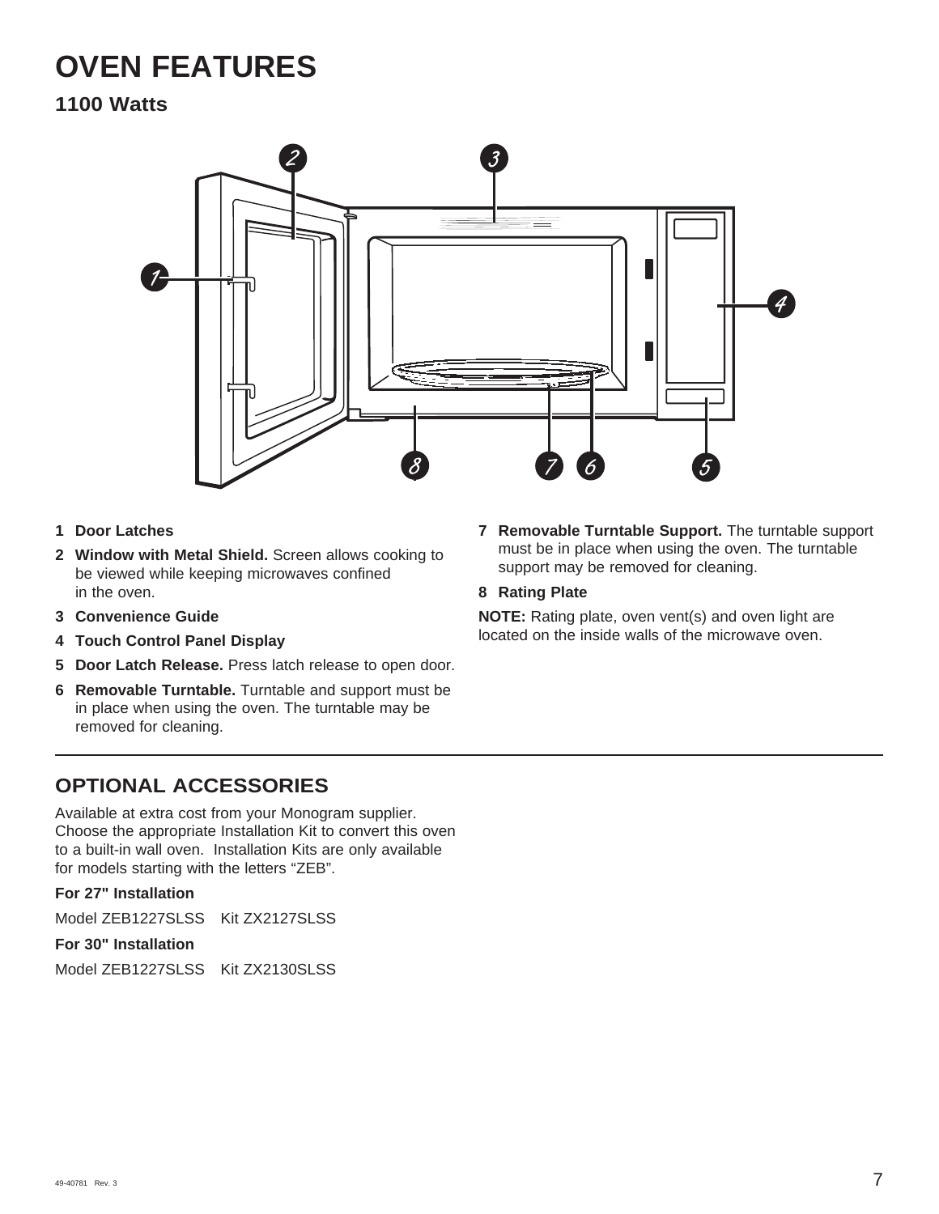# OVEN FEATURES

## 1100 Watts

1. **Door Latches**
2. **Window with Metal Shield.** Screen allows cooking to be viewed while keeping microwaves confined in the oven.
3. **Convenience Guide**
4. **Touch Control Panel Display**
5. **Door Latch Release.** Press latch release to open door.
6. **Removable Turntable.** Turntable and support must be in place when using the oven. The turntable may be removed for cleaning.
7. **Removable Turntable Support.** The turntable support must be in place when using the oven. The turntable support may be removed for cleaning.
8. **Rating Plate**

**NOTE:** Rating plate, oven vent(s) and oven light are located on the inside walls of the microwave oven.

## OPTIONAL ACCESSORIES

Available at extra cost from your Monogram supplier. Choose the appropriate Installation Kit to convert this oven to a built-in wall oven. Installation Kits are only available for models starting with the letters "ZEB".

**For 27" Installation**

Model ZEB1227SLSS    Kit ZX2127SLSS

**For 30" Installation**

Model ZEB1227SLSS    Kit ZX2130SLSS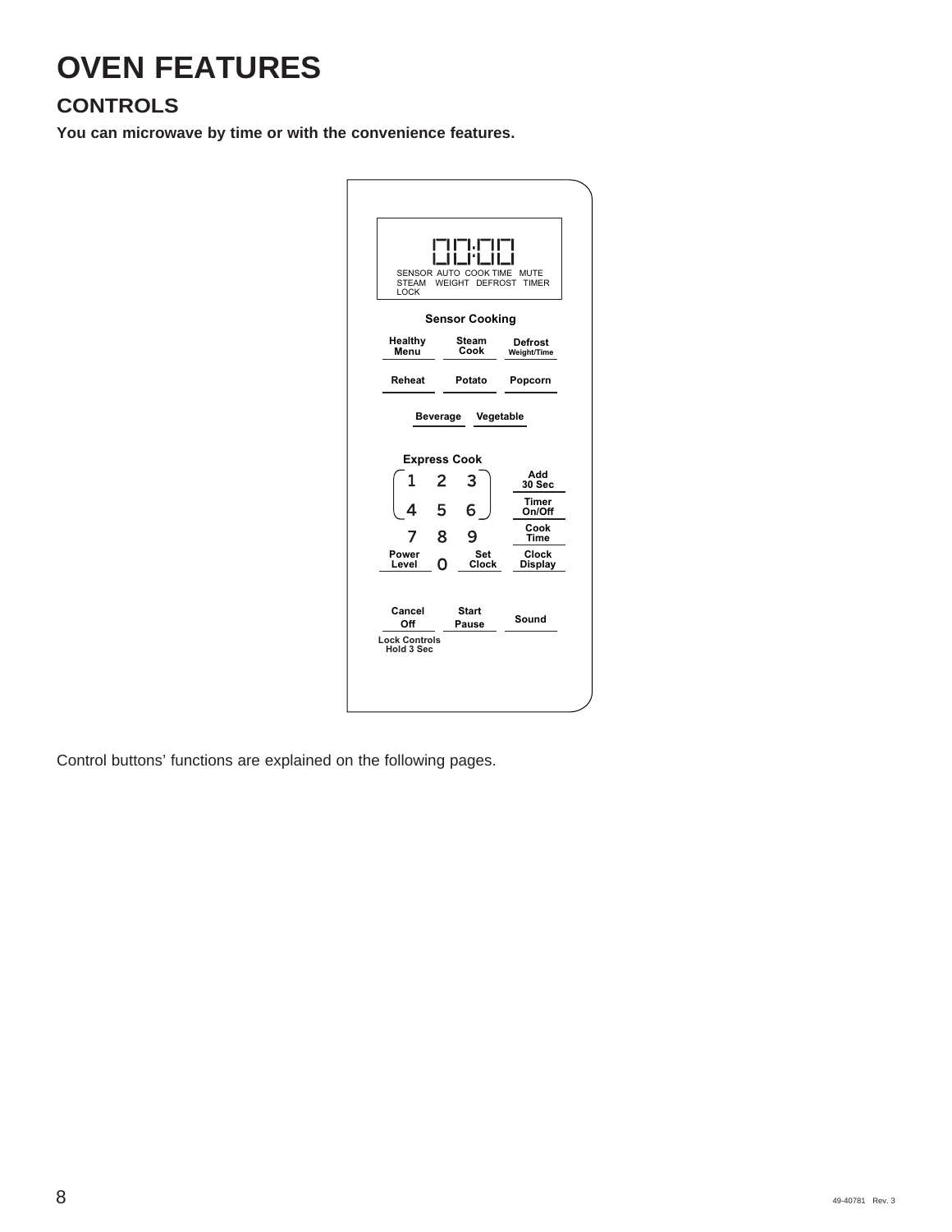# OVEN FEATURES

## CONTROLS

**You can microwave by time or with the convenience features.**

00:00

SENSOR AUTO COOK TIME MUTE
STEAM WEIGHT DEFROST TIMER
LOCK

**Sensor Cooking**

**Healthy Menu** | **Steam Cook** | **Defrost Weight/Time**

**Reheat** | **Potato** | **Popcorn**

**Beverage** | **Vegetable**

**Express Cook**

1 2 3 | **Add 30 Sec**

4 5 6 | **Timer On/Off**

7 8 9 | **Cook Time**

**Power Level** 0 **Set Clock** | **Clock Display**

**Cancel Off** | **Start Pause** | **Sound**

**Lock Controls Hold 3 Sec**

Control buttons' functions are explained on the following pages.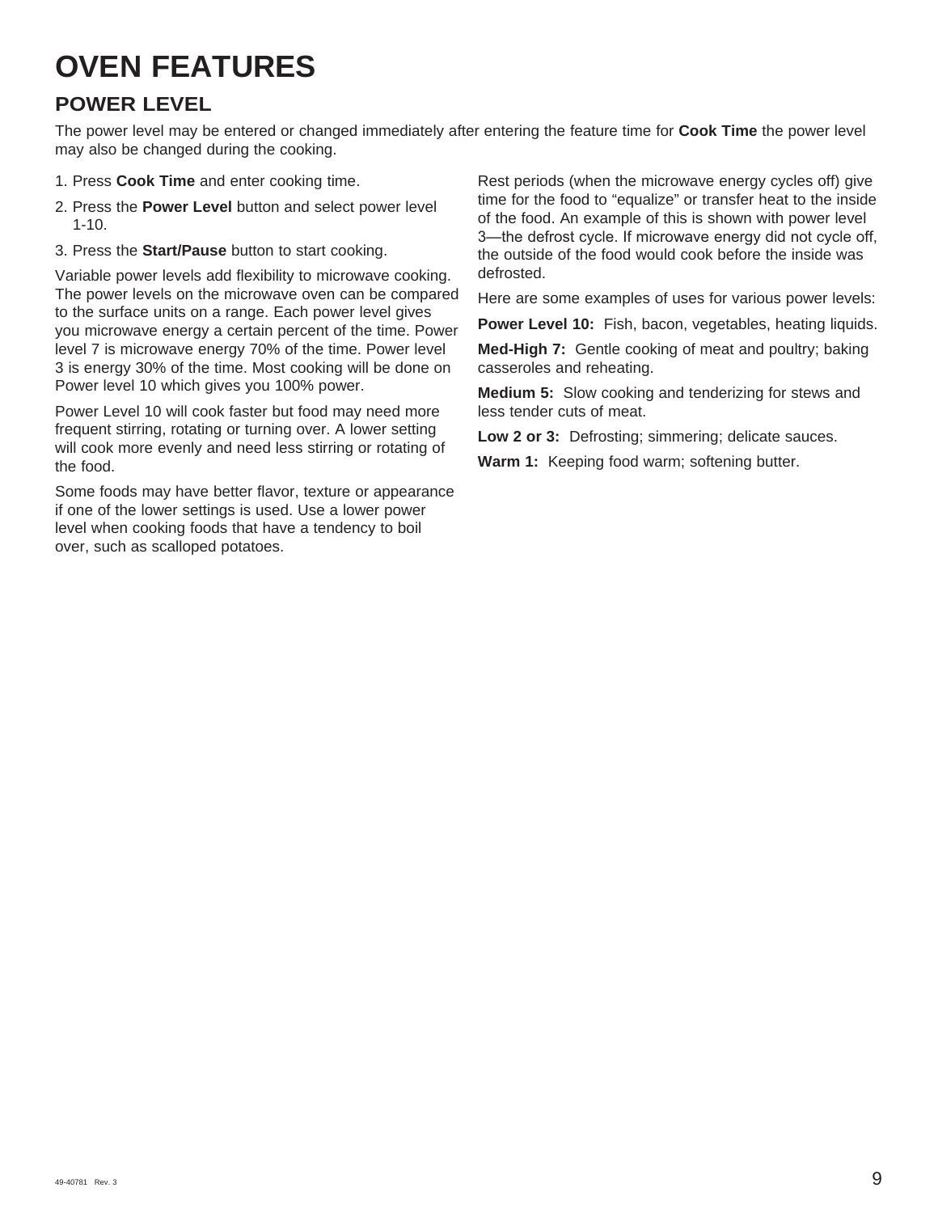# OVEN FEATURES

## POWER LEVEL

The power level may be entered or changed immediately after entering the feature time for **Cook Time** the power level may also be changed during the cooking.

1. Press **Cook Time** and enter cooking time.
2. Press the **Power Level** button and select power level 1-10.
3. Press the **Start/Pause** button to start cooking.

Variable power levels add flexibility to microwave cooking. The power levels on the microwave oven can be compared to the surface units on a range. Each power level gives you microwave energy a certain percent of the time. Power level 7 is microwave energy 70% of the time. Power level 3 is energy 30% of the time. Most cooking will be done on Power level 10 which gives you 100% power.

Power Level 10 will cook faster but food may need more frequent stirring, rotating or turning over. A lower setting will cook more evenly and need less stirring or rotating of the food.

Some foods may have better flavor, texture or appearance if one of the lower settings is used. Use a lower power level when cooking foods that have a tendency to boil over, such as scalloped potatoes.

Rest periods (when the microwave energy cycles off) give time for the food to "equalize" or transfer heat to the inside of the food. An example of this is shown with power level 3—the defrost cycle. If microwave energy did not cycle off, the outside of the food would cook before the inside was defrosted.

Here are some examples of uses for various power levels:

**Power Level 10:** Fish, bacon, vegetables, heating liquids.

**Med-High 7:** Gentle cooking of meat and poultry; baking casseroles and reheating.

**Medium 5:** Slow cooking and tenderizing for stews and less tender cuts of meat.

**Low 2 or 3:** Defrosting; simmering; delicate sauces.

**Warm 1:** Keeping food warm; softening butter.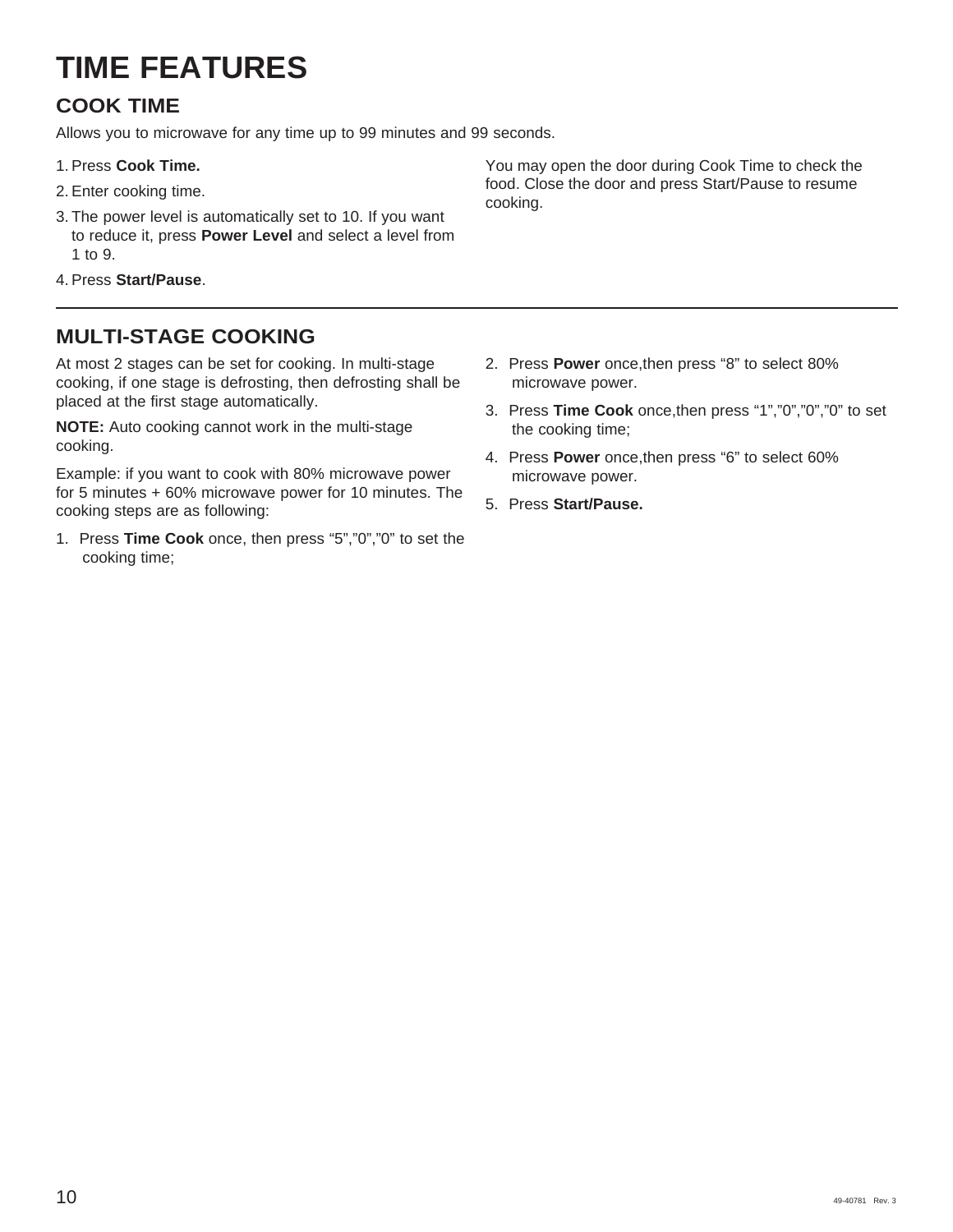# TIME FEATURES

## COOK TIME

Allows you to microwave for any time up to 99 minutes and 99 seconds.

1. Press **Cook Time.**
2. Enter cooking time.
3. The power level is automatically set to 10. If you want to reduce it, press **Power Level** and select a level from 1 to 9.
4. Press **Start/Pause**.

You may open the door during Cook Time to check the food. Close the door and press Start/Pause to resume cooking.

---

## MULTI-STAGE COOKING

At most 2 stages can be set for cooking. In multi-stage cooking, if one stage is defrosting, then defrosting shall be placed at the first stage automatically.

**NOTE:** Auto cooking cannot work in the multi-stage cooking.

Example: if you want to cook with 80% microwave power for 5 minutes + 60% microwave power for 10 minutes. The cooking steps are as following:

1. Press **Time Cook** once, then press "5","0","0" to set the cooking time;
2. Press **Power** once,then press "8" to select 80% microwave power.
3. Press **Time Cook** once,then press "1","0","0","0" to set the cooking time;
4. Press **Power** once,then press "6" to select 60% microwave power.
5. Press **Start/Pause.**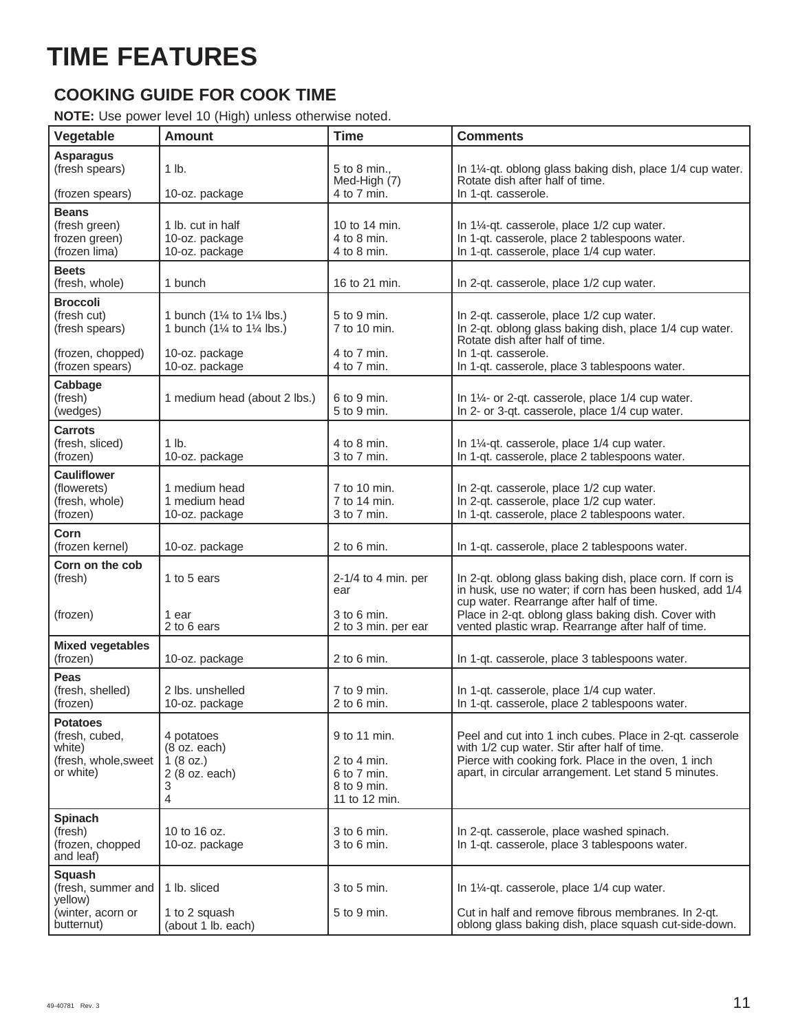# TIME FEATURES

## COOKING GUIDE FOR COOK TIME

**NOTE:** Use power level 10 (High) unless otherwise noted.

| Vegetable | Amount | Time | Comments |
|---|---|---|---|
| **Asparagus** | | | |
| (fresh spears) | 1 lb. | 5 to 8 min., Med-High (7) | In 1¼-qt. oblong glass baking dish, place 1/4 cup water. Rotate dish after half of time. |
| (frozen spears) | 10-oz. package | 4 to 7 min. | In 1-qt. casserole. |
| **Beans** | | | |
| (fresh green) | 1 lb. cut in half | 10 to 14 min. | In 1¼-qt. casserole, place 1/2 cup water. |
| frozen green) | 10-oz. package | 4 to 8 min. | In 1-qt. casserole, place 2 tablespoons water. |
| (frozen lima) | 10-oz. package | 4 to 8 min. | In 1-qt. casserole, place 1/4 cup water. |
| **Beets** | | | |
| (fresh, whole) | 1 bunch | 16 to 21 min. | In 2-qt. casserole, place 1/2 cup water. |
| **Broccoli** | | | |
| (fresh cut) | 1 bunch (1¼ to 1¼ lbs.) | 5 to 9 min. | In 2-qt. casserole, place 1/2 cup water. |
| (fresh spears) | 1 bunch (1¼ to 1¼ lbs.) | 7 to 10 min. | In 2-qt. oblong glass baking dish, place 1/4 cup water. Rotate dish after half of time. |
| (frozen, chopped) | 10-oz. package | 4 to 7 min. | In 1-qt. casserole. |
| (frozen spears) | 10-oz. package | 4 to 7 min. | In 1-qt. casserole, place 3 tablespoons water. |
| **Cabbage** | | | |
| (fresh) | 1 medium head (about 2 lbs.) | 6 to 9 min. | In 1¼- or 2-qt. casserole, place 1/4 cup water. |
| (wedges) | | 5 to 9 min. | In 2- or 3-qt. casserole, place 1/4 cup water. |
| **Carrots** | | | |
| (fresh, sliced) | 1 lb. | 4 to 8 min. | In 1¼-qt. casserole, place 1/4 cup water. |
| (frozen) | 10-oz. package | 3 to 7 min. | In 1-qt. casserole, place 2 tablespoons water. |
| **Cauliflower** | | | |
| (flowerets) | 1 medium head | 7 to 10 min. | In 2-qt. casserole, place 1/2 cup water. |
| (fresh, whole) | 1 medium head | 7 to 14 min. | In 2-qt. casserole, place 1/2 cup water. |
| (frozen) | 10-oz. package | 3 to 7 min. | In 1-qt. casserole, place 2 tablespoons water. |
| **Corn** | | | |
| (frozen kernel) | 10-oz. package | 2 to 6 min. | In 1-qt. casserole, place 2 tablespoons water. |
| **Corn on the cob** | | | |
| (fresh) | 1 to 5 ears | 2-1/4 to 4 min. per ear | In 2-qt. oblong glass baking dish, place corn. If corn is in husk, use no water; if corn has been husked, add 1/4 cup water. Rearrange after half of time. |
| (frozen) | 1 ear | 3 to 6 min. | Place in 2-qt. oblong glass baking dish. Cover with vented plastic wrap. Rearrange after half of time. |
| | 2 to 6 ears | 2 to 3 min. per ear | |
| **Mixed vegetables** | | | |
| (frozen) | 10-oz. package | 2 to 6 min. | In 1-qt. casserole, place 3 tablespoons water. |
| **Peas** | | | |
| (fresh, shelled) | 2 lbs. unshelled | 7 to 9 min. | In 1-qt. casserole, place 1/4 cup water. |
| (frozen) | 10-oz. package | 2 to 6 min. | In 1-qt. casserole, place 2 tablespoons water. |
| **Potatoes** | | | |
| (fresh, cubed, white) | 4 potatoes (8 oz. each) | 9 to 11 min. | Peel and cut into 1 inch cubes. Place in 2-qt. casserole with 1/2 cup water. Stir after half of time. |
| (fresh, whole,sweet or white) | 1 (8 oz.) | 2 to 4 min. | Pierce with cooking fork. Place in the oven, 1 inch apart, in circular arrangement. Let stand 5 minutes. |
| | 2 (8 oz. each) | 6 to 7 min. | |
| | 3 | 8 to 9 min. | |
| | 4 | 11 to 12 min. | |
| **Spinach** | | | |
| (fresh) | 10 to 16 oz. | 3 to 6 min. | In 2-qt. casserole, place washed spinach. |
| (frozen, chopped and leaf) | 10-oz. package | 3 to 6 min. | In 1-qt. casserole, place 3 tablespoons water. |
| **Squash** | | | |
| (fresh, summer and yellow) | 1 lb. sliced | 3 to 5 min. | In 1¼-qt. casserole, place 1/4 cup water. |
| (winter, acorn or butternut) | 1 to 2 squash (about 1 lb. each) | 5 to 9 min. | Cut in half and remove fibrous membranes. In 2-qt. oblong glass baking dish, place squash cut-side-down. |

49-40781 Rev. 3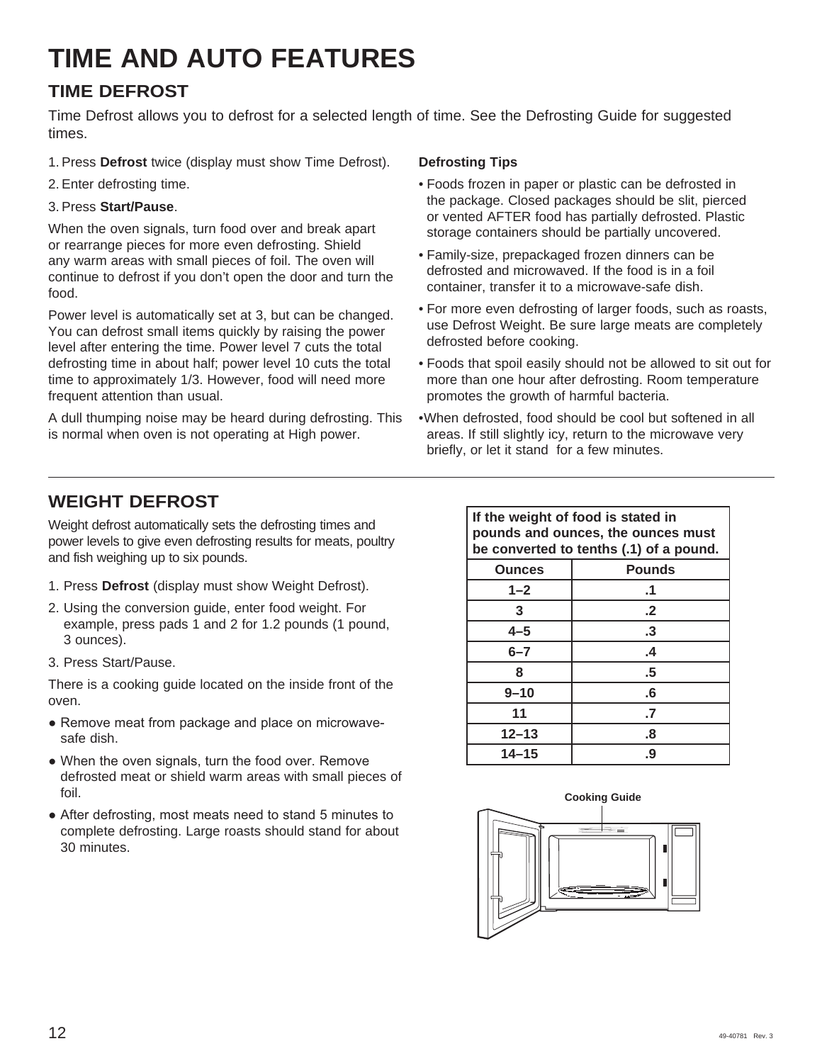# TIME AND AUTO FEATURES

## TIME DEFROST

Time Defrost allows you to defrost for a selected length of time. See the Defrosting Guide for suggested times.

1. Press **Defrost** twice (display must show Time Defrost).
2. Enter defrosting time.
3. Press **Start/Pause**.

When the oven signals, turn food over and break apart or rearrange pieces for more even defrosting. Shield any warm areas with small pieces of foil. The oven will continue to defrost if you don't open the door and turn the food.

Power level is automatically set at 3, but can be changed. You can defrost small items quickly by raising the power level after entering the time. Power level 7 cuts the total defrosting time in about half; power level 10 cuts the total time to approximately 1/3. However, food will need more frequent attention than usual.

A dull thumping noise may be heard during defrosting. This is normal when oven is not operating at High power.

**Defrosting Tips**

- Foods frozen in paper or plastic can be defrosted in the package. Closed packages should be slit, pierced or vented AFTER food has partially defrosted. Plastic storage containers should be partially uncovered.
- Family-size, prepackaged frozen dinners can be defrosted and microwaved. If the food is in a foil container, transfer it to a microwave-safe dish.
- For more even defrosting of larger foods, such as roasts, use Defrost Weight. Be sure large meats are completely defrosted before cooking.
- Foods that spoil easily should not be allowed to sit out for more than one hour after defrosting. Room temperature promotes the growth of harmful bacteria.
- When defrosted, food should be cool but softened in all areas. If still slightly icy, return to the microwave very briefly, or let it stand for a few minutes.

## WEIGHT DEFROST

Weight defrost automatically sets the defrosting times and power levels to give even defrosting results for meats, poultry and fish weighing up to six pounds.

1. Press **Defrost** (display must show Weight Defrost).
2. Using the conversion guide, enter food weight. For example, press pads 1 and 2 for 1.2 pounds (1 pound, 3 ounces).
3. Press Start/Pause.

There is a cooking guide located on the inside front of the oven.

- Remove meat from package and place on microwave-safe dish.
- When the oven signals, turn the food over. Remove defrosted meat or shield warm areas with small pieces of foil.
- After defrosting, most meats need to stand 5 minutes to complete defrosting. Large roasts should stand for about 30 minutes.

**If the weight of food is stated in pounds and ounces, the ounces must be converted to tenths (.1) of a pound.**

| Ounces | Pounds |
|---|---|
| 1–2 | .1 |
| 3 | .2 |
| 4–5 | .3 |
| 6–7 | .4 |
| 8 | .5 |
| 9–10 | .6 |
| 11 | .7 |
| 12–13 | .8 |
| 14–15 | .9 |

Cooking Guide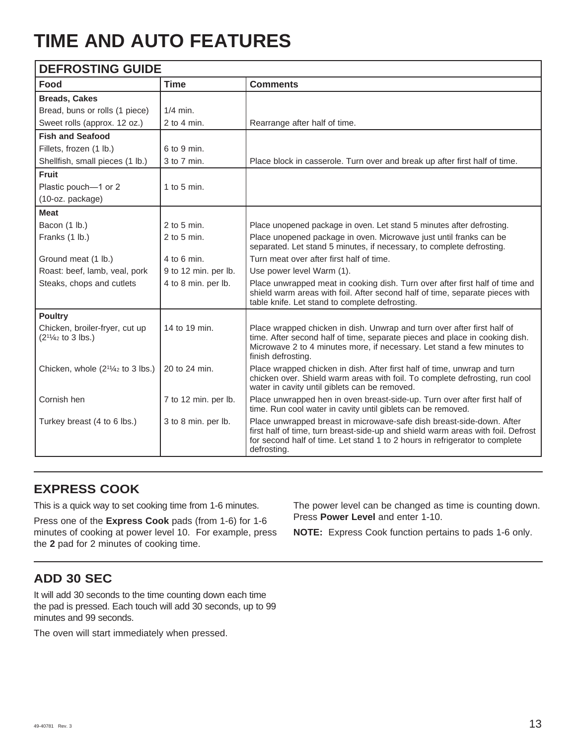# TIME AND AUTO FEATURES

| DEFROSTING GUIDE | | |
|---|---|---|
| **Food** | **Time** | **Comments** |
| **Breads, Cakes** | | |
| Bread, buns or rolls (1 piece) | 1/4 min. | |
| Sweet rolls (approx. 12 oz.) | 2 to 4 min. | Rearrange after half of time. |
| **Fish and Seafood** | | |
| Fillets, frozen (1 lb.) | 6 to 9 min. | |
| Shellfish, small pieces (1 lb.) | 3 to 7 min. | Place block in casserole. Turn over and break up after first half of time. |
| **Fruit** | | |
| Plastic pouch—1 or 2 (10-oz. package) | 1 to 5 min. | |
| **Meat** | | |
| Bacon (1 lb.) | 2 to 5 min. | Place unopened package in oven. Let stand 5 minutes after defrosting. |
| Franks (1 lb.) | 2 to 5 min. | Place unopened package in oven. Microwave just until franks can be separated. Let stand 5 minutes, if necessary, to complete defrosting. |
| Ground meat (1 lb.) | 4 to 6 min. | Turn meat over after first half of time. |
| Roast: beef, lamb, veal, pork | 9 to 12 min. per lb. | Use power level Warm (1). |
| Steaks, chops and cutlets | 4 to 8 min. per lb. | Place unwrapped meat in cooking dish. Turn over after first half of time and shield warm areas with foil. After second half of time, separate pieces with table knife. Let stand to complete defrosting. |
| **Poultry** | | |
| Chicken, broiler-fryer, cut up (2 1/2 to 3 lbs.) | 14 to 19 min. | Place wrapped chicken in dish. Unwrap and turn over after first half of time. After second half of time, separate pieces and place in cooking dish. Microwave 2 to 4 minutes more, if necessary. Let stand a few minutes to finish defrosting. |
| Chicken, whole (2 1/2 to 3 lbs.) | 20 to 24 min. | Place wrapped chicken in dish. After first half of time, unwrap and turn chicken over. Shield warm areas with foil. To complete defrosting, run cool water in cavity until giblets can be removed. |
| Cornish hen | 7 to 12 min. per lb. | Place unwrapped hen in oven breast-side-up. Turn over after first half of time. Run cool water in cavity until giblets can be removed. |
| Turkey breast (4 to 6 lbs.) | 3 to 8 min. per lb. | Place unwrapped breast in microwave-safe dish breast-side-down. After first half of time, turn breast-side-up and shield warm areas with foil. Defrost for second half of time. Let stand 1 to 2 hours in refrigerator to complete defrosting. |

## EXPRESS COOK

This is a quick way to set cooking time from 1-6 minutes.

Press one of the **Express Cook** pads (from 1-6) for 1-6 minutes of cooking at power level 10. For example, press the **2** pad for 2 minutes of cooking time.

The power level can be changed as time is counting down. Press **Power Level** and enter 1-10.

**NOTE:** Express Cook function pertains to pads 1-6 only.

## ADD 30 SEC

It will add 30 seconds to the time counting down each time the pad is pressed. Each touch will add 30 seconds, up to 99 minutes and 99 seconds.

The oven will start immediately when pressed.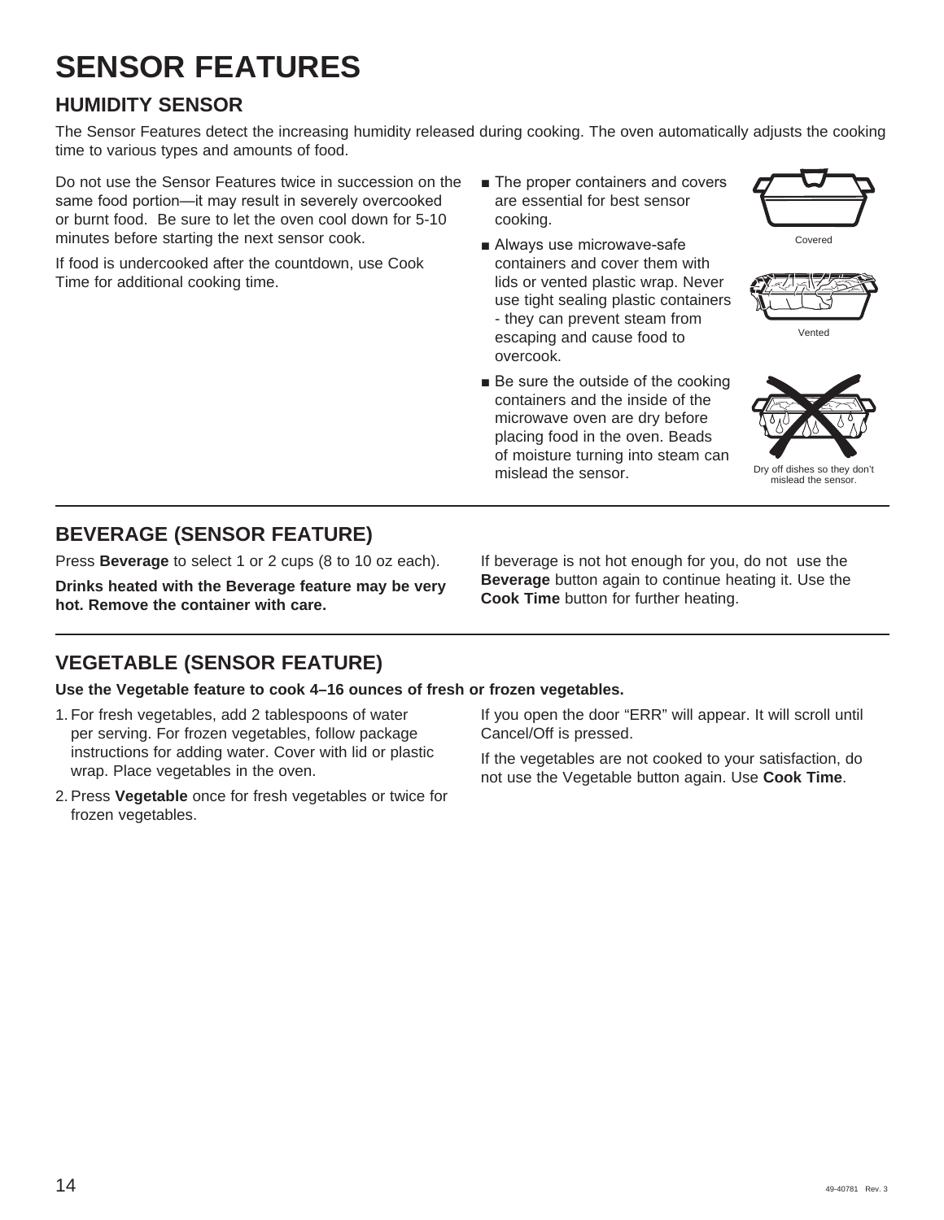# SENSOR FEATURES

## HUMIDITY SENSOR

The Sensor Features detect the increasing humidity released during cooking. The oven automatically adjusts the cooking time to various types and amounts of food.

Do not use the Sensor Features twice in succession on the same food portion—it may result in severely overcooked or burnt food. Be sure to let the oven cool down for 5-10 minutes before starting the next sensor cook.

If food is undercooked after the countdown, use Cook Time for additional cooking time.

- The proper containers and covers are essential for best sensor cooking.
- Always use microwave-safe containers and cover them with lids or vented plastic wrap. Never use tight sealing plastic containers - they can prevent steam from escaping and cause food to overcook.
- Be sure the outside of the cooking containers and the inside of the microwave oven are dry before placing food in the oven. Beads of moisture turning into steam can mislead the sensor.

Covered

Vented

Dry off dishes so they don't mislead the sensor.

## BEVERAGE (SENSOR FEATURE)

Press **Beverage** to select 1 or 2 cups (8 to 10 oz each).

**Drinks heated with the Beverage feature may be very hot. Remove the container with care.**

If beverage is not hot enough for you, do not use the **Beverage** button again to continue heating it. Use the **Cook Time** button for further heating.

## VEGETABLE (SENSOR FEATURE)

**Use the Vegetable feature to cook 4–16 ounces of fresh or frozen vegetables.**

1. For fresh vegetables, add 2 tablespoons of water per serving. For frozen vegetables, follow package instructions for adding water. Cover with lid or plastic wrap. Place vegetables in the oven.
2. Press **Vegetable** once for fresh vegetables or twice for frozen vegetables.

If you open the door "ERR" will appear. It will scroll until Cancel/Off is pressed.

If the vegetables are not cooked to your satisfaction, do not use the Vegetable button again. Use **Cook Time**.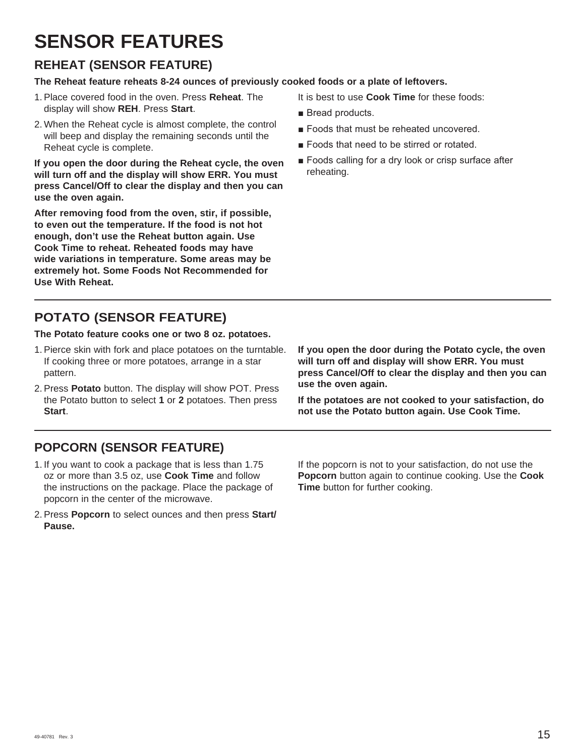# SENSOR FEATURES

## REHEAT (SENSOR FEATURE)

**The Reheat feature reheats 8-24 ounces of previously cooked foods or a plate of leftovers.**

1. Place covered food in the oven. Press **Reheat**. The display will show **REH**. Press **Start**.
2. When the Reheat cycle is almost complete, the control will beep and display the remaining seconds until the Reheat cycle is complete.

**If you open the door during the Reheat cycle, the oven will turn off and the display will show ERR. You must press Cancel/Off to clear the display and then you can use the oven again.**

**After removing food from the oven, stir, if possible, to even out the temperature. If the food is not hot enough, don't use the Reheat button again. Use Cook Time to reheat. Reheated foods may have wide variations in temperature. Some areas may be extremely hot. Some Foods Not Recommended for Use With Reheat.**

It is best to use **Cook Time** for these foods:

- Bread products.
- Foods that must be reheated uncovered.
- Foods that need to be stirred or rotated.
- Foods calling for a dry look or crisp surface after reheating.

## POTATO (SENSOR FEATURE)

**The Potato feature cooks one or two 8 oz. potatoes.**

1. Pierce skin with fork and place potatoes on the turntable. If cooking three or more potatoes, arrange in a star pattern.
2. Press **Potato** button. The display will show POT. Press the Potato button to select **1** or **2** potatoes. Then press **Start**.

**If you open the door during the Potato cycle, the oven will turn off and display will show ERR. You must press Cancel/Off to clear the display and then you can use the oven again.**

**If the potatoes are not cooked to your satisfaction, do not use the Potato button again. Use Cook Time.**

## POPCORN (SENSOR FEATURE)

1. If you want to cook a package that is less than 1.75 oz or more than 3.5 oz, use **Cook Time** and follow the instructions on the package. Place the package of popcorn in the center of the microwave.
2. Press **Popcorn** to select ounces and then press **Start/ Pause.**

If the popcorn is not to your satisfaction, do not use the **Popcorn** button again to continue cooking. Use the **Cook Time** button for further cooking.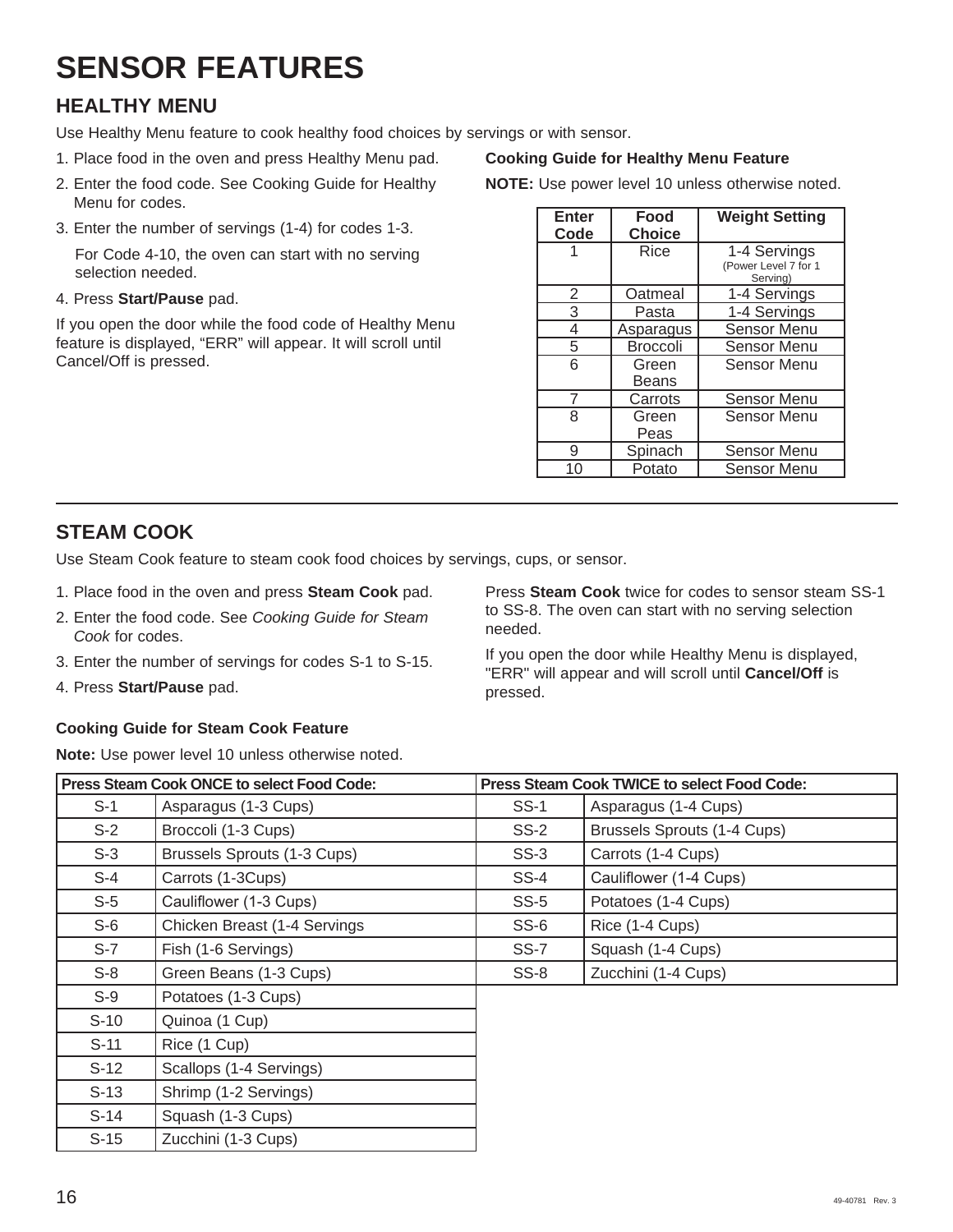# SENSOR FEATURES

## HEALTHY MENU

Use Healthy Menu feature to cook healthy food choices by servings or with sensor.

1. Place food in the oven and press Healthy Menu pad.
2. Enter the food code. See Cooking Guide for Healthy Menu for codes.
3. Enter the number of servings (1-4) for codes 1-3.

   For Code 4-10, the oven can start with no serving selection needed.
4. Press **Start/Pause** pad.

If you open the door while the food code of Healthy Menu feature is displayed, "ERR" will appear. It will scroll until Cancel/Off is pressed.

**Cooking Guide for Healthy Menu Feature**

**NOTE:** Use power level 10 unless otherwise noted.

| Enter Code | Food Choice | Weight Setting |
|---|---|---|
| 1 | Rice | 1-4 Servings (Power Level 7 for 1 Serving) |
| 2 | Oatmeal | 1-4 Servings |
| 3 | Pasta | 1-4 Servings |
| 4 | Asparagus | Sensor Menu |
| 5 | Broccoli | Sensor Menu |
| 6 | Green Beans | Sensor Menu |
| 7 | Carrots | Sensor Menu |
| 8 | Green Peas | Sensor Menu |
| 9 | Spinach | Sensor Menu |
| 10 | Potato | Sensor Menu |

## STEAM COOK

Use Steam Cook feature to steam cook food choices by servings, cups, or sensor.

1. Place food in the oven and press **Steam Cook** pad.
2. Enter the food code. See *Cooking Guide for Steam Cook* for codes.
3. Enter the number of servings for codes S-1 to S-15.
4. Press **Start/Pause** pad.

Press **Steam Cook** twice for codes to sensor steam SS-1 to SS-8. The oven can start with no serving selection needed.

If you open the door while Healthy Menu is displayed, "ERR" will appear and will scroll until **Cancel/Off** is pressed.

**Cooking Guide for Steam Cook Feature**

**Note:** Use power level 10 unless otherwise noted.

| Press Steam Cook ONCE to select Food Code: | | Press Steam Cook TWICE to select Food Code: | |
|---|---|---|---|
| S-1 | Asparagus (1-3 Cups) | SS-1 | Asparagus (1-4 Cups) |
| S-2 | Broccoli (1-3 Cups) | SS-2 | Brussels Sprouts (1-4 Cups) |
| S-3 | Brussels Sprouts (1-3 Cups) | SS-3 | Carrots (1-4 Cups) |
| S-4 | Carrots (1-3Cups) | SS-4 | Cauliflower (1-4 Cups) |
| S-5 | Cauliflower (1-3 Cups) | SS-5 | Potatoes (1-4 Cups) |
| S-6 | Chicken Breast (1-4 Servings | SS-6 | Rice (1-4 Cups) |
| S-7 | Fish (1-6 Servings) | SS-7 | Squash (1-4 Cups) |
| S-8 | Green Beans (1-3 Cups) | SS-8 | Zucchini (1-4 Cups) |
| S-9 | Potatoes (1-3 Cups) | | |
| S-10 | Quinoa (1 Cup) | | |
| S-11 | Rice (1 Cup) | | |
| S-12 | Scallops (1-4 Servings) | | |
| S-13 | Shrimp (1-2 Servings) | | |
| S-14 | Squash (1-3 Cups) | | |
| S-15 | Zucchini (1-3 Cups) | | |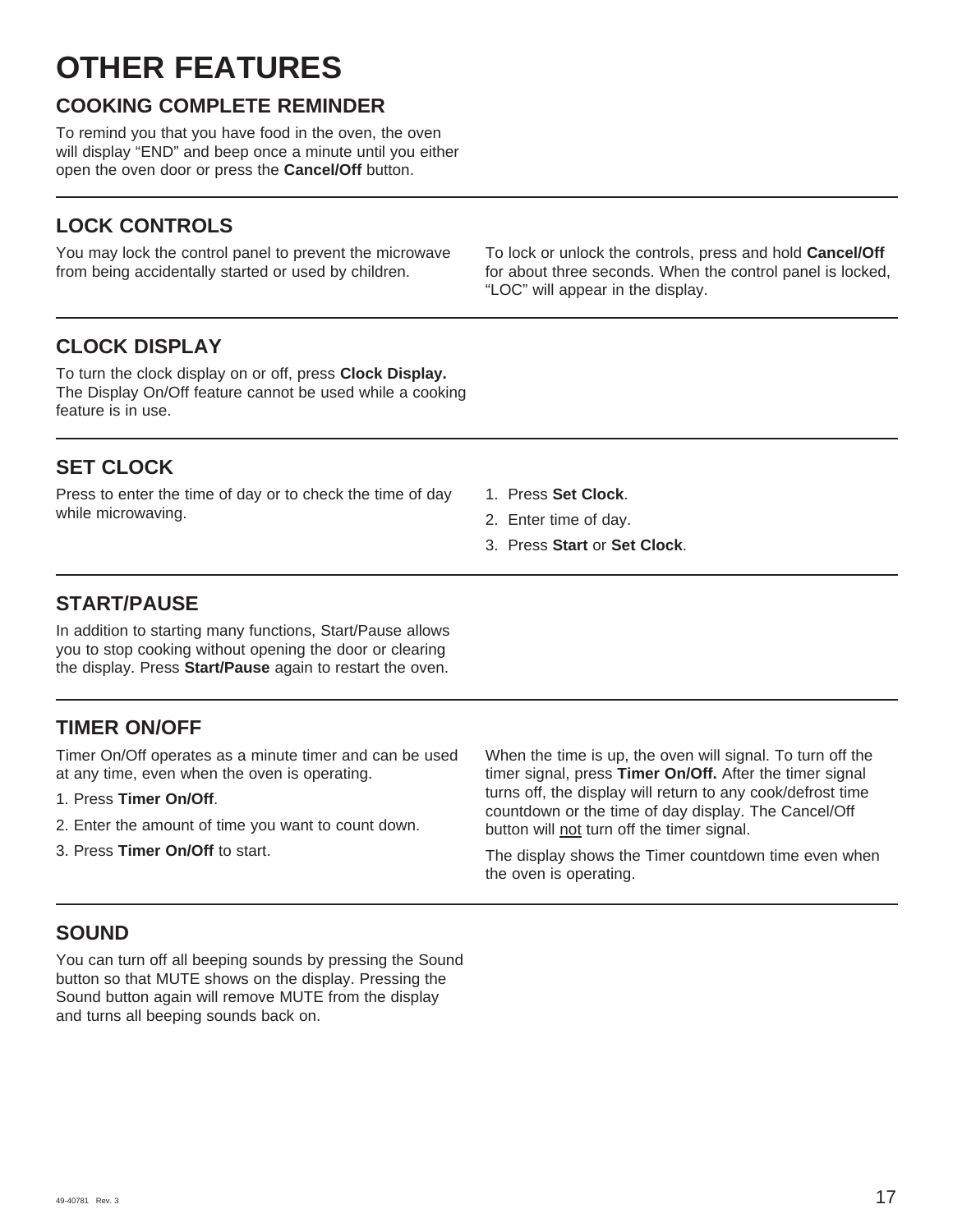# OTHER FEATURES

## COOKING COMPLETE REMINDER

To remind you that you have food in the oven, the oven will display “END” and beep once a minute until you either open the oven door or press the **Cancel/Off** button.

## LOCK CONTROLS

You may lock the control panel to prevent the microwave from being accidentally started or used by children.

To lock or unlock the controls, press and hold **Cancel/Off** for about three seconds. When the control panel is locked, “LOC” will appear in the display.

## CLOCK DISPLAY

To turn the clock display on or off, press **Clock Display.** The Display On/Off feature cannot be used while a cooking feature is in use.

## SET CLOCK

Press to enter the time of day or to check the time of day while microwaving.

1. Press **Set Clock**.
2. Enter time of day.
3. Press **Start** or **Set Clock**.

## START/PAUSE

In addition to starting many functions, Start/Pause allows you to stop cooking without opening the door or clearing the display. Press **Start/Pause** again to restart the oven.

## TIMER ON/OFF

Timer On/Off operates as a minute timer and can be used at any time, even when the oven is operating.

1. Press **Timer On/Off**.
2. Enter the amount of time you want to count down.
3. Press **Timer On/Off** to start.

When the time is up, the oven will signal. To turn off the timer signal, press **Timer On/Off.** After the timer signal turns off, the display will return to any cook/defrost time countdown or the time of day display. The Cancel/Off button will not turn off the timer signal.

The display shows the Timer countdown time even when the oven is operating.

## SOUND

You can turn off all beeping sounds by pressing the Sound button so that MUTE shows on the display. Pressing the Sound button again will remove MUTE from the display and turns all beeping sounds back on.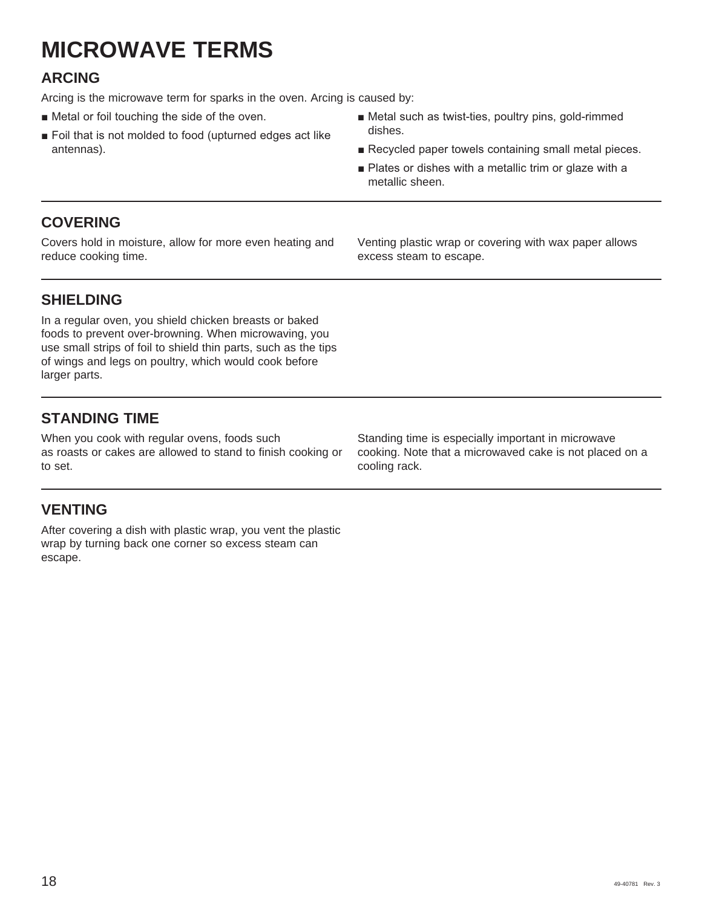# MICROWAVE TERMS

## ARCING

Arcing is the microwave term for sparks in the oven. Arcing is caused by:

- Metal or foil touching the side of the oven.
- Foil that is not molded to food (upturned edges act like antennas).
- Metal such as twist-ties, poultry pins, gold-rimmed dishes.
- Recycled paper towels containing small metal pieces.
- Plates or dishes with a metallic trim or glaze with a metallic sheen.

## COVERING

Covers hold in moisture, allow for more even heating and reduce cooking time.

Venting plastic wrap or covering with wax paper allows excess steam to escape.

## SHIELDING

In a regular oven, you shield chicken breasts or baked foods to prevent over-browning. When microwaving, you use small strips of foil to shield thin parts, such as the tips of wings and legs on poultry, which would cook before larger parts.

## STANDING TIME

When you cook with regular ovens, foods such as roasts or cakes are allowed to stand to finish cooking or to set.

Standing time is especially important in microwave cooking. Note that a microwaved cake is not placed on a cooling rack.

## VENTING

After covering a dish with plastic wrap, you vent the plastic wrap by turning back one corner so excess steam can escape.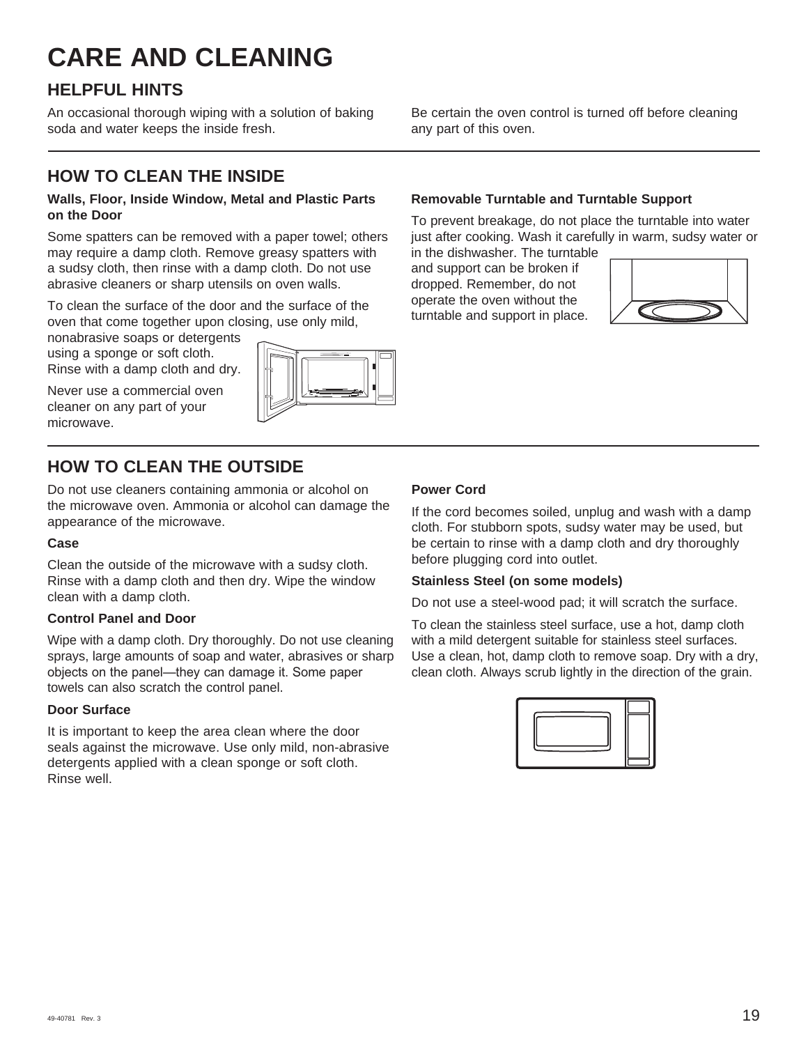# CARE AND CLEANING

## HELPFUL HINTS

An occasional thorough wiping with a solution of baking soda and water keeps the inside fresh.

Be certain the oven control is turned off before cleaning any part of this oven.

## HOW TO CLEAN THE INSIDE

**Walls, Floor, Inside Window, Metal and Plastic Parts on the Door**

Some spatters can be removed with a paper towel; others may require a damp cloth. Remove greasy spatters with a sudsy cloth, then rinse with a damp cloth. Do not use abrasive cleaners or sharp utensils on oven walls.

To clean the surface of the door and the surface of the oven that come together upon closing, use only mild, nonabrasive soaps or detergents using a sponge or soft cloth. Rinse with a damp cloth and dry.

Never use a commercial oven cleaner on any part of your microwave.

**Removable Turntable and Turntable Support**

To prevent breakage, do not place the turntable into water just after cooking. Wash it carefully in warm, sudsy water or in the dishwasher. The turntable and support can be broken if dropped. Remember, do not operate the oven without the turntable and support in place.

## HOW TO CLEAN THE OUTSIDE

Do not use cleaners containing ammonia or alcohol on the microwave oven. Ammonia or alcohol can damage the appearance of the microwave.

**Case**

Clean the outside of the microwave with a sudsy cloth. Rinse with a damp cloth and then dry. Wipe the window clean with a damp cloth.

**Control Panel and Door**

Wipe with a damp cloth. Dry thoroughly. Do not use cleaning sprays, large amounts of soap and water, abrasives or sharp objects on the panel—they can damage it. Some paper towels can also scratch the control panel.

**Door Surface**

It is important to keep the area clean where the door seals against the microwave. Use only mild, non-abrasive detergents applied with a clean sponge or soft cloth. Rinse well.

**Power Cord**

If the cord becomes soiled, unplug and wash with a damp cloth. For stubborn spots, sudsy water may be used, but be certain to rinse with a damp cloth and dry thoroughly before plugging cord into outlet.

**Stainless Steel (on some models)**

Do not use a steel-wood pad; it will scratch the surface.

To clean the stainless steel surface, use a hot, damp cloth with a mild detergent suitable for stainless steel surfaces. Use a clean, hot, damp cloth to remove soap. Dry with a dry, clean cloth. Always scrub lightly in the direction of the grain.

49-40781 Rev. 3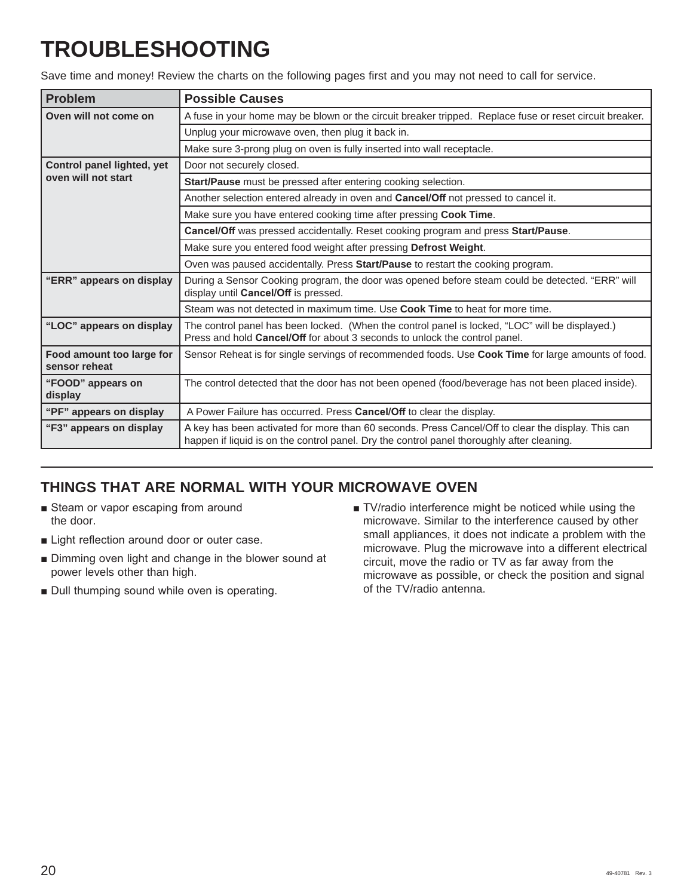# TROUBLESHOOTING

Save time and money! Review the charts on the following pages first and you may not need to call for service.

| Problem | Possible Causes |
|---|---|
| **Oven will not come on** | A fuse in your home may be blown or the circuit breaker tripped. Replace fuse or reset circuit breaker. |
| | Unplug your microwave oven, then plug it back in. |
| | Make sure 3-prong plug on oven is fully inserted into wall receptacle. |
| **Control panel lighted, yet oven will not start** | Door not securely closed. |
| | **Start/Pause** must be pressed after entering cooking selection. |
| | Another selection entered already in oven and **Cancel/Off** not pressed to cancel it. |
| | Make sure you have entered cooking time after pressing **Cook Time**. |
| | **Cancel/Off** was pressed accidentally. Reset cooking program and press **Start/Pause**. |
| | Make sure you entered food weight after pressing **Defrost Weight**. |
| | Oven was paused accidentally. Press **Start/Pause** to restart the cooking program. |
| **"ERR" appears on display** | During a Sensor Cooking program, the door was opened before steam could be detected. "ERR" will display until **Cancel/Off** is pressed. |
| | Steam was not detected in maximum time. Use **Cook Time** to heat for more time. |
| **"LOC" appears on display** | The control panel has been locked. (When the control panel is locked, "LOC" will be displayed.) Press and hold **Cancel/Off** for about 3 seconds to unlock the control panel. |
| **Food amount too large for sensor reheat** | Sensor Reheat is for single servings of recommended foods. Use **Cook Time** for large amounts of food. |
| **"FOOD" appears on display** | The control detected that the door has not been opened (food/beverage has not been placed inside). |
| **"PF" appears on display** | A Power Failure has occurred. Press **Cancel/Off** to clear the display. |
| **"F3" appears on display** | A key has been activated for more than 60 seconds. Press Cancel/Off to clear the display. This can happen if liquid is on the control panel. Dry the control panel thoroughly after cleaning. |

## THINGS THAT ARE NORMAL WITH YOUR MICROWAVE OVEN

- Steam or vapor escaping from around the door.
- Light reflection around door or outer case.
- Dimming oven light and change in the blower sound at power levels other than high.
- Dull thumping sound while oven is operating.
- TV/radio interference might be noticed while using the microwave. Similar to the interference caused by other small appliances, it does not indicate a problem with the microwave. Plug the microwave into a different electrical circuit, move the radio or TV as far away from the microwave as possible, or check the position and signal of the TV/radio antenna.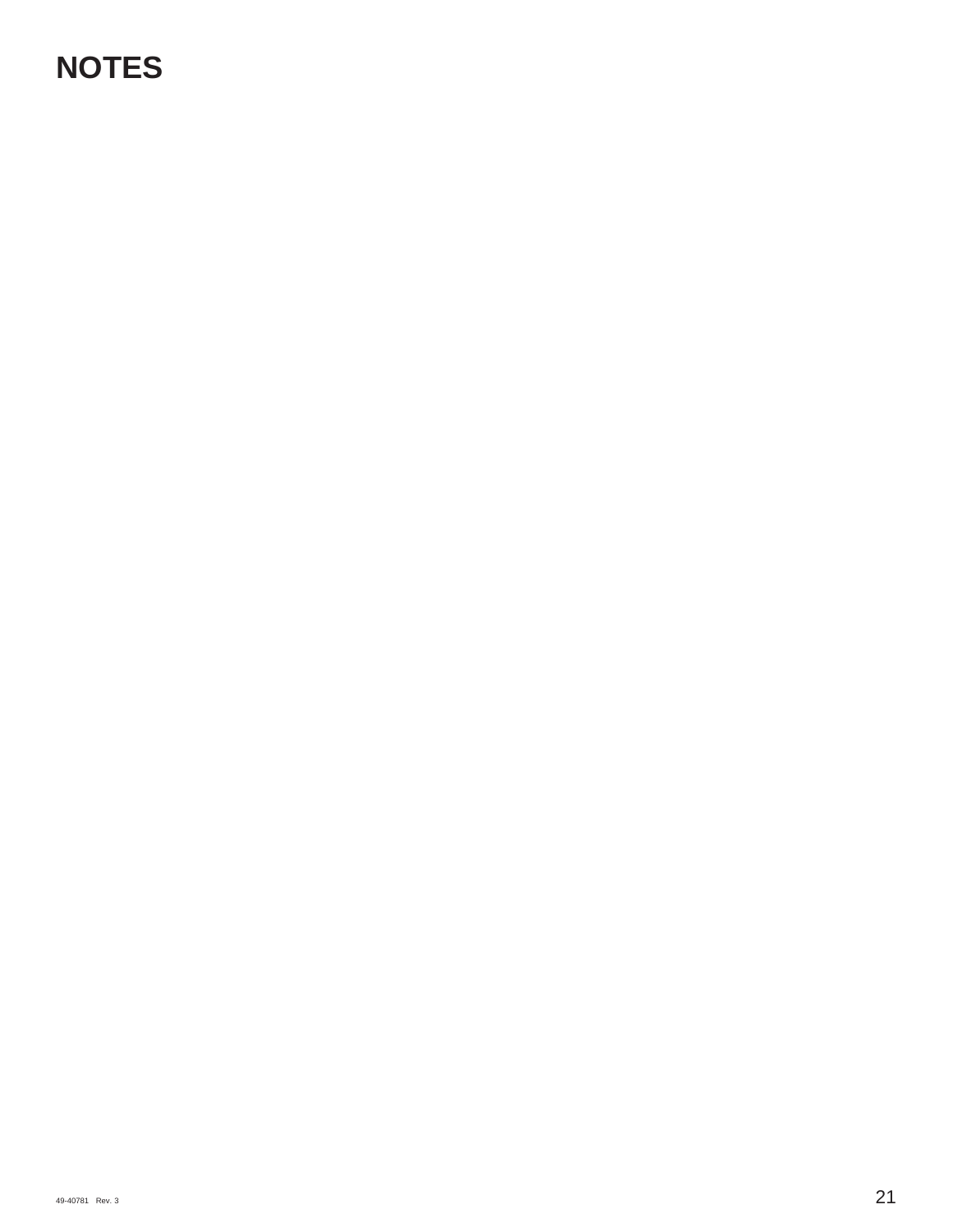# NOTES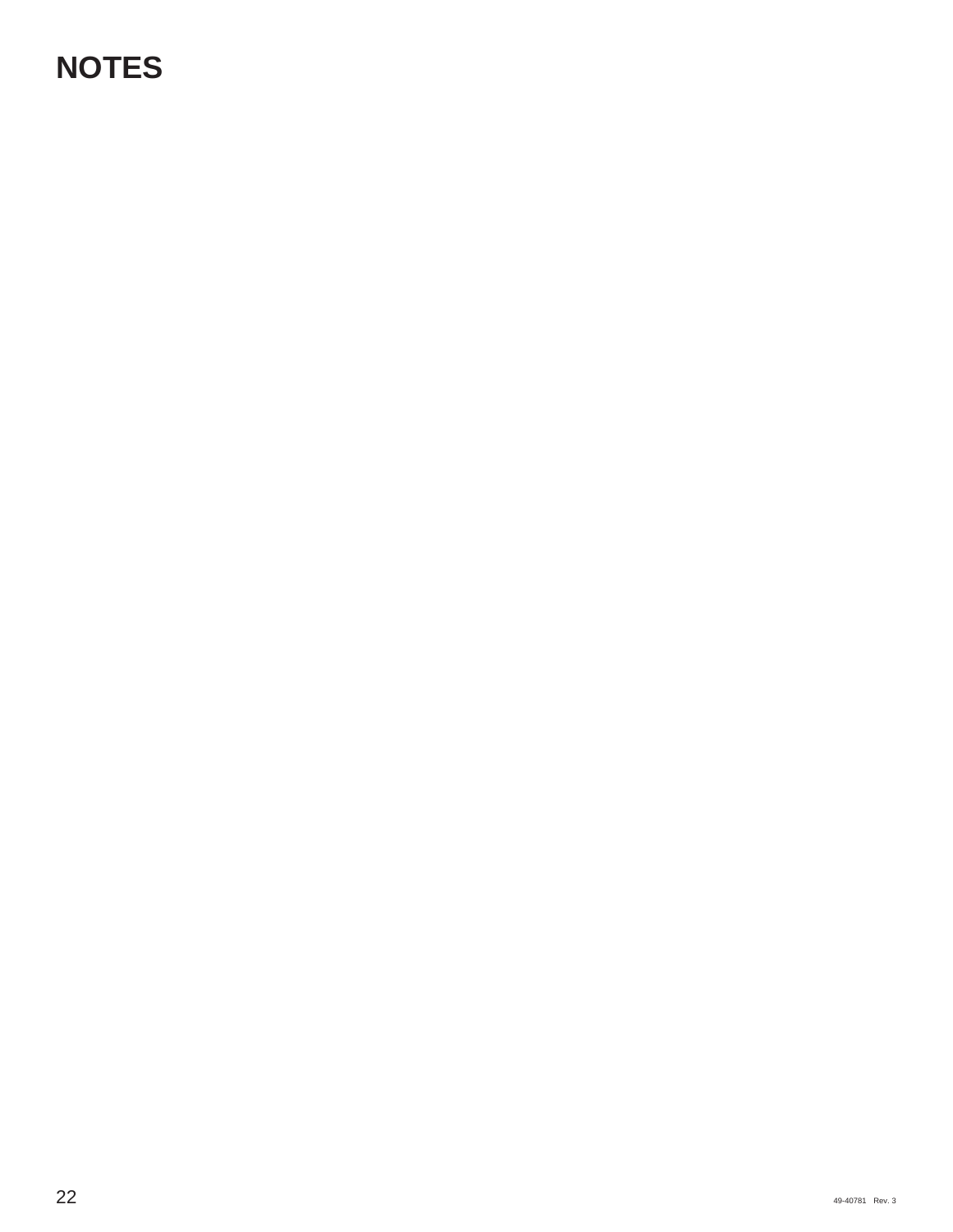# NOTES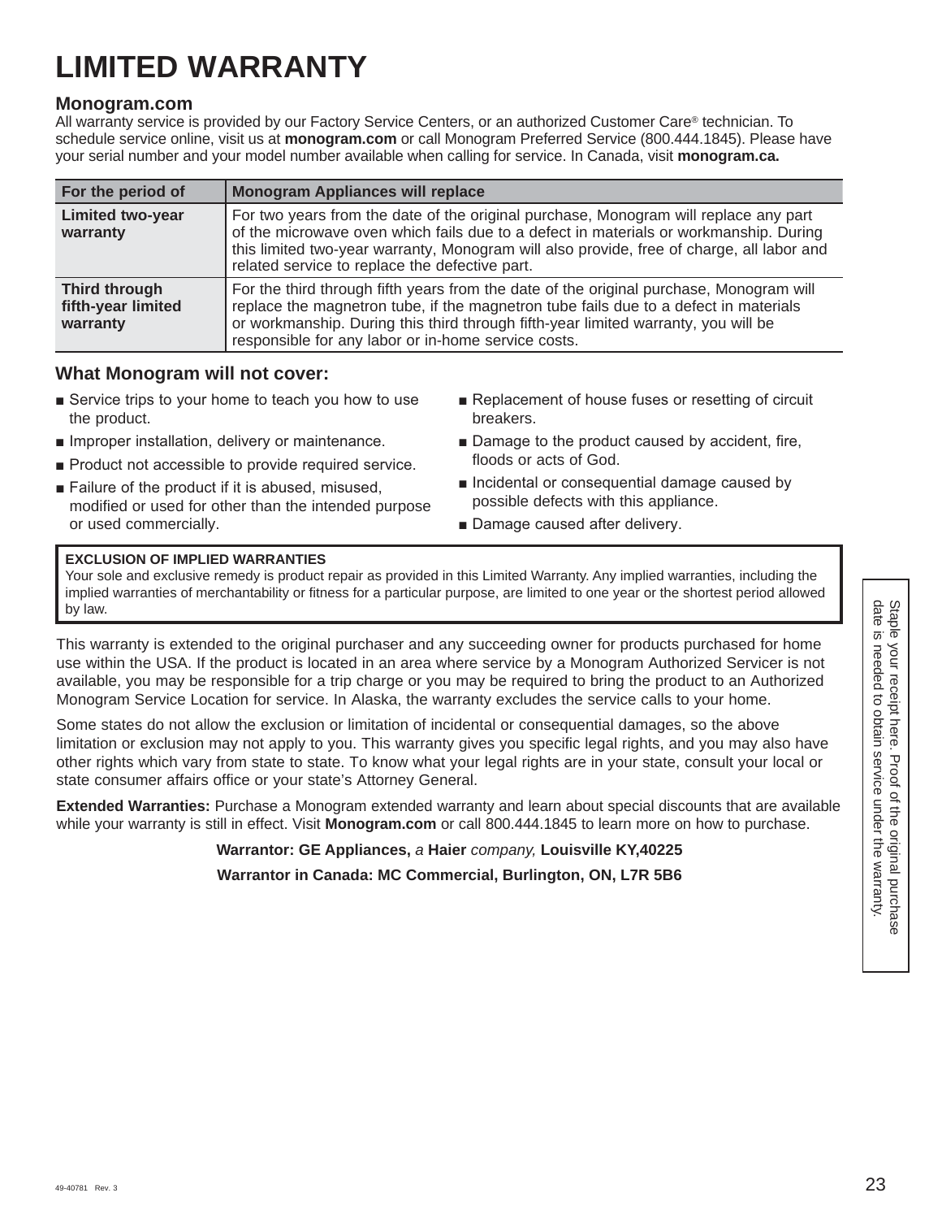# LIMITED WARRANTY

## Monogram.com

All warranty service is provided by our Factory Service Centers, or an authorized Customer Care® technician. To schedule service online, visit us at **monogram.com** or call Monogram Preferred Service (800.444.1845). Please have your serial number and your model number available when calling for service. In Canada, visit **monogram.ca.**

| For the period of | Monogram Appliances will replace |
|---|---|
| **Limited two-year warranty** | For two years from the date of the original purchase, Monogram will replace any part of the microwave oven which fails due to a defect in materials or workmanship. During this limited two-year warranty, Monogram will also provide, free of charge, all labor and related service to replace the defective part. |
| **Third through fifth-year limited warranty** | For the third through fifth years from the date of the original purchase, Monogram will replace the magnetron tube, if the magnetron tube fails due to a defect in materials or workmanship. During this third through fifth-year limited warranty, you will be responsible for any labor or in-home service costs. |

## What Monogram will not cover:

- Service trips to your home to teach you how to use the product.
- Improper installation, delivery or maintenance.
- Product not accessible to provide required service.
- Failure of the product if it is abused, misused, modified or used for other than the intended purpose or used commercially.
- Replacement of house fuses or resetting of circuit breakers.
- Damage to the product caused by accident, fire, floods or acts of God.
- Incidental or consequential damage caused by possible defects with this appliance.
- Damage caused after delivery.

**EXCLUSION OF IMPLIED WARRANTIES**
Your sole and exclusive remedy is product repair as provided in this Limited Warranty. Any implied warranties, including the implied warranties of merchantability or fitness for a particular purpose, are limited to one year or the shortest period allowed by law.

This warranty is extended to the original purchaser and any succeeding owner for products purchased for home use within the USA. If the product is located in an area where service by a Monogram Authorized Servicer is not available, you may be responsible for a trip charge or you may be required to bring the product to an Authorized Monogram Service Location for service. In Alaska, the warranty excludes the service calls to your home.

Some states do not allow the exclusion or limitation of incidental or consequential damages, so the above limitation or exclusion may not apply to you. This warranty gives you specific legal rights, and you may also have other rights which vary from state to state. To know what your legal rights are in your state, consult your local or state consumer affairs office or your state's Attorney General.

**Extended Warranties:** Purchase a Monogram extended warranty and learn about special discounts that are available while your warranty is still in effect. Visit **Monogram.com** or call 800.444.1845 to learn more on how to purchase.

**Warrantor: GE Appliances,** *a* **Haier** *company,* **Louisville KY,40225**

**Warrantor in Canada: MC Commercial, Burlington, ON, L7R 5B6**

Staple your receipt here. Proof of the original purchase date is needed to obtain service under the warranty.

49-40781 Rev. 3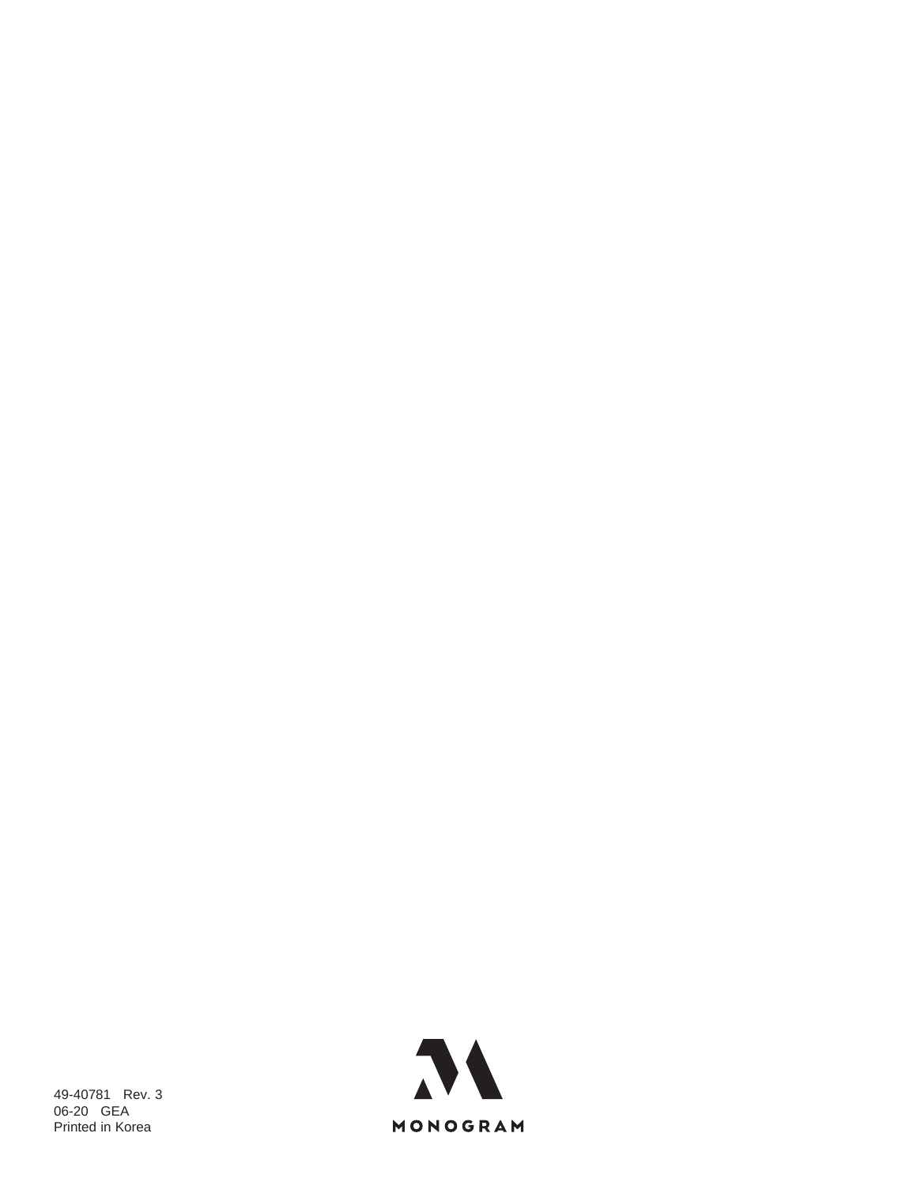49-40781 Rev. 3
06-20 GEA
Printed in Korea

MONOGRAM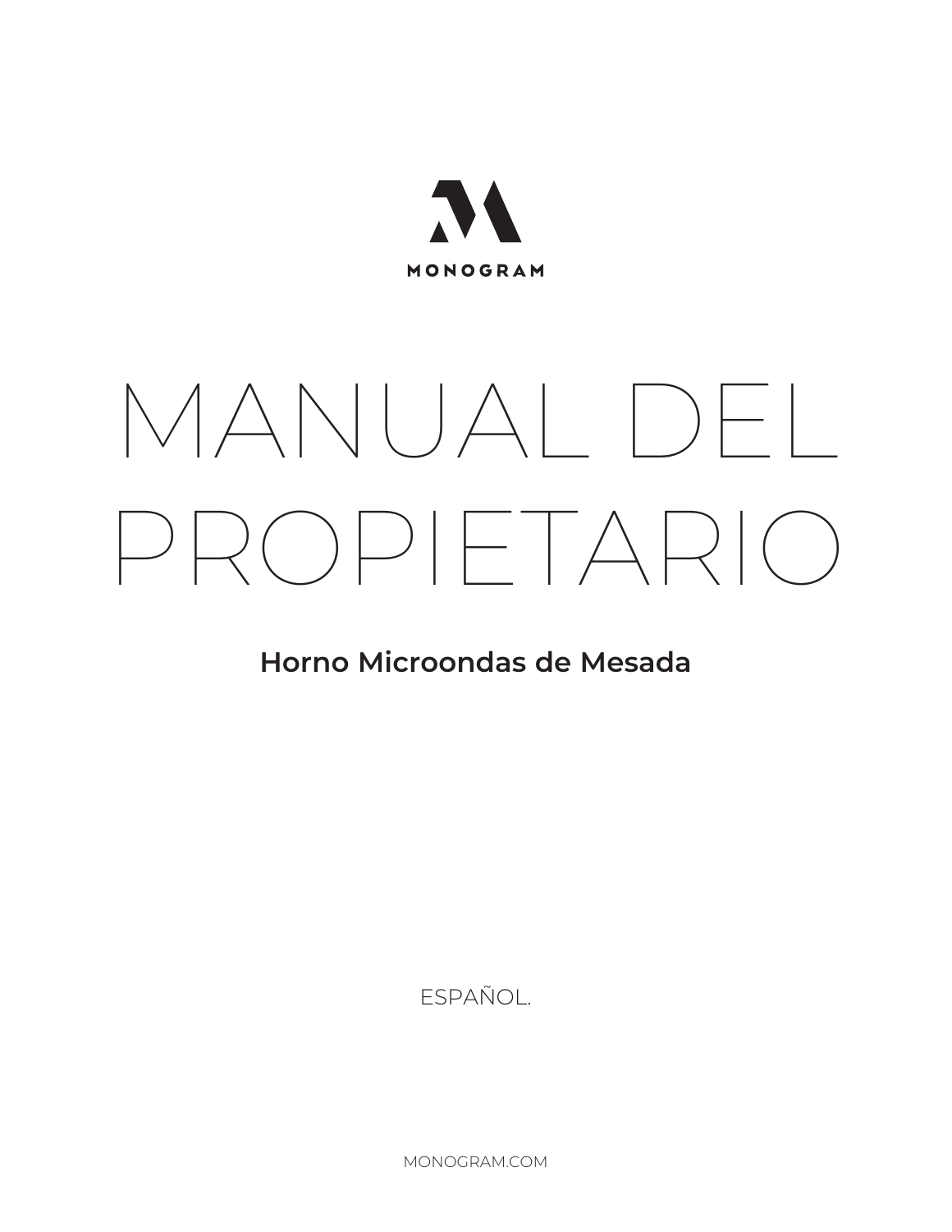MONOGRAM

# MANUAL DEL PROPIETARIO

**Horno Microondas de Mesada**

ESPAÑOL.

MONOGRAM.COM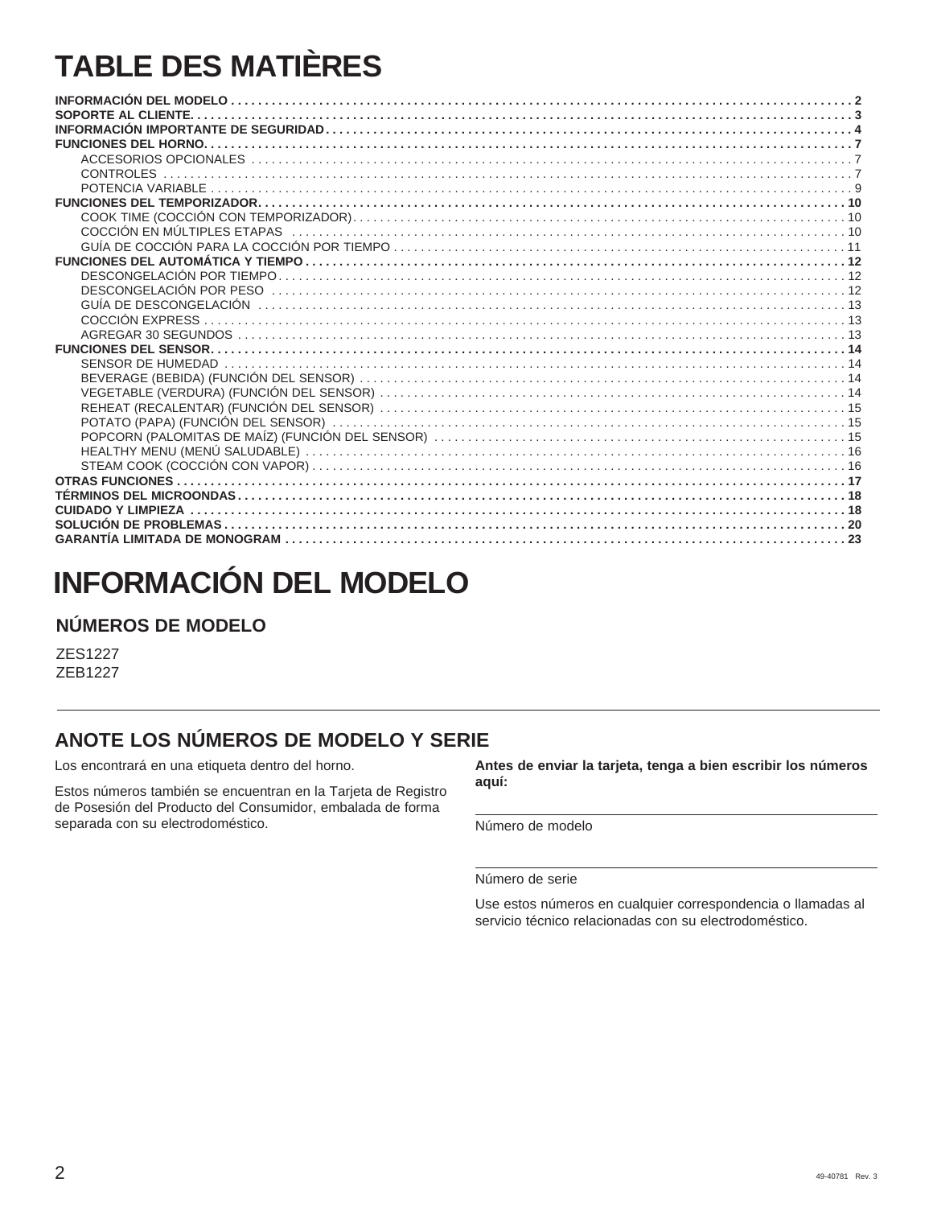# TABLE DES MATIÈRES

**INFORMACIÓN DEL MODELO** . . . . . 2
**SOPORTE AL CLIENTE** . . . . . 3
**INFORMACIÓN IMPORTANTE DE SEGURIDAD** . . . . . 4
**FUNCIONES DEL HORNO** . . . . . 7
- ACCESORIOS OPCIONALES . . . . . 7
- CONTROLES . . . . . 7
- POTENCIA VARIABLE . . . . . 9

**FUNCIONES DEL TEMPORIZADOR** . . . . . 10
- COOK TIME (COCCIÓN CON TEMPORIZADOR) . . . . . 10
- COCCIÓN EN MÚLTIPLES ETAPAS . . . . . 10
- GUÍA DE COCCIÓN PARA LA COCCIÓN POR TIEMPO . . . . . 11

**FUNCIONES DEL AUTOMÁTICA Y TIEMPO** . . . . . 12
- DESCONGELACIÓN POR TIEMPO . . . . . 12
- DESCONGELACIÓN POR PESO . . . . . 12
- GUÍA DE DESCONGELACIÓN . . . . . 13
- COCCIÓN EXPRESS . . . . . 13
- AGREGAR 30 SEGUNDOS . . . . . 13

**FUNCIONES DEL SENSOR** . . . . . 14
- SENSOR DE HUMEDAD . . . . . 14
- BEVERAGE (BEBIDA) (FUNCIÓN DEL SENSOR) . . . . . 14
- VEGETABLE (VERDURA) (FUNCIÓN DEL SENSOR) . . . . . 14
- REHEAT (RECALENTAR) (FUNCIÓN DEL SENSOR) . . . . . 15
- POTATO (PAPA) (FUNCIÓN DEL SENSOR) . . . . . 15
- POPCORN (PALOMITAS DE MAÍZ) (FUNCIÓN DEL SENSOR) . . . . . 15
- HEALTHY MENU (MENÚ SALUDABLE) . . . . . 16
- STEAM COOK (COCCIÓN CON VAPOR) . . . . . 16

**OTRAS FUNCIONES** . . . . . 17
**TÉRMINOS DEL MICROONDAS** . . . . . 18
**CUIDADO Y LIMPIEZA** . . . . . 18
**SOLUCIÓN DE PROBLEMAS** . . . . . 20
**GARANTÍA LIMITADA DE MONOGRAM** . . . . . 23

# INFORMACIÓN DEL MODELO

## NÚMEROS DE MODELO

ZES1227
ZEB1227

## ANOTE LOS NÚMEROS DE MODELO Y SERIE

Los encontrará en una etiqueta dentro del horno.

Estos números también se encuentran en la Tarjeta de Registro de Posesión del Producto del Consumidor, embalada de forma separada con su electrodoméstico.

**Antes de enviar la tarjeta, tenga a bien escribir los números aquí:**

Número de modelo

Número de serie

Use estos números en cualquier correspondencia o llamadas al servicio técnico relacionadas con su electrodoméstico.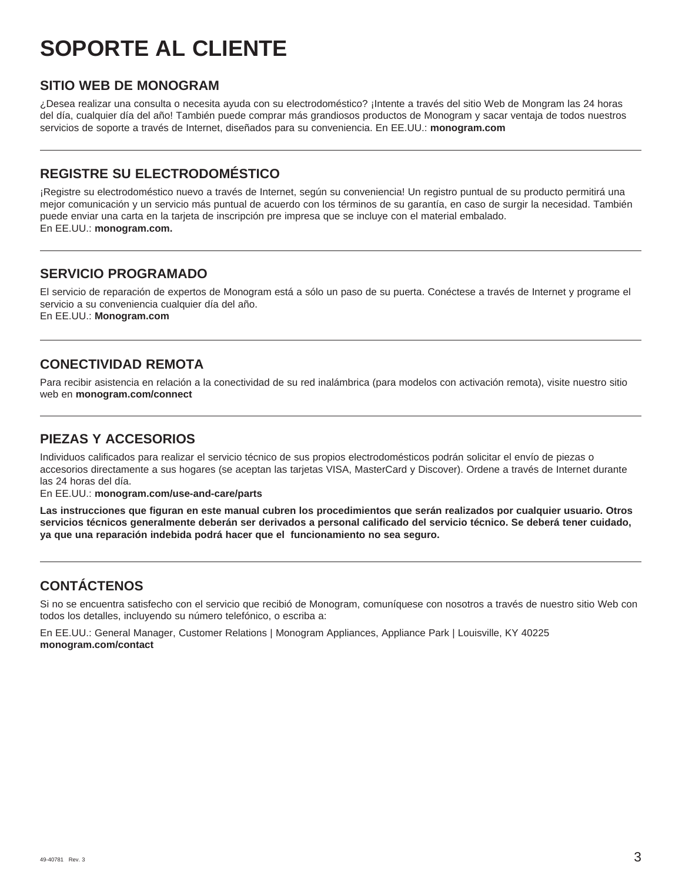# SOPORTE AL CLIENTE

## SITIO WEB DE MONOGRAM

¿Desea realizar una consulta o necesita ayuda con su electrodoméstico? ¡Intente a través del sitio Web de Mongram las 24 horas del día, cualquier día del año! También puede comprar más grandiosos productos de Monogram y sacar ventaja de todos nuestros servicios de soporte a través de Internet, diseñados para su conveniencia. En EE.UU.: **monogram.com**

---

## REGISTRE SU ELECTRODOMÉSTICO

¡Registre su electrodoméstico nuevo a través de Internet, según su conveniencia! Un registro puntual de su producto permitirá una mejor comunicación y un servicio más puntual de acuerdo con los términos de su garantía, en caso de surgir la necesidad. También puede enviar una carta en la tarjeta de inscripción pre impresa que se incluye con el material embalado.
En EE.UU.: **monogram.com.**

---

## SERVICIO PROGRAMADO

El servicio de reparación de expertos de Monogram está a sólo un paso de su puerta. Conéctese a través de Internet y programe el servicio a su conveniencia cualquier día del año.
En EE.UU.: **Monogram.com**

---

## CONECTIVIDAD REMOTA

Para recibir asistencia en relación a la conectividad de su red inalámbrica (para modelos con activación remota), visite nuestro sitio web en **monogram.com/connect**

---

## PIEZAS Y ACCESORIOS

Individuos calificados para realizar el servicio técnico de sus propios electrodomésticos podrán solicitar el envío de piezas o accesorios directamente a sus hogares (se aceptan las tarjetas VISA, MasterCard y Discover). Ordene a través de Internet durante las 24 horas del día.
En EE.UU.: **monogram.com/use-and-care/parts**

**Las instrucciones que figuran en este manual cubren los procedimientos que serán realizados por cualquier usuario. Otros servicios técnicos generalmente deberán ser derivados a personal calificado del servicio técnico. Se deberá tener cuidado, ya que una reparación indebida podrá hacer que el funcionamiento no sea seguro.**

---

## CONTÁCTENOS

Si no se encuentra satisfecho con el servicio que recibió de Monogram, comuníquese con nosotros a través de nuestro sitio Web con todos los detalles, incluyendo su número telefónico, o escriba a:

En EE.UU.: General Manager, Customer Relations | Monogram Appliances, Appliance Park | Louisville, KY 40225
**monogram.com/contact**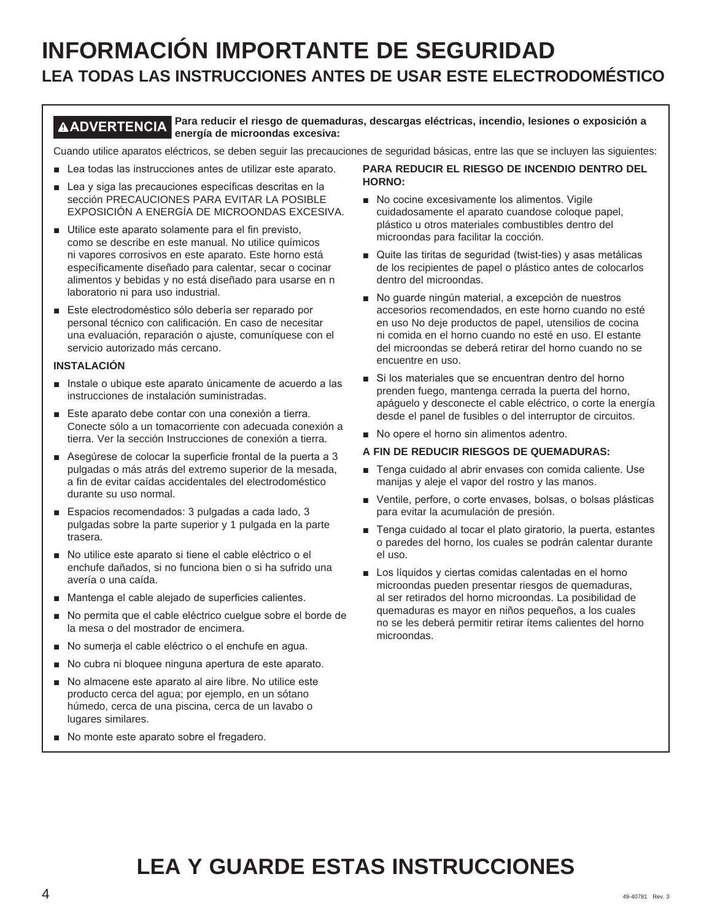# INFORMACIÓN IMPORTANTE DE SEGURIDAD

## LEA TODAS LAS INSTRUCCIONES ANTES DE USAR ESTE ELECTRODOMÉSTICO

**⚠ADVERTENCIA** **Para reducir el riesgo de quemaduras, descargas eléctricas, incendio, lesiones o exposición a energía de microondas excesiva:**

Cuando utilice aparatos eléctricos, se deben seguir las precauciones de seguridad básicas, entre las que se incluyen las siguientes:

- Lea todas las instrucciones antes de utilizar este aparato.
- Lea y siga las precauciones específicas descritas en la sección PRECAUCIONES PARA EVITAR LA POSIBLE EXPOSICIÓN A ENERGÍA DE MICROONDAS EXCESIVA.
- Utilice este aparato solamente para el fin previsto, como se describe en este manual. No utilice químicos ni vapores corrosivos en este aparato. Este horno está específicamente diseñado para calentar, secar o cocinar alimentos y bebidas y no está diseñado para usarse en n laboratorio ni para uso industrial.
- Este electrodoméstico sólo debería ser reparado por personal técnico con calificación. En caso de necesitar una evaluación, reparación o ajuste, comuníquese con el servicio autorizado más cercano.

**INSTALACIÓN**

- Instale o ubique este aparato únicamente de acuerdo a las instrucciones de instalación suministradas.
- Este aparato debe contar con una conexión a tierra. Conecte sólo a un tomacorriente con adecuada conexión a tierra. Ver la sección Instrucciones de conexión a tierra.
- Asegúrese de colocar la superficie frontal de la puerta a 3 pulgadas o más atrás del extremo superior de la mesada, a fin de evitar caídas accidentales del electrodoméstico durante su uso normal.
- Espacios recomendados: 3 pulgadas a cada lado, 3 pulgadas sobre la parte superior y 1 pulgada en la parte trasera.
- No utilice este aparato si tiene el cable eléctrico o el enchufe dañados, si no funciona bien o si ha sufrido una avería o una caída.
- Mantenga el cable alejado de superficies calientes.
- No permita que el cable eléctrico cuelgue sobre el borde de la mesa o del mostrador de encimera.
- No sumerja el cable eléctrico o el enchufe en agua.
- No cubra ni bloquee ninguna apertura de este aparato.
- No almacene este aparato al aire libre. No utilice este producto cerca del agua; por ejemplo, en un sótano húmedo, cerca de una piscina, cerca de un lavabo o lugares similares.
- No monte este aparato sobre el fregadero.

**PARA REDUCIR EL RIESGO DE INCENDIO DENTRO DEL HORNO:**

- No cocine excesivamente los alimentos. Vigile cuidadosamente el aparato cuandose coloque papel, plástico u otros materiales combustibles dentro del microondas para facilitar la cocción.
- Quite las tiritas de seguridad (twist-ties) y asas metálicas de los recipientes de papel o plástico antes de colocarlos dentro del microondas.
- No guarde ningún material, a excepción de nuestros accesorios recomendados, en este horno cuando no esté en uso No deje productos de papel, utensilios de cocina ni comida en el horno cuando no esté en uso. El estante del microondas se deberá retirar del horno cuando no se encuentre en uso.
- Si los materiales que se encuentran dentro del horno prenden fuego, mantenga cerrada la puerta del horno, apáguelo y desconecte el cable eléctrico, o corte la energía desde el panel de fusibles o del interruptor de circuitos.
- No opere el horno sin alimentos adentro.

**A FIN DE REDUCIR RIESGOS DE QUEMADURAS:**

- Tenga cuidado al abrir envases con comida caliente. Use manijas y aleje el vapor del rostro y las manos.
- Ventile, perfore, o corte envases, bolsas, o bolsas plásticas para evitar la acumulación de presión.
- Tenga cuidado al tocar el plato giratorio, la puerta, estantes o paredes del horno, los cuales se podrán calentar durante el uso.
- Los líquidos y ciertas comidas calentadas en el horno microondas pueden presentar riesgos de quemaduras, al ser retirados del horno microondas. La posibilidad de quemaduras es mayor en niños pequeños, a los cuales no se les deberá permitir retirar ítems calientes del horno microondas.

# LEA Y GUARDE ESTAS INSTRUCCIONES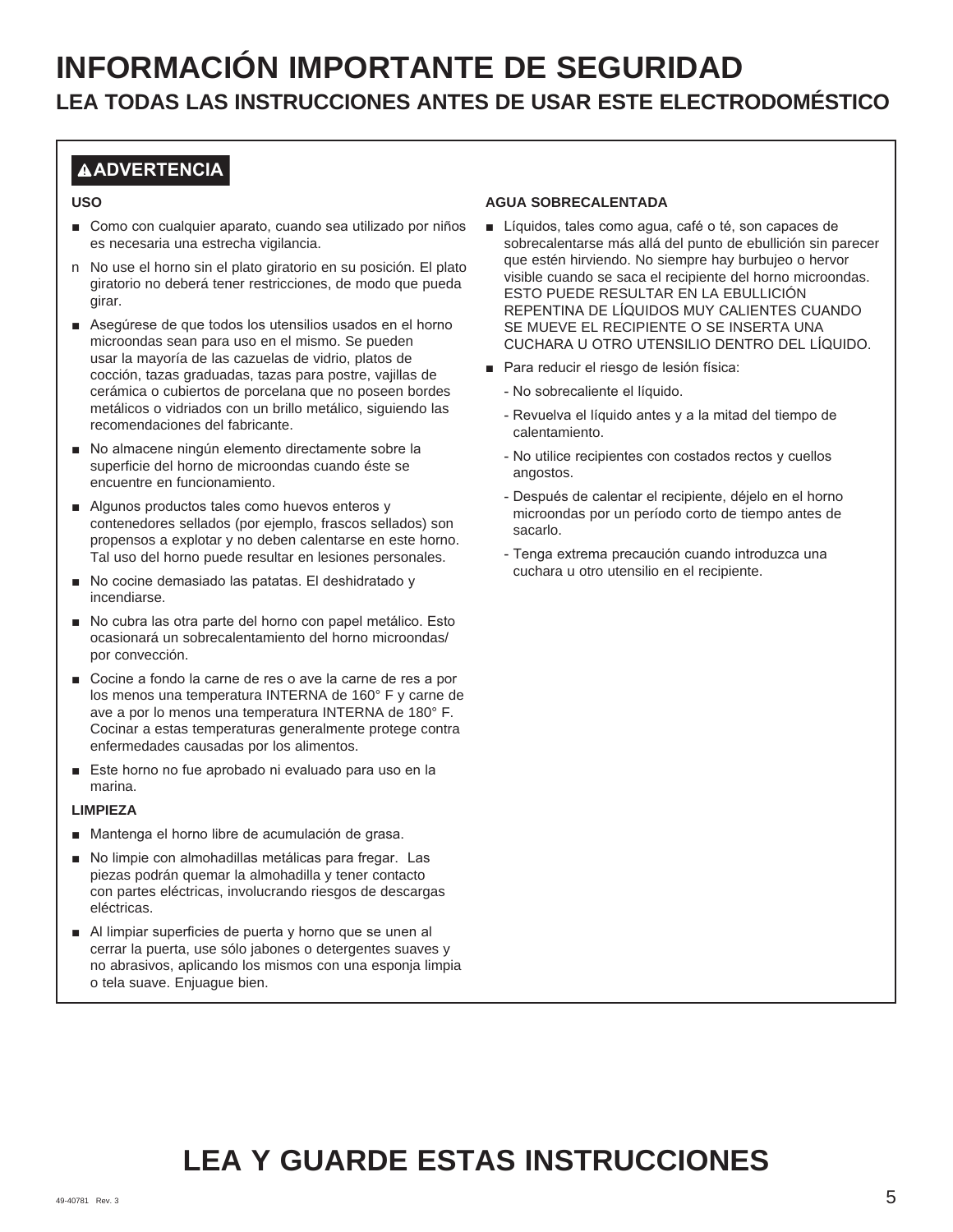# INFORMACIÓN IMPORTANTE DE SEGURIDAD

## LEA TODAS LAS INSTRUCCIONES ANTES DE USAR ESTE ELECTRODOMÉSTICO

**⚠ADVERTENCIA**

**USO**

- Como con cualquier aparato, cuando sea utilizado por niños es necesaria una estrecha vigilancia.
- No use el horno sin el plato giratorio en su posición. El plato giratorio no deberá tener restricciones, de modo que pueda girar.
- Asegúrese de que todos los utensilios usados en el horno microondas sean para uso en el mismo. Se pueden usar la mayoría de las cazuelas de vidrio, platos de cocción, tazas graduadas, tazas para postre, vajillas de cerámica o cubiertos de porcelana que no poseen bordes metálicos o vidriados con un brillo metálico, siguiendo las recomendaciones del fabricante.
- No almacene ningún elemento directamente sobre la superficie del horno de microondas cuando éste se encuentre en funcionamiento.
- Algunos productos tales como huevos enteros y contenedores sellados (por ejemplo, frascos sellados) son propensos a explotar y no deben calentarse en este horno. Tal uso del horno puede resultar en lesiones personales.
- No cocine demasiado las patatas. El deshidratado y incendiarse.
- No cubra las otra parte del horno con papel metálico. Esto ocasionará un sobrecalentamiento del horno microondas/ por convección.
- Cocine a fondo la carne de res o ave la carne de res a por los menos una temperatura INTERNA de 160° F y carne de ave a por lo menos una temperatura INTERNA de 180° F. Cocinar a estas temperaturas generalmente protege contra enfermedades causadas por los alimentos.
- Este horno no fue aprobado ni evaluado para uso en la marina.

**LIMPIEZA**

- Mantenga el horno libre de acumulación de grasa.
- No limpie con almohadillas metálicas para fregar. Las piezas podrán quemar la almohadilla y tener contacto con partes eléctricas, involucrando riesgos de descargas eléctricas.
- Al limpiar superficies de puerta y horno que se unen al cerrar la puerta, use sólo jabones o detergentes suaves y no abrasivos, aplicando los mismos con una esponja limpia o tela suave. Enjuague bien.

**AGUA SOBRECALENTADA**

- Líquidos, tales como agua, café o té, son capaces de sobrecalentarse más allá del punto de ebullición sin parecer que estén hirviendo. No siempre hay burbujeo o hervor visible cuando se saca el recipiente del horno microondas. ESTO PUEDE RESULTAR EN LA EBULLICIÓN REPENTINA DE LÍQUIDOS MUY CALIENTES CUANDO SE MUEVE EL RECIPIENTE O SE INSERTA UNA CUCHARA U OTRO UTENSILIO DENTRO DEL LÍQUIDO.
- Para reducir el riesgo de lesión física:
  - No sobrecaliente el líquido.
  - Revuelva el líquido antes y a la mitad del tiempo de calentamiento.
  - No utilice recipientes con costados rectos y cuellos angostos.
  - Después de calentar el recipiente, déjelo en el horno microondas por un período corto de tiempo antes de sacarlo.
  - Tenga extrema precaución cuando introduzca una cuchara u otro utensilio en el recipiente.

# LEA Y GUARDE ESTAS INSTRUCCIONES

49-40781 Rev. 3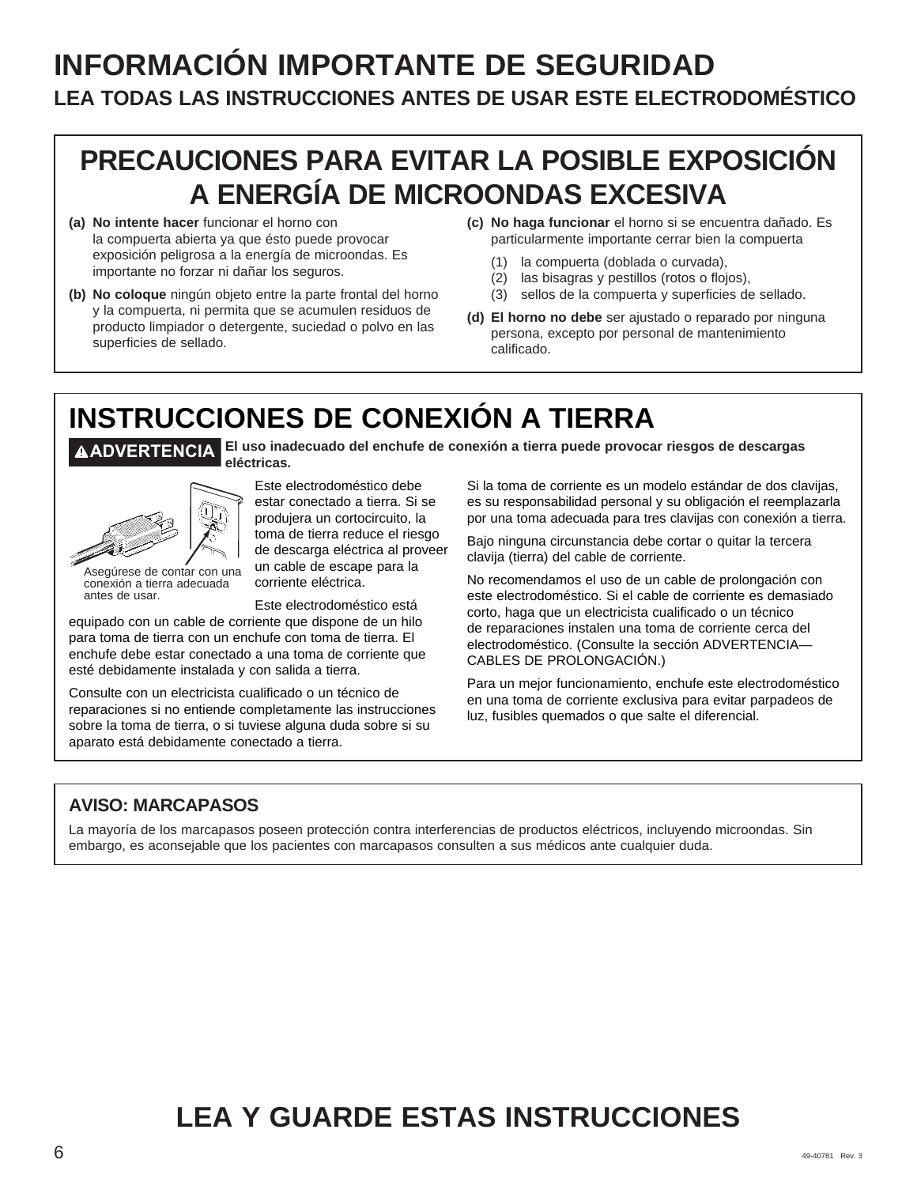# INFORMACIÓN IMPORTANTE DE SEGURIDAD

## LEA TODAS LAS INSTRUCCIONES ANTES DE USAR ESTE ELECTRODOMÉSTICO

## PRECAUCIONES PARA EVITAR LA POSIBLE EXPOSICIÓN A ENERGÍA DE MICROONDAS EXCESIVA

**(a) No intente hacer** funcionar el horno con la compuerta abierta ya que ésto puede provocar exposición peligrosa a la energía de microondas. Es importante no forzar ni dañar los seguros.

**(b) No coloque** ningún objeto entre la parte frontal del horno y la compuerta, ni permita que se acumulen residuos de producto limpiador o detergente, suciedad o polvo en las superficies de sellado.

**(c) No haga funcionar** el horno si se encuentra dañado. Es particularmente importante cerrar bien la compuerta

(1) la compuerta (doblada o curvada),
(2) las bisagras y pestillos (rotos o flojos),
(3) sellos de la compuerta y superficies de sellado.

**(d) El horno no debe** ser ajustado o reparado por ninguna persona, excepto por personal de mantenimiento calificado.

## INSTRUCCIONES DE CONEXIÓN A TIERRA

**⚠ADVERTENCIA El uso inadecuado del enchufe de conexión a tierra puede provocar riesgos de descargas eléctricas.**

Asegúrese de contar con una conexión a tierra adecuada antes de usar.

Este electrodoméstico debe estar conectado a tierra. Si se produjera un cortocircuito, la toma de tierra reduce el riesgo de descarga eléctrica al proveer un cable de escape para la corriente eléctrica.

Este electrodoméstico está equipado con un cable de corriente que dispone de un hilo para toma de tierra con un enchufe con toma de tierra. El enchufe debe estar conectado a una toma de corriente que esté debidamente instalada y con salida a tierra.

Consulte con un electricista cualificado o un técnico de reparaciones si no entiende completamente las instrucciones sobre la toma de tierra, o si tuviese alguna duda sobre si su aparato está debidamente conectado a tierra.

Si la toma de corriente es un modelo estándar de dos clavijas, es su responsabilidad personal y su obligación el reemplazarla por una toma adecuada para tres clavijas con conexión a tierra.

Bajo ninguna circunstancia debe cortar o quitar la tercera clavija (tierra) del cable de corriente.

No recomendamos el uso de un cable de prolongación con este electrodoméstico. Si el cable de corriente es demasiado corto, haga que un electricista cualificado o un técnico de reparaciones instalen una toma de corriente cerca del electrodoméstico. (Consulte la sección ADVERTENCIA—CABLES DE PROLONGACIÓN.)

Para un mejor funcionamiento, enchufe este electrodoméstico en una toma de corriente exclusiva para evitar parpadeos de luz, fusibles quemados o que salte el diferencial.

### AVISO: MARCAPASOS

La mayoría de los marcapasos poseen protección contra interferencias de productos eléctricos, incluyendo microondas. Sin embargo, es aconsejable que los pacientes con marcapasos consulten a sus médicos ante cualquier duda.

## LEA Y GUARDE ESTAS INSTRUCCIONES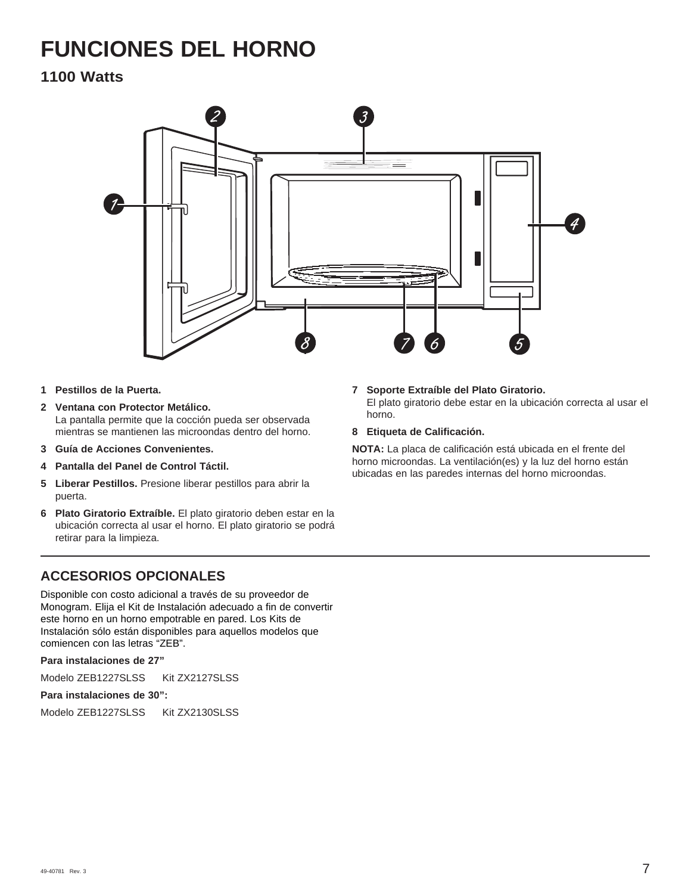# FUNCIONES DEL HORNO

## 1100 Watts

1 **Pestillos de la Puerta.**

2 **Ventana con Protector Metálico.** La pantalla permite que la cocción pueda ser observada mientras se mantienen las microondas dentro del horno.

3 **Guía de Acciones Convenientes.**

4 **Pantalla del Panel de Control Táctil.**

5 **Liberar Pestillos.** Presione liberar pestillos para abrir la puerta.

6 **Plato Giratorio Extraíble.** El plato giratorio deben estar en la ubicación correcta al usar el horno. El plato giratorio se podrá retirar para la limpieza.

7 **Soporte Extraíble del Plato Giratorio.** El plato giratorio debe estar en la ubicación correcta al usar el horno.

8 **Etiqueta de Calificación.**

**NOTA:** La placa de calificación está ubicada en el frente del horno microondas. La ventilación(es) y la luz del horno están ubicadas en las paredes internas del horno microondas.

## ACCESORIOS OPCIONALES

Disponible con costo adicional a través de su proveedor de Monogram. Elija el Kit de Instalación adecuado a fin de convertir este horno en un horno empotrable en pared. Los Kits de Instalación sólo están disponibles para aquellos modelos que comiencen con las letras "ZEB".

**Para instalaciones de 27"**

Modelo ZEB1227SLSS Kit ZX2127SLSS

**Para instalaciones de 30":**

Modelo ZEB1227SLSS Kit ZX2130SLSS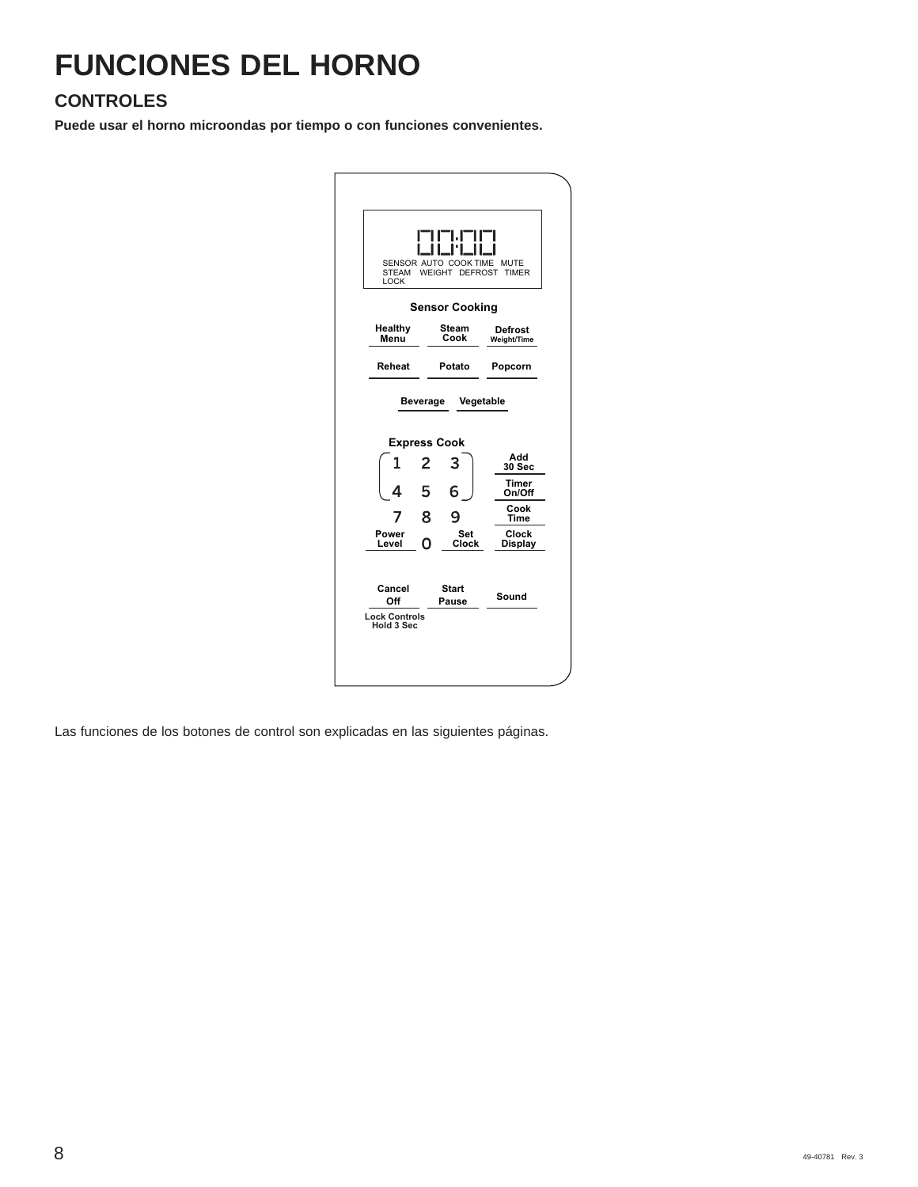# FUNCIONES DEL HORNO

## CONTROLES

**Puede usar el horno microondas por tiempo o con funciones convenientes.**

00:00

SENSOR AUTO COOK TIME MUTE
STEAM WEIGHT DEFROST TIMER
LOCK

**Sensor Cooking**

**Healthy Menu** | **Steam Cook** | **Defrost Weight/Time**

**Reheat** | **Potato** | **Popcorn**

**Beverage** | **Vegetable**

**Express Cook**

1 2 3 | **Add 30 Sec**

4 5 6 | **Timer On/Off**

7 8 9 | **Cook Time**

**Power Level** | 0 | **Set Clock** | **Clock Display**

**Cancel Off** | **Start Pause** | **Sound**

**Lock Controls Hold 3 Sec**

Las funciones de los botones de control son explicadas en las siguientes páginas.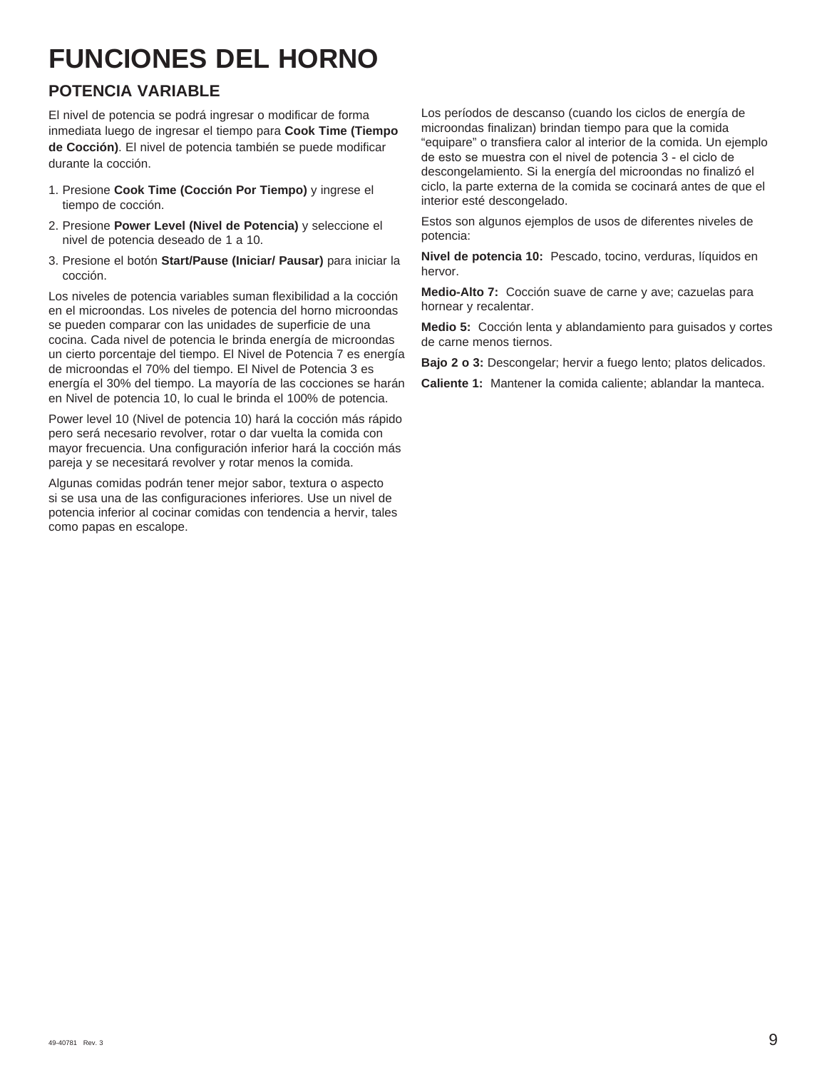# FUNCIONES DEL HORNO

## POTENCIA VARIABLE

El nivel de potencia se podrá ingresar o modificar de forma inmediata luego de ingresar el tiempo para **Cook Time (Tiempo de Cocción)**. El nivel de potencia también se puede modificar durante la cocción.

1. Presione **Cook Time (Cocción Por Tiempo)** y ingrese el tiempo de cocción.
2. Presione **Power Level (Nivel de Potencia)** y seleccione el nivel de potencia deseado de 1 a 10.
3. Presione el botón **Start/Pause (Iniciar/ Pausar)** para iniciar la cocción.

Los niveles de potencia variables suman flexibilidad a la cocción en el microondas. Los niveles de potencia del horno microondas se pueden comparar con las unidades de superficie de una cocina. Cada nivel de potencia le brinda energía de microondas un cierto porcentaje del tiempo. El Nivel de Potencia 7 es energía de microondas el 70% del tiempo. El Nivel de Potencia 3 es energía el 30% del tiempo. La mayoría de las cocciones se harán en Nivel de potencia 10, lo cual le brinda el 100% de potencia.

Power level 10 (Nivel de potencia 10) hará la cocción más rápido pero será necesario revolver, rotar o dar vuelta la comida con mayor frecuencia. Una configuración inferior hará la cocción más pareja y se necesitará revolver y rotar menos la comida.

Algunas comidas podrán tener mejor sabor, textura o aspecto si se usa una de las configuraciones inferiores. Use un nivel de potencia inferior al cocinar comidas con tendencia a hervir, tales como papas en escalope.

Los períodos de descanso (cuando los ciclos de energía de microondas finalizan) brindan tiempo para que la comida "equipare" o transfiera calor al interior de la comida. Un ejemplo de esto se muestra con el nivel de potencia 3 - el ciclo de descongelamiento. Si la energía del microondas no finalizó el ciclo, la parte externa de la comida se cocinará antes de que el interior esté descongelado.

Estos son algunos ejemplos de usos de diferentes niveles de potencia:

**Nivel de potencia 10:** Pescado, tocino, verduras, líquidos en hervor.

**Medio-Alto 7:** Cocción suave de carne y ave; cazuelas para hornear y recalentar.

**Medio 5:** Cocción lenta y ablandamiento para guisados y cortes de carne menos tiernos.

**Bajo 2 o 3:** Descongelar; hervir a fuego lento; platos delicados.

**Caliente 1:** Mantener la comida caliente; ablandar la manteca.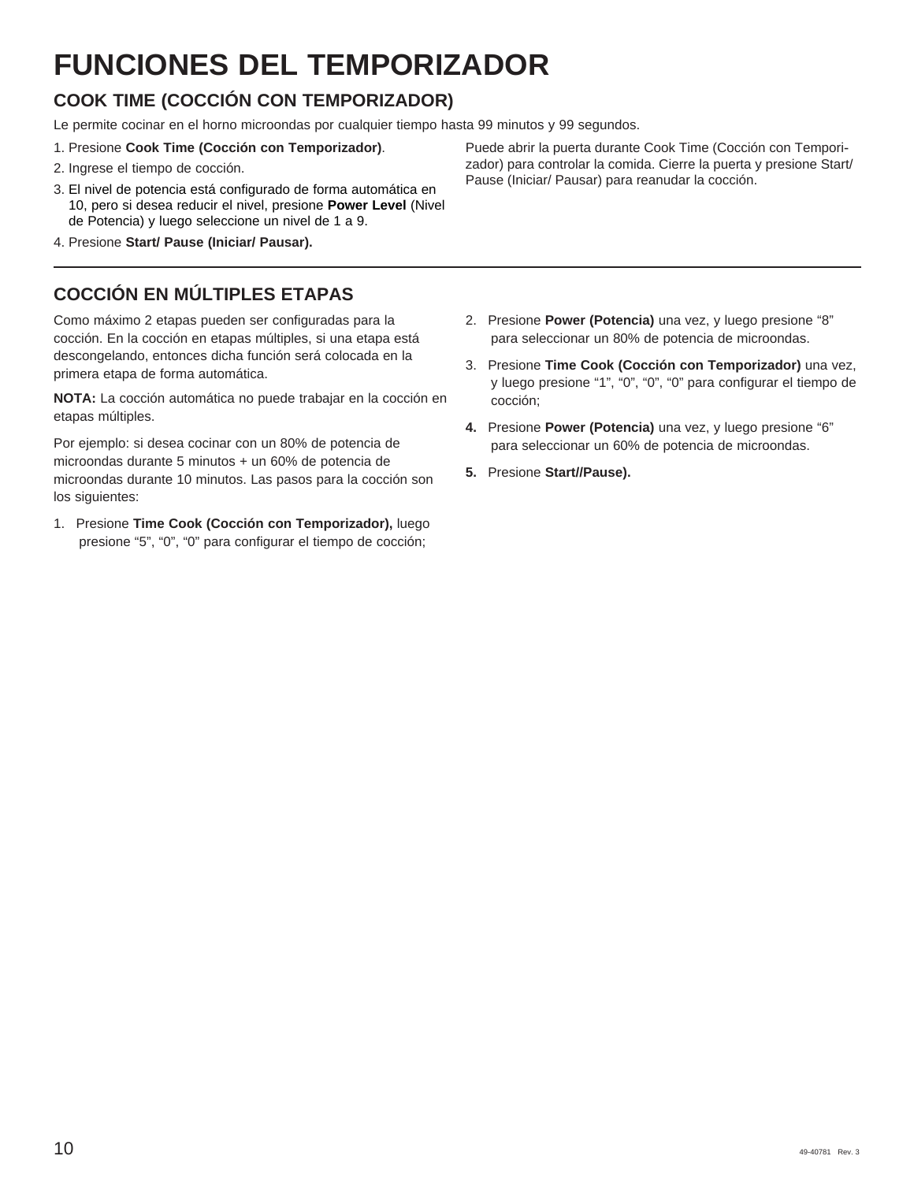# FUNCIONES DEL TEMPORIZADOR

## COOK TIME (COCCIÓN CON TEMPORIZADOR)

Le permite cocinar en el horno microondas por cualquier tiempo hasta 99 minutos y 99 segundos.

1. Presione **Cook Time (Cocción con Temporizador)**.
2. Ingrese el tiempo de cocción.
3. El nivel de potencia está configurado de forma automática en 10, pero si desea reducir el nivel, presione **Power Level** (Nivel de Potencia) y luego seleccione un nivel de 1 a 9.
4. Presione **Start/ Pause (Iniciar/ Pausar).**

Puede abrir la puerta durante Cook Time (Cocción con Temporizador) para controlar la comida. Cierre la puerta y presione Start/ Pause (Iniciar/ Pausar) para reanudar la cocción.

## COCCIÓN EN MÚLTIPLES ETAPAS

Como máximo 2 etapas pueden ser configuradas para la cocción. En la cocción en etapas múltiples, si una etapa está descongelando, entonces dicha función será colocada en la primera etapa de forma automática.

**NOTA:** La cocción automática no puede trabajar en la cocción en etapas múltiples.

Por ejemplo: si desea cocinar con un 80% de potencia de microondas durante 5 minutos + un 60% de potencia de microondas durante 10 minutos. Las pasos para la cocción son los siguientes:

1. Presione **Time Cook (Cocción con Temporizador),** luego presione “5”, “0”, “0” para configurar el tiempo de cocción;
2. Presione **Power (Potencia)** una vez, y luego presione “8” para seleccionar un 80% de potencia de microondas.
3. Presione **Time Cook (Cocción con Temporizador)** una vez, y luego presione “1”, “0”, “0”, “0” para configurar el tiempo de cocción;
4. Presione **Power (Potencia)** una vez, y luego presione “6” para seleccionar un 60% de potencia de microondas.
5. Presione **Start//Pause).**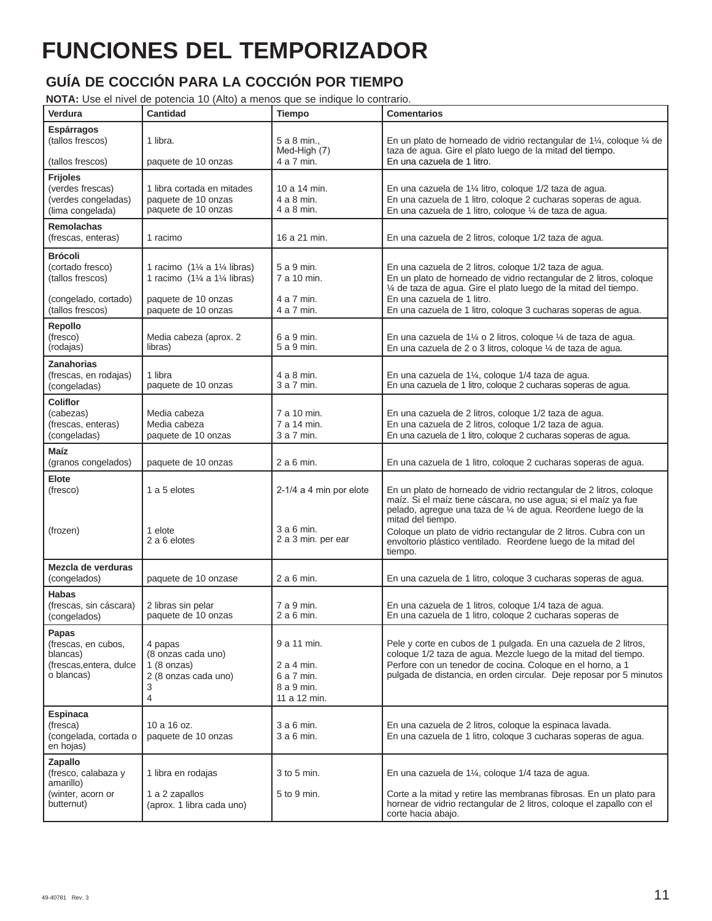# FUNCIONES DEL TEMPORIZADOR

## GUÍA DE COCCIÓN PARA LA COCCIÓN POR TIEMPO

**NOTA:** Use el nivel de potencia 10 (Alto) a menos que se indique lo contrario.

| Verdura | Cantidad | Tiempo | Comentarios |
|---|---|---|---|
| **Espárragos**<br>(tallos frescos)<br><br>(tallos frescos) | <br>1 libra.<br><br>paquete de 10 onzas | <br>5 a 8 min.,<br>Med-High (7)<br>4 a 7 min. | <br>En un plato de horneado de vidrio rectangular de 1¼, coloque ¼ de taza de agua. Gire el plato luego de la mitad del tiempo.<br>En una cazuela de 1 litro. |
| **Frijoles**<br>(verdes frescas)<br>(verdes congeladas)<br>(lima congelada) | <br>1 libra cortada en mitades<br>paquete de 10 onzas<br>paquete de 10 onzas | <br>10 a 14 min.<br>4 a 8 min.<br>4 a 8 min. | <br>En una cazuela de 1¼ litro, coloque 1/2 taza de agua.<br>En una cazuela de 1 litro, coloque 2 cucharas soperas de agua.<br>En una cazuela de 1 litro, coloque ¼ de taza de agua. |
| **Remolachas**<br>(frescas, enteras) | <br>1 racimo | <br>16 a 21 min. | <br>En una cazuela de 2 litros, coloque 1/2 taza de agua. |
| **Brócoli**<br>(cortado fresco)<br>(tallos frescos)<br><br>(congelado, cortado)<br>(tallos frescos) | <br>1 racimo (1¼ a 1¼ libras)<br>1 racimo (1¼ a 1¼ libras)<br><br>paquete de 10 onzas<br>paquete de 10 onzas | <br>5 a 9 min.<br>7 a 10 min.<br><br>4 a 7 min.<br>4 a 7 min. | <br>En una cazuela de 2 litros, coloque 1/2 taza de agua.<br>En un plato de horneado de vidrio rectangular de 2 litros, coloque ¼ de taza de agua. Gire el plato luego de la mitad del tiempo.<br>En una cazuela de 1 litro.<br>En una cazuela de 1 litro, coloque 3 cucharas soperas de agua. |
| **Repollo**<br>(fresco)<br>(rodajas) | <br>Media cabeza (aprox. 2 libras) | <br>6 a 9 min.<br>5 a 9 min. | <br>En una cazuela de 1¼ o 2 litros, coloque ¼ de taza de agua.<br>En una cazuela de 2 o 3 litros, coloque ¼ de taza de agua. |
| **Zanahorias**<br>(frescas, en rodajas)<br>(congeladas) | <br>1 libra<br>paquete de 10 onzas | <br>4 a 8 min.<br>3 a 7 min. | <br>En una cazuela de 1¼, coloque 1/4 taza de agua.<br>En una cazuela de 1 litro, coloque 2 cucharas soperas de agua. |
| **Coliflor**<br>(cabezas)<br>(frescas, enteras)<br>(congeladas) | <br>Media cabeza<br>Media cabeza<br>paquete de 10 onzas | <br>7 a 10 min.<br>7 a 14 min.<br>3 a 7 min. | <br>En una cazuela de 2 litros, coloque 1/2 taza de agua.<br>En una cazuela de 2 litros, coloque 1/2 taza de agua.<br>En una cazuela de 1 litro, coloque 2 cucharas soperas de agua. |
| **Maíz**<br>(granos congelados) | <br>paquete de 10 onzas | <br>2 a 6 min. | <br>En una cazuela de 1 litro, coloque 2 cucharas soperas de agua. |
| **Elote**<br>(fresco)<br><br>(frozen) | <br>1 a 5 elotes<br><br>1 elote<br>2 a 6 elotes | <br>2-1/4 a 4 min por elote<br><br>3 a 6 min.<br>2 a 3 min. per ear | <br>En un plato de horneado de vidrio rectangular de 2 litros, coloque maíz. Si el maíz tiene cáscara, no use agua; si el maíz ya fue pelado, agregue una taza de ¼ de agua. Reordene luego de la mitad del tiempo.<br>Coloque un plato de vidrio rectangular de 2 litros. Cubra con un envoltorio plástico ventilado. Reordene luego de la mitad del tiempo. |
| **Mezcla de verduras**<br>(congelados) | <br>paquete de 10 onzase | <br>2 a 6 min. | <br>En una cazuela de 1 litro, coloque 3 cucharas soperas de agua. |
| **Habas**<br>(frescas, sin cáscara)<br>(congelados) | <br>2 libras sin pelar<br>paquete de 10 onzas | <br>7 a 9 min.<br>2 a 6 min. | <br>En una cazuela de 1 litros, coloque 1/4 taza de agua.<br>En una cazuela de 1 litro, coloque 2 cucharas soperas de |
| **Papas**<br>(frescas, en cubos, blancas)<br>(frescas,entera, dulce o blancas) | <br>4 papas<br>(8 onzas cada uno)<br>1 (8 onzas)<br>2 (8 onzas cada uno)<br>3<br>4 | <br>9 a 11 min.<br><br>2 a 4 min.<br>6 a 7 min.<br>8 a 9 min.<br>11 a 12 min. | <br>Pele y corte en cubos de 1 pulgada. En una cazuela de 2 litros, coloque 1/2 taza de agua. Mezcle luego de la mitad del tiempo.<br>Perfore con un tenedor de cocina. Coloque en el horno, a 1 pulgada de distancia, en orden circular. Deje reposar por 5 minutos |
| **Espinaca**<br>(fresca)<br>(congelada, cortada o en hojas) | <br>10 a 16 oz.<br>paquete de 10 onzas | <br>3 a 6 min.<br>3 a 6 min. | <br>En una cazuela de 2 litros, coloque la espinaca lavada.<br>En una cazuela de 1 litro, coloque 3 cucharas soperas de agua. |
| **Zapallo**<br>(fresco, calabaza y amarillo)<br>(winter, acorn or butternut) | <br>1 libra en rodajas<br><br>1 a 2 zapallos<br>(aprox. 1 libra cada uno) | <br>3 to 5 min.<br><br>5 to 9 min. | <br>En una cazuela de 1¼, coloque 1/4 taza de agua.<br><br>Corte a la mitad y retire las membranas fibrosas. En un plato para hornear de vidrio rectangular de 2 litros, coloque el zapallo con el corte hacia abajo. |

49-40781 Rev. 3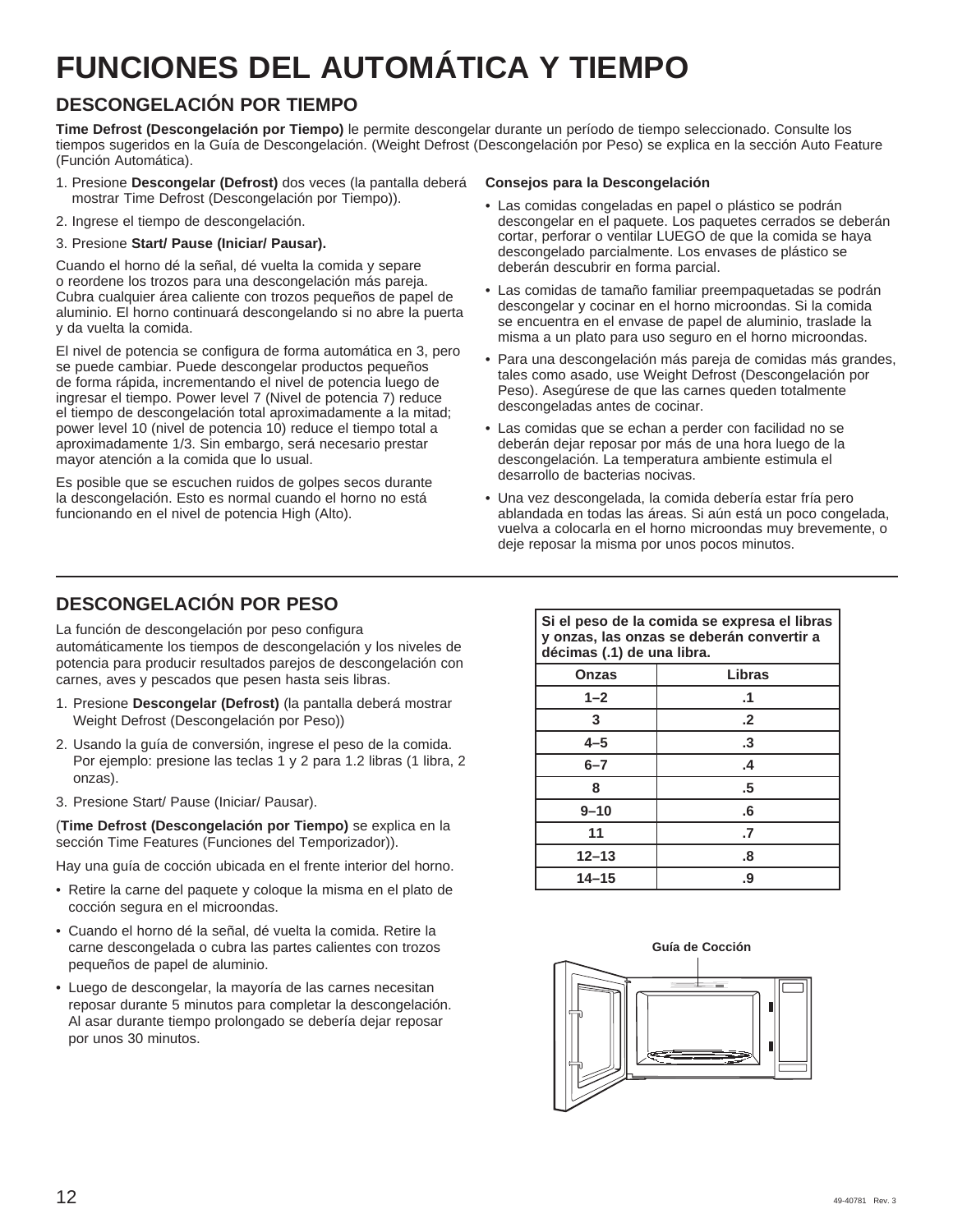# FUNCIONES DEL AUTOMÁTICA Y TIEMPO

## DESCONGELACIÓN POR TIEMPO

**Time Defrost (Descongelación por Tiempo)** le permite descongelar durante un período de tiempo seleccionado. Consulte los tiempos sugeridos en la Guía de Descongelación. (Weight Defrost (Descongelación por Peso) se explica en la sección Auto Feature (Función Automática).

1. Presione **Descongelar (Defrost)** dos veces (la pantalla deberá mostrar Time Defrost (Descongelación por Tiempo)).
2. Ingrese el tiempo de descongelación.
3. Presione **Start/ Pause (Iniciar/ Pausar).**

Cuando el horno dé la señal, dé vuelta la comida y separe o reordene los trozos para una descongelación más pareja. Cubra cualquier área caliente con trozos pequeños de papel de aluminio. El horno continuará descongelando si no abre la puerta y da vuelta la comida.

El nivel de potencia se configura de forma automática en 3, pero se puede cambiar. Puede descongelar productos pequeños de forma rápida, incrementando el nivel de potencia luego de ingresar el tiempo. Power level 7 (Nivel de potencia 7) reduce el tiempo de descongelación total aproximadamente a la mitad; power level 10 (nivel de potencia 10) reduce el tiempo total a aproximadamente 1/3. Sin embargo, será necesario prestar mayor atención a la comida que lo usual.

Es posible que se escuchen ruidos de golpes secos durante la descongelación. Esto es normal cuando el horno no está funcionando en el nivel de potencia High (Alto).

**Consejos para la Descongelación**

- Las comidas congeladas en papel o plástico se podrán descongelar en el paquete. Los paquetes cerrados se deberán cortar, perforar o ventilar LUEGO de que la comida se haya descongelado parcialmente. Los envases de plástico se deberán descubrir en forma parcial.
- Las comidas de tamaño familiar preempaquetadas se podrán descongelar y cocinar en el horno microondas. Si la comida se encuentra en el envase de papel de aluminio, traslade la misma a un plato para uso seguro en el horno microondas.
- Para una descongelación más pareja de comidas más grandes, tales como asado, use Weight Defrost (Descongelación por Peso). Asegúrese de que las carnes queden totalmente descongeladas antes de cocinar.
- Las comidas que se echan a perder con facilidad no se deberán dejar reposar por más de una hora luego de la descongelación. La temperatura ambiente estimula el desarrollo de bacterias nocivas.
- Una vez descongelada, la comida debería estar fría pero ablandada en todas las áreas. Si aún está un poco congelada, vuelva a colocarla en el horno microondas muy brevemente, o deje reposar la misma por unos pocos minutos.

## DESCONGELACIÓN POR PESO

La función de descongelación por peso configura automáticamente los tiempos de descongelación y los niveles de potencia para producir resultados parejos de descongelación con carnes, aves y pescados que pesen hasta seis libras.

1. Presione **Descongelar (Defrost)** (la pantalla deberá mostrar Weight Defrost (Descongelación por Peso))
2. Usando la guía de conversión, ingrese el peso de la comida. Por ejemplo: presione las teclas 1 y 2 para 1.2 libras (1 libra, 2 onzas).
3. Presione Start/ Pause (Iniciar/ Pausar).

(**Time Defrost (Descongelación por Tiempo)** se explica en la sección Time Features (Funciones del Temporizador)).

Hay una guía de cocción ubicada en el frente interior del horno.

- Retire la carne del paquete y coloque la misma en el plato de cocción segura en el microondas.
- Cuando el horno dé la señal, dé vuelta la comida. Retire la carne descongelada o cubra las partes calientes con trozos pequeños de papel de aluminio.
- Luego de descongelar, la mayoría de las carnes necesitan reposar durante 5 minutos para completar la descongelación. Al asar durante tiempo prolongado se debería dejar reposar por unos 30 minutos.

**Si el peso de la comida se expresa el libras y onzas, las onzas se deberán convertir a décimas (.1) de una libra.**

| Onzas | Libras |
|---|---|
| 1–2 | .1 |
| 3 | .2 |
| 4–5 | .3 |
| 6–7 | .4 |
| 8 | .5 |
| 9–10 | .6 |
| 11 | .7 |
| 12–13 | .8 |
| 14–15 | .9 |

Guía de Cocción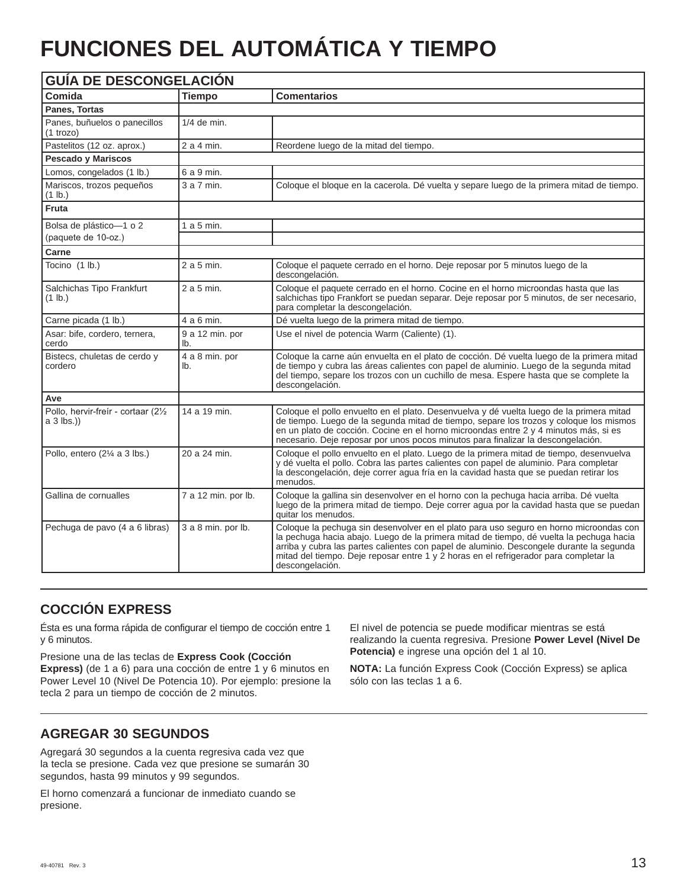# FUNCIONES DEL AUTOMÁTICA Y TIEMPO

| GUÍA DE DESCONGELACIÓN | | |
|---|---|---|
| **Comida** | **Tiempo** | **Comentarios** |
| **Panes, Tortas** | | |
| Panes, buñuelos o panecillos (1 trozo) | 1/4 de min. | |
| Pastelitos (12 oz. aprox.) | 2 a 4 min. | Reordene luego de la mitad del tiempo. |
| **Pescado y Mariscos** | | |
| Lomos, congelados (1 lb.) | 6 a 9 min. | |
| Mariscos, trozos pequeños (1 lb.) | 3 a 7 min. | Coloque el bloque en la cacerola. Dé vuelta y separe luego de la primera mitad de tiempo. |
| **Fruta** | | |
| Bolsa de plástico—1 o 2 (paquete de 10-oz.) | 1 a 5 min. | |
| **Carne** | | |
| Tocino (1 lb.) | 2 a 5 min. | Coloque el paquete cerrado en el horno. Deje reposar por 5 minutos luego de la descongelación. |
| Salchichas Tipo Frankfurt (1 lb.) | 2 a 5 min. | Coloque el paquete cerrado en el horno. Cocine en el horno microondas hasta que las salchichas tipo Frankfort se puedan separar. Deje reposar por 5 minutos, de ser necesario, para completar la descongelación. |
| Carne picada (1 lb.) | 4 a 6 min. | Dé vuelta luego de la primera mitad de tiempo. |
| Asar: bife, cordero, ternera, cerdo | 9 a 12 min. por lb. | Use el nivel de potencia Warm (Caliente) (1). |
| Bistecs, chuletas de cerdo y cordero | 4 a 8 min. por lb. | Coloque la carne aún envuelta en el plato de cocción. Dé vuelta luego de la primera mitad de tiempo y cubra las áreas calientes con papel de aluminio. Luego de la segunda mitad del tiempo, separe los trozos con un cuchillo de mesa. Espere hasta que se complete la descongelación. |
| **Ave** | | |
| Pollo, hervir-freír - cortaar (2½ a 3 lbs.)) | 14 a 19 min. | Coloque el pollo envuelto en el plato. Desenvuelva y dé vuelta luego de la primera mitad de tiempo. Luego de la segunda mitad de tiempo, separe los trozos y coloque los mismos en un plato de cocción. Cocine en el horno microondas entre 2 y 4 minutos más, si es necesario. Deje reposar por unos pocos minutos para finalizar la descongelación. |
| Pollo, entero (2¼ a 3 lbs.) | 20 a 24 min. | Coloque el pollo envuelto en el plato. Luego de la primera mitad de tiempo, desenvuelva y dé vuelta el pollo. Cobra las partes calientes con papel de aluminio. Para completar la descongelación, deje correr agua fría en la cavidad hasta que se puedan retirar los menudos. |
| Gallina de cornualles | 7 a 12 min. por lb. | Coloque la gallina sin desenvolver en el horno con la pechuga hacia arriba. Dé vuelta luego de la primera mitad de tiempo. Deje correr agua por la cavidad hasta que se puedan quitar los menudos. |
| Pechuga de pavo (4 a 6 libras) | 3 a 8 min. por lb. | Coloque la pechuga sin desenvolver en el plato para uso seguro en horno microondas con la pechuga hacia abajo. Luego de la primera mitad de tiempo, dé vuelta la pechuga hacia arriba y cubra las partes calientes con papel de aluminio. Descongele durante la segunda mitad del tiempo. Deje reposar entre 1 y 2 horas en el refrigerador para completar la descongelación. |

## COCCIÓN EXPRESS

Ésta es una forma rápida de configurar el tiempo de cocción entre 1 y 6 minutos.

Presione una de las teclas de **Express Cook (Cocción Express)** (de 1 a 6) para una cocción de entre 1 y 6 minutos en Power Level 10 (Nivel De Potencia 10). Por ejemplo: presione la tecla 2 para un tiempo de cocción de 2 minutos.

El nivel de potencia se puede modificar mientras se está realizando la cuenta regresiva. Presione **Power Level (Nivel De Potencia)** e ingrese una opción del 1 al 10.

**NOTA:** La función Express Cook (Cocción Express) se aplica sólo con las teclas 1 a 6.

## AGREGAR 30 SEGUNDOS

Agregará 30 segundos a la cuenta regresiva cada vez que la tecla se presione. Cada vez que presione se sumarán 30 segundos, hasta 99 minutos y 99 segundos.

El horno comenzará a funcionar de inmediato cuando se presione.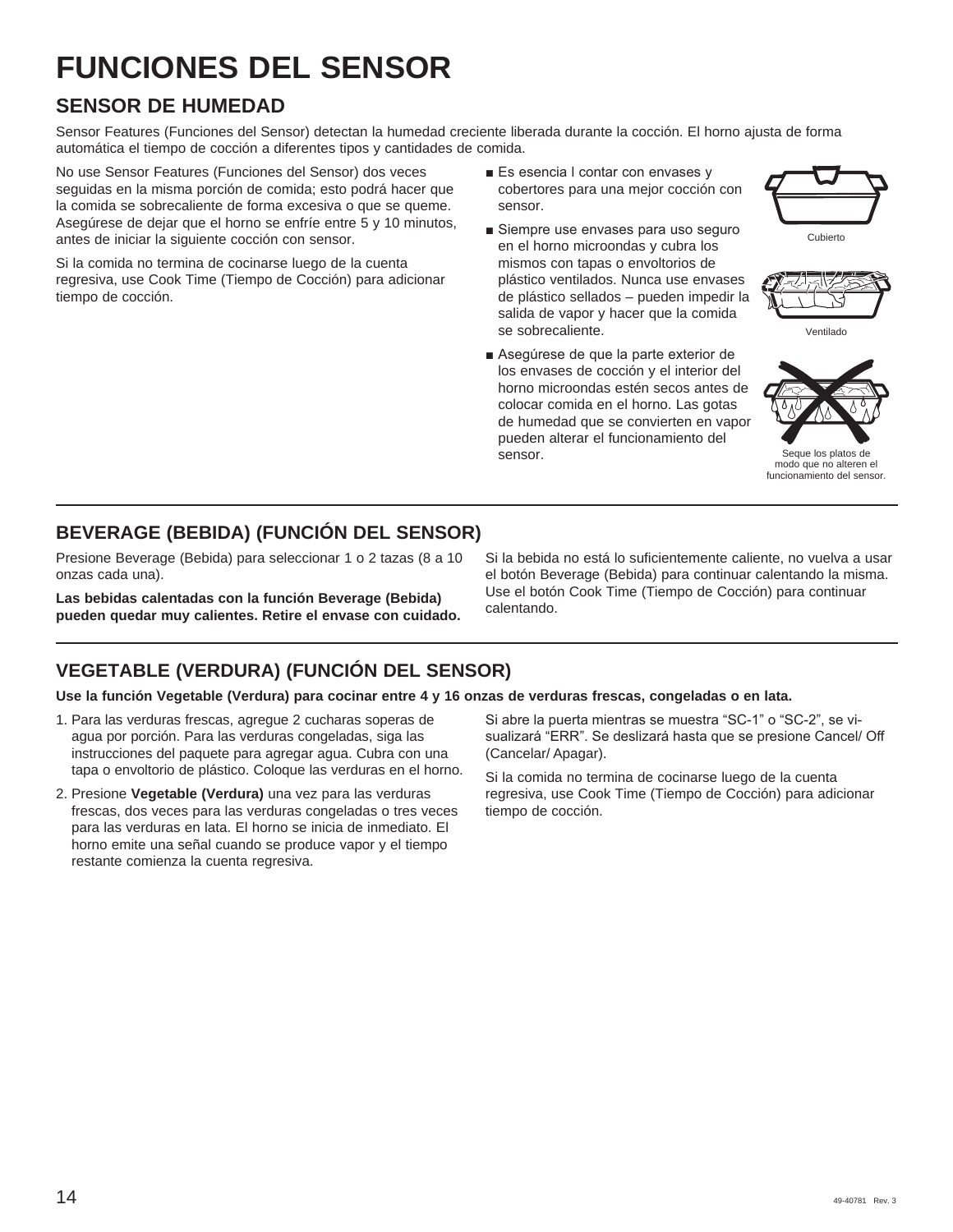# FUNCIONES DEL SENSOR

## SENSOR DE HUMEDAD

Sensor Features (Funciones del Sensor) detectan la humedad creciente liberada durante la cocción. El horno ajusta de forma automática el tiempo de cocción a diferentes tipos y cantidades de comida.

No use Sensor Features (Funciones del Sensor) dos veces seguidas en la misma porción de comida; esto podrá hacer que la comida se sobrecaliente de forma excesiva o que se queme. Asegúrese de dejar que el horno se enfríe entre 5 y 10 minutos, antes de iniciar la siguiente cocción con sensor.

Si la comida no termina de cocinarse luego de la cuenta regresiva, use Cook Time (Tiempo de Cocción) para adicionar tiempo de cocción.

- Es esencia l contar con envases y cobertores para una mejor cocción con sensor.
- Siempre use envases para uso seguro en el horno microondas y cubra los mismos con tapas o envoltorios de plástico ventilados. Nunca use envases de plástico sellados – pueden impedir la salida de vapor y hacer que la comida se sobrecaliente.
- Asegúrese de que la parte exterior de los envases de cocción y el interior del horno microondas estén secos antes de colocar comida en el horno. Las gotas de humedad que se convierten en vapor pueden alterar el funcionamiento del sensor.

Cubierto

Ventilado

Seque los platos de modo que no alteren el funcionamiento del sensor.

## BEVERAGE (BEBIDA) (FUNCIÓN DEL SENSOR)

Presione Beverage (Bebida) para seleccionar 1 o 2 tazas (8 a 10 onzas cada una).

**Las bebidas calentadas con la función Beverage (Bebida) pueden quedar muy calientes. Retire el envase con cuidado.**

Si la bebida no está lo suficientemente caliente, no vuelva a usar el botón Beverage (Bebida) para continuar calentando la misma. Use el botón Cook Time (Tiempo de Cocción) para continuar calentando.

## VEGETABLE (VERDURA) (FUNCIÓN DEL SENSOR)

**Use la función Vegetable (Verdura) para cocinar entre 4 y 16 onzas de verduras frescas, congeladas o en lata.**

1. Para las verduras frescas, agregue 2 cucharas soperas de agua por porción. Para las verduras congeladas, siga las instrucciones del paquete para agregar agua. Cubra con una tapa o envoltorio de plástico. Coloque las verduras en el horno.
2. Presione **Vegetable (Verdura)** una vez para las verduras frescas, dos veces para las verduras congeladas o tres veces para las verduras en lata. El horno se inicia de inmediato. El horno emite una señal cuando se produce vapor y el tiempo restante comienza la cuenta regresiva.

Si abre la puerta mientras se muestra “SC-1” o “SC-2”, se visualizará “ERR”. Se deslizará hasta que se presione Cancel/ Off (Cancelar/ Apagar).

Si la comida no termina de cocinarse luego de la cuenta regresiva, use Cook Time (Tiempo de Cocción) para adicionar tiempo de cocción.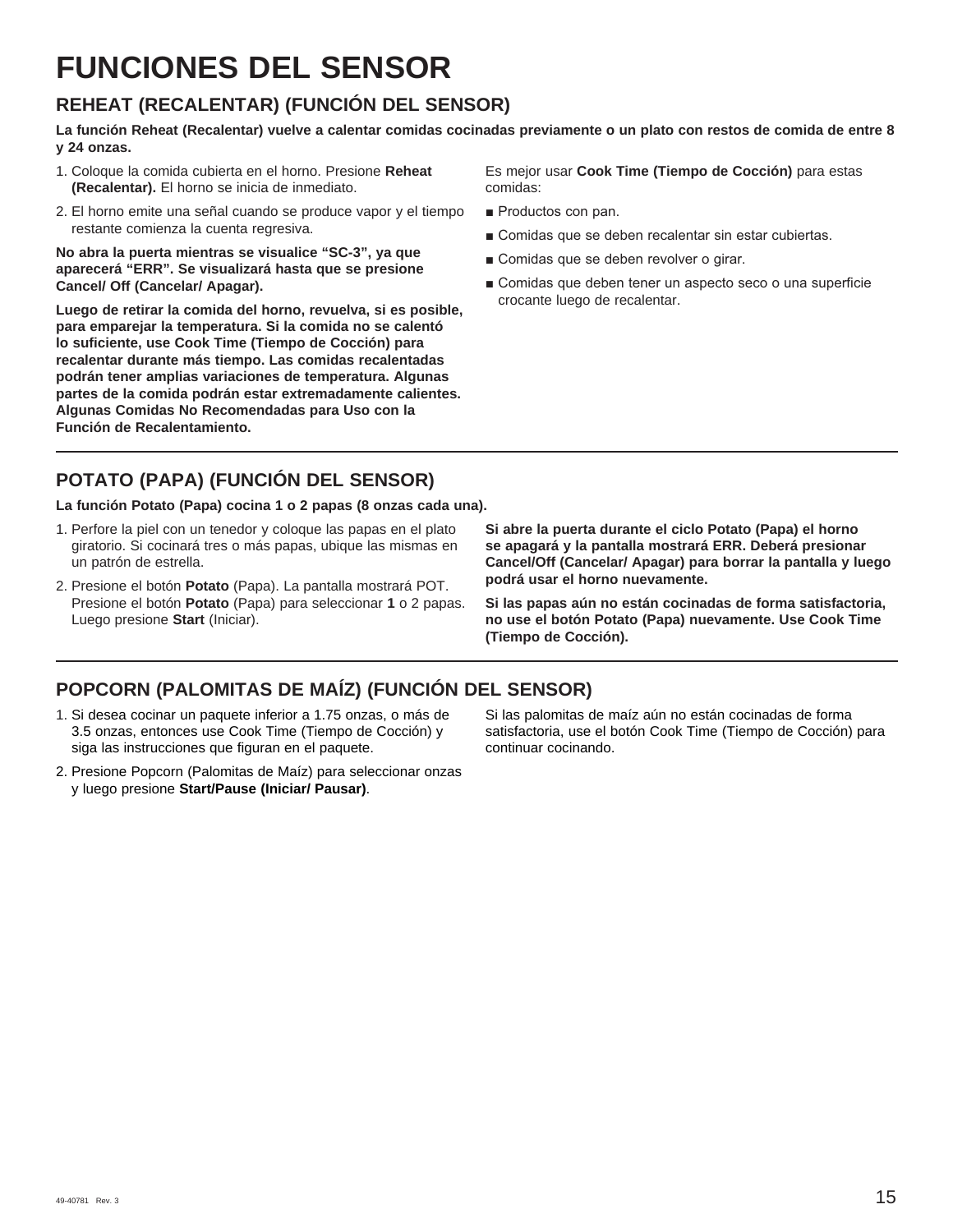# FUNCIONES DEL SENSOR

## REHEAT (RECALENTAR) (FUNCIÓN DEL SENSOR)

**La función Reheat (Recalentar) vuelve a calentar comidas cocinadas previamente o un plato con restos de comida de entre 8 y 24 onzas.**

1. Coloque la comida cubierta en el horno. Presione **Reheat (Recalentar).** El horno se inicia de inmediato.
2. El horno emite una señal cuando se produce vapor y el tiempo restante comienza la cuenta regresiva.

**No abra la puerta mientras se visualice "SC-3", ya que aparecerá "ERR". Se visualizará hasta que se presione Cancel/ Off (Cancelar/ Apagar).**

**Luego de retirar la comida del horno, revuelva, si es posible, para emparejar la temperatura. Si la comida no se calentó lo suficiente, use Cook Time (Tiempo de Cocción) para recalentar durante más tiempo. Las comidas recalentadas podrán tener amplias variaciones de temperatura. Algunas partes de la comida podrán estar extremadamente calientes. Algunas Comidas No Recomendadas para Uso con la Función de Recalentamiento.**

Es mejor usar **Cook Time (Tiempo de Cocción)** para estas comidas:

- Productos con pan.
- Comidas que se deben recalentar sin estar cubiertas.
- Comidas que se deben revolver o girar.
- Comidas que deben tener un aspecto seco o una superficie crocante luego de recalentar.

## POTATO (PAPA) (FUNCIÓN DEL SENSOR)

**La función Potato (Papa) cocina 1 o 2 papas (8 onzas cada una).**

1. Perfore la piel con un tenedor y coloque las papas en el plato giratorio. Si cocinará tres o más papas, ubique las mismas en un patrón de estrella.
2. Presione el botón **Potato** (Papa). La pantalla mostrará POT. Presione el botón **Potato** (Papa) para seleccionar **1** o 2 papas. Luego presione **Start** (Iniciar).

**Si abre la puerta durante el ciclo Potato (Papa) el horno se apagará y la pantalla mostrará ERR. Deberá presionar Cancel/Off (Cancelar/ Apagar) para borrar la pantalla y luego podrá usar el horno nuevamente.**

**Si las papas aún no están cocinadas de forma satisfactoria, no use el botón Potato (Papa) nuevamente. Use Cook Time (Tiempo de Cocción).**

## POPCORN (PALOMITAS DE MAÍZ) (FUNCIÓN DEL SENSOR)

1. Si desea cocinar un paquete inferior a 1.75 onzas, o más de 3.5 onzas, entonces use Cook Time (Tiempo de Cocción) y siga las instrucciones que figuran en el paquete.
2. Presione Popcorn (Palomitas de Maíz) para seleccionar onzas y luego presione **Start/Pause (Iniciar/ Pausar)**.

Si las palomitas de maíz aún no están cocinadas de forma satisfactoria, use el botón Cook Time (Tiempo de Cocción) para continuar cocinando.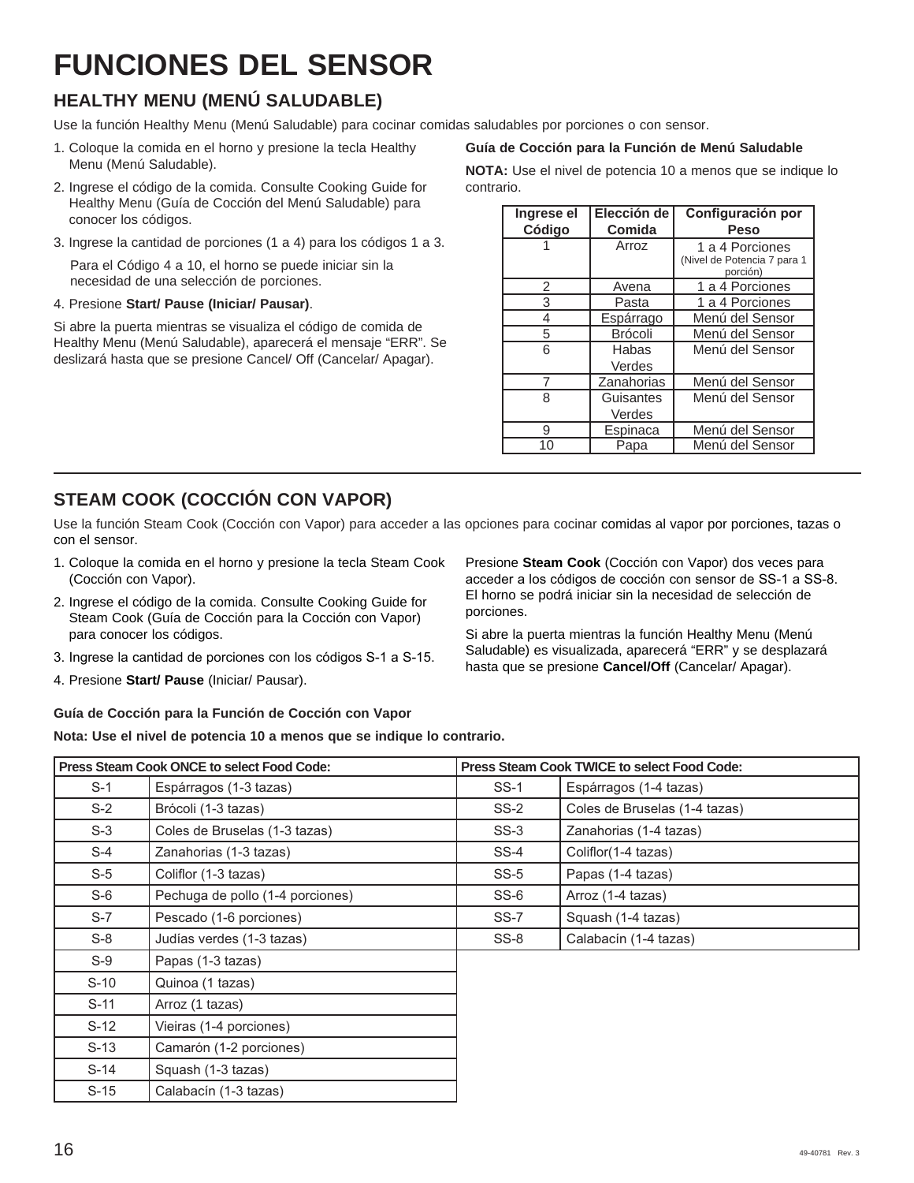# FUNCIONES DEL SENSOR

## HEALTHY MENU (MENÚ SALUDABLE)

Use la función Healthy Menu (Menú Saludable) para cocinar comidas saludables por porciones o con sensor.

1. Coloque la comida en el horno y presione la tecla Healthy Menu (Menú Saludable).
2. Ingrese el código de la comida. Consulte Cooking Guide for Healthy Menu (Guía de Cocción del Menú Saludable) para conocer los códigos.
3. Ingrese la cantidad de porciones (1 a 4) para los códigos 1 a 3.

   Para el Código 4 a 10, el horno se puede iniciar sin la necesidad de una selección de porciones.
4. Presione **Start/ Pause (Iniciar/ Pausar)**.

Si abre la puerta mientras se visualiza el código de comida de Healthy Menu (Menú Saludable), aparecerá el mensaje "ERR". Se deslizará hasta que se presione Cancel/ Off (Cancelar/ Apagar).

**Guía de Cocción para la Función de Menú Saludable**

**NOTA:** Use el nivel de potencia 10 a menos que se indique lo contrario.

| Ingrese el Código | Elección de Comida | Configuración por Peso |
|---|---|---|
| 1 | Arroz | 1 a 4 Porciones (Nivel de Potencia 7 para 1 porción) |
| 2 | Avena | 1 a 4 Porciones |
| 3 | Pasta | 1 a 4 Porciones |
| 4 | Espárrago | Menú del Sensor |
| 5 | Brócoli | Menú del Sensor |
| 6 | Habas Verdes | Menú del Sensor |
| 7 | Zanahorias | Menú del Sensor |
| 8 | Guisantes Verdes | Menú del Sensor |
| 9 | Espinaca | Menú del Sensor |
| 10 | Papa | Menú del Sensor |

## STEAM COOK (COCCIÓN CON VAPOR)

Use la función Steam Cook (Cocción con Vapor) para acceder a las opciones para cocinar comidas al vapor por porciones, tazas o con el sensor.

1. Coloque la comida en el horno y presione la tecla Steam Cook (Cocción con Vapor).
2. Ingrese el código de la comida. Consulte Cooking Guide for Steam Cook (Guía de Cocción para la Cocción con Vapor) para conocer los códigos.
3. Ingrese la cantidad de porciones con los códigos S-1 a S-15.
4. Presione **Start/ Pause** (Iniciar/ Pausar).

Presione **Steam Cook** (Cocción con Vapor) dos veces para acceder a los códigos de cocción con sensor de SS-1 a SS-8. El horno se podrá iniciar sin la necesidad de selección de porciones.

Si abre la puerta mientras la función Healthy Menu (Menú Saludable) es visualizada, aparecerá "ERR" y se desplazará hasta que se presione **Cancel/Off** (Cancelar/ Apagar).

**Guía de Cocción para la Función de Cocción con Vapor**

**Nota: Use el nivel de potencia 10 a menos que se indique lo contrario.**

| Press Steam Cook ONCE to select Food Code: | | Press Steam Cook TWICE to select Food Code: | |
|---|---|---|---|
| S-1 | Espárragos (1-3 tazas) | SS-1 | Espárragos (1-4 tazas) |
| S-2 | Brócoli (1-3 tazas) | SS-2 | Coles de Bruselas (1-4 tazas) |
| S-3 | Coles de Bruselas (1-3 tazas) | SS-3 | Zanahorias (1-4 tazas) |
| S-4 | Zanahorias (1-3 tazas) | SS-4 | Coliflor(1-4 tazas) |
| S-5 | Coliflor (1-3 tazas) | SS-5 | Papas (1-4 tazas) |
| S-6 | Pechuga de pollo (1-4 porciones) | SS-6 | Arroz (1-4 tazas) |
| S-7 | Pescado (1-6 porciones) | SS-7 | Squash (1-4 tazas) |
| S-8 | Judías verdes (1-3 tazas) | SS-8 | Calabacín (1-4 tazas) |
| S-9 | Papas (1-3 tazas) | | |
| S-10 | Quinoa (1 tazas) | | |
| S-11 | Arroz (1 tazas) | | |
| S-12 | Vieiras (1-4 porciones) | | |
| S-13 | Camarón (1-2 porciones) | | |
| S-14 | Squash (1-3 tazas) | | |
| S-15 | Calabacín (1-3 tazas) | | |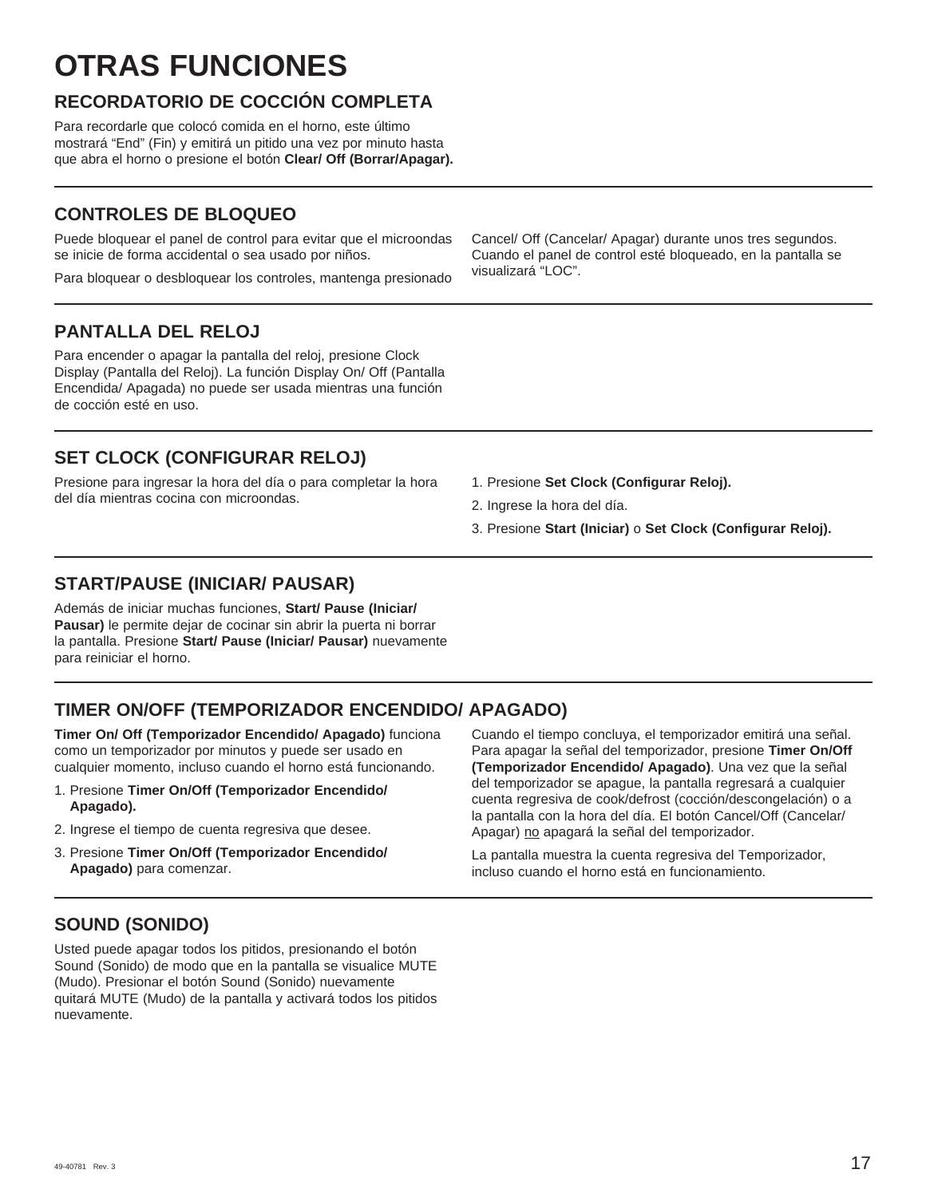# OTRAS FUNCIONES

## RECORDATORIO DE COCCIÓN COMPLETA

Para recordarle que colocó comida en el horno, este último mostrará “End” (Fin) y emitirá un pitido una vez por minuto hasta que abra el horno o presione el botón **Clear/ Off (Borrar/Apagar).**

## CONTROLES DE BLOQUEO

Puede bloquear el panel de control para evitar que el microondas se inicie de forma accidental o sea usado por niños.

Para bloquear o desbloquear los controles, mantenga presionado Cancel/ Off (Cancelar/ Apagar) durante unos tres segundos. Cuando el panel de control esté bloqueado, en la pantalla se visualizará “LOC”.

## PANTALLA DEL RELOJ

Para encender o apagar la pantalla del reloj, presione Clock Display (Pantalla del Reloj). La función Display On/ Off (Pantalla Encendida/ Apagada) no puede ser usada mientras una función de cocción esté en uso.

## SET CLOCK (CONFIGURAR RELOJ)

Presione para ingresar la hora del día o para completar la hora del día mientras cocina con microondas.

1. Presione **Set Clock (Configurar Reloj).**
2. Ingrese la hora del día.
3. Presione **Start (Iniciar)** o **Set Clock (Configurar Reloj).**

## START/PAUSE (INICIAR/ PAUSAR)

Además de iniciar muchas funciones, **Start/ Pause (Iniciar/ Pausar)** le permite dejar de cocinar sin abrir la puerta ni borrar la pantalla. Presione **Start/ Pause (Iniciar/ Pausar)** nuevamente para reiniciar el horno.

## TIMER ON/OFF (TEMPORIZADOR ENCENDIDO/ APAGADO)

**Timer On/ Off (Temporizador Encendido/ Apagado)** funciona como un temporizador por minutos y puede ser usado en cualquier momento, incluso cuando el horno está funcionando.

1. Presione **Timer On/Off (Temporizador Encendido/ Apagado).**
2. Ingrese el tiempo de cuenta regresiva que desee.
3. Presione **Timer On/Off (Temporizador Encendido/ Apagado)** para comenzar.

Cuando el tiempo concluya, el temporizador emitirá una señal. Para apagar la señal del temporizador, presione **Timer On/Off (Temporizador Encendido/ Apagado)**. Una vez que la señal del temporizador se apague, la pantalla regresará a cualquier cuenta regresiva de cook/defrost (cocción/descongelación) o a la pantalla con la hora del día. El botón Cancel/Off (Cancelar/ Apagar) no apagará la señal del temporizador.

La pantalla muestra la cuenta regresiva del Temporizador, incluso cuando el horno está en funcionamiento.

## SOUND (SONIDO)

Usted puede apagar todos los pitidos, presionando el botón Sound (Sonido) de modo que en la pantalla se visualice MUTE (Mudo). Presionar el botón Sound (Sonido) nuevamente quitará MUTE (Mudo) de la pantalla y activará todos los pitidos nuevamente.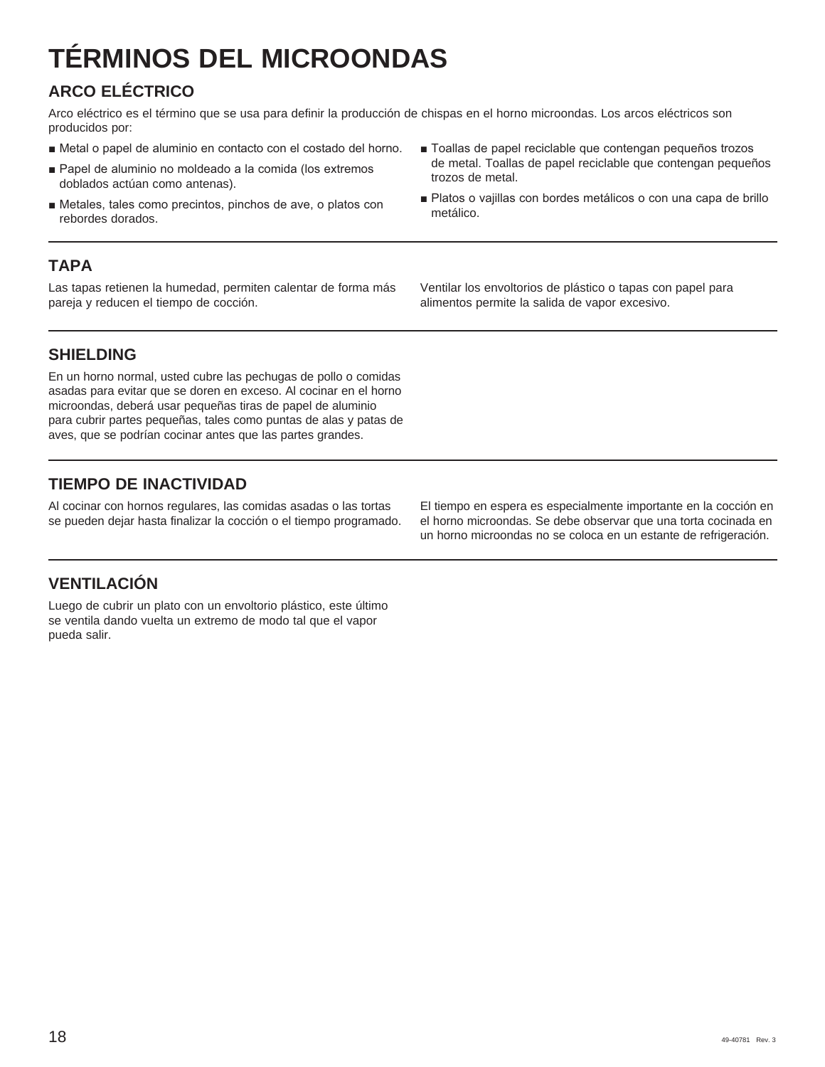# TÉRMINOS DEL MICROONDAS

## ARCO ELÉCTRICO

Arco eléctrico es el término que se usa para definir la producción de chispas en el horno microondas. Los arcos eléctricos son producidos por:

- Metal o papel de aluminio en contacto con el costado del horno.
- Papel de aluminio no moldeado a la comida (los extremos doblados actúan como antenas).
- Metales, tales como precintos, pinchos de ave, o platos con rebordes dorados.
- Toallas de papel reciclable que contengan pequeños trozos de metal. Toallas de papel reciclable que contengan pequeños trozos de metal.
- Platos o vajillas con bordes metálicos o con una capa de brillo metálico.

## TAPA

Las tapas retienen la humedad, permiten calentar de forma más pareja y reducen el tiempo de cocción.

Ventilar los envoltorios de plástico o tapas con papel para alimentos permite la salida de vapor excesivo.

## SHIELDING

En un horno normal, usted cubre las pechugas de pollo o comidas asadas para evitar que se doren en exceso. Al cocinar en el horno microondas, deberá usar pequeñas tiras de papel de aluminio para cubrir partes pequeñas, tales como puntas de alas y patas de aves, que se podrían cocinar antes que las partes grandes.

## TIEMPO DE INACTIVIDAD

Al cocinar con hornos regulares, las comidas asadas o las tortas se pueden dejar hasta finalizar la cocción o el tiempo programado.

El tiempo en espera es especialmente importante en la cocción en el horno microondas. Se debe observar que una torta cocinada en un horno microondas no se coloca en un estante de refrigeración.

## VENTILACIÓN

Luego de cubrir un plato con un envoltorio plástico, este último se ventila dando vuelta un extremo de modo tal que el vapor pueda salir.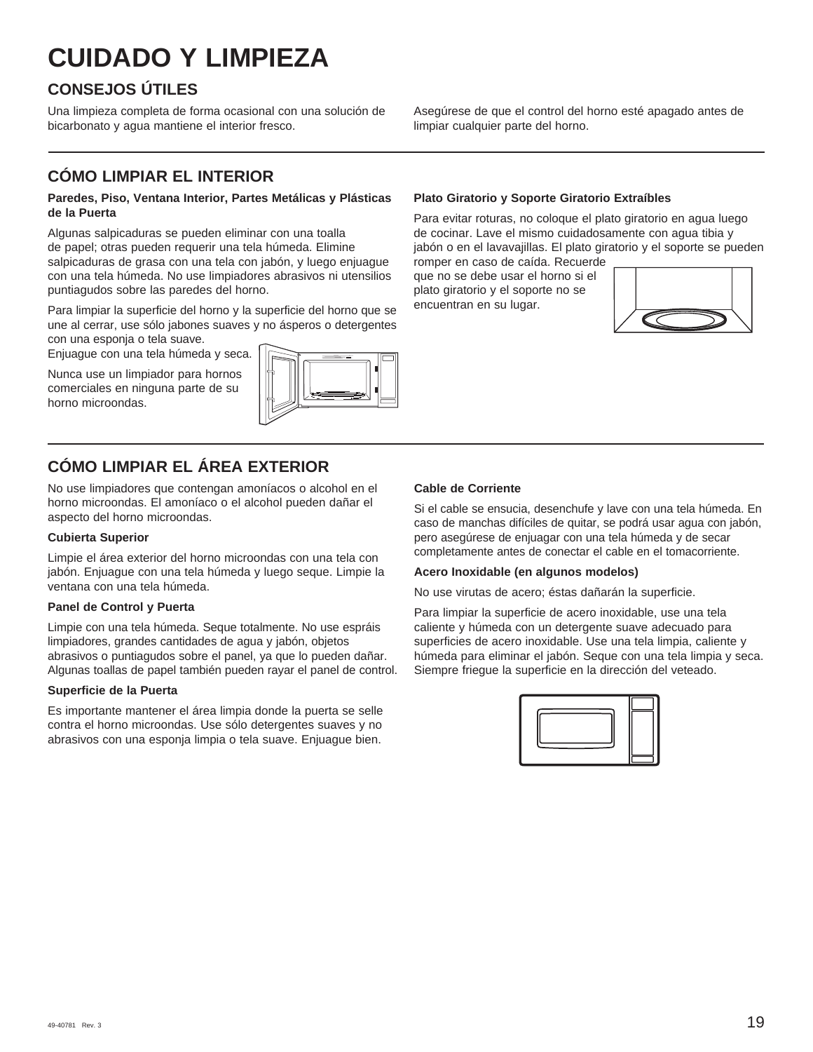# CUIDADO Y LIMPIEZA

## CONSEJOS ÚTILES

Una limpieza completa de forma ocasional con una solución de bicarbonato y agua mantiene el interior fresco.

Asegúrese de que el control del horno esté apagado antes de limpiar cualquier parte del horno.

## CÓMO LIMPIAR EL INTERIOR

**Paredes, Piso, Ventana Interior, Partes Metálicas y Plásticas de la Puerta**

Algunas salpicaduras se pueden eliminar con una toalla de papel; otras pueden requerir una tela húmeda. Elimine salpicaduras de grasa con una tela con jabón, y luego enjuague con una tela húmeda. No use limpiadores abrasivos ni utensilios puntiagudos sobre las paredes del horno.

Para limpiar la superficie del horno y la superficie del horno que se une al cerrar, use sólo jabones suaves y no ásperos o detergentes con una esponja o tela suave. Enjuague con una tela húmeda y seca.

Nunca use un limpiador para hornos comerciales en ninguna parte de su horno microondas.

**Plato Giratorio y Soporte Giratorio Extraíbles**

Para evitar roturas, no coloque el plato giratorio en agua luego de cocinar. Lave el mismo cuidadosamente con agua tibia y jabón o en el lavavajillas. El plato giratorio y el soporte se pueden romper en caso de caída. Recuerde que no se debe usar el horno si el plato giratorio y el soporte no se encuentran en su lugar.

## CÓMO LIMPIAR EL ÁREA EXTERIOR

No use limpiadores que contengan amoníacos o alcohol en el horno microondas. El amoníaco o el alcohol pueden dañar el aspecto del horno microondas.

**Cubierta Superior**

Limpie el área exterior del horno microondas con una tela con jabón. Enjuague con una tela húmeda y luego seque. Limpie la ventana con una tela húmeda.

**Panel de Control y Puerta**

Limpie con una tela húmeda. Seque totalmente. No use espráis limpiadores, grandes cantidades de agua y jabón, objetos abrasivos o puntiagudos sobre el panel, ya que lo pueden dañar. Algunas toallas de papel también pueden rayar el panel de control.

**Superficie de la Puerta**

Es importante mantener el área limpia donde la puerta se selle contra el horno microondas. Use sólo detergentes suaves y no abrasivos con una esponja limpia o tela suave. Enjuague bien.

**Cable de Corriente**

Si el cable se ensucia, desenchufe y lave con una tela húmeda. En caso de manchas difíciles de quitar, se podrá usar agua con jabón, pero asegúrese de enjuagar con una tela húmeda y de secar completamente antes de conectar el cable en el tomacorriente.

**Acero Inoxidable (en algunos modelos)**

No use virutas de acero; éstas dañarán la superficie.

Para limpiar la superficie de acero inoxidable, use una tela caliente y húmeda con un detergente suave adecuado para superficies de acero inoxidable. Use una tela limpia, caliente y húmeda para eliminar el jabón. Seque con una tela limpia y seca. Siempre friegue la superficie en la dirección del veteado.

49-40781 Rev. 3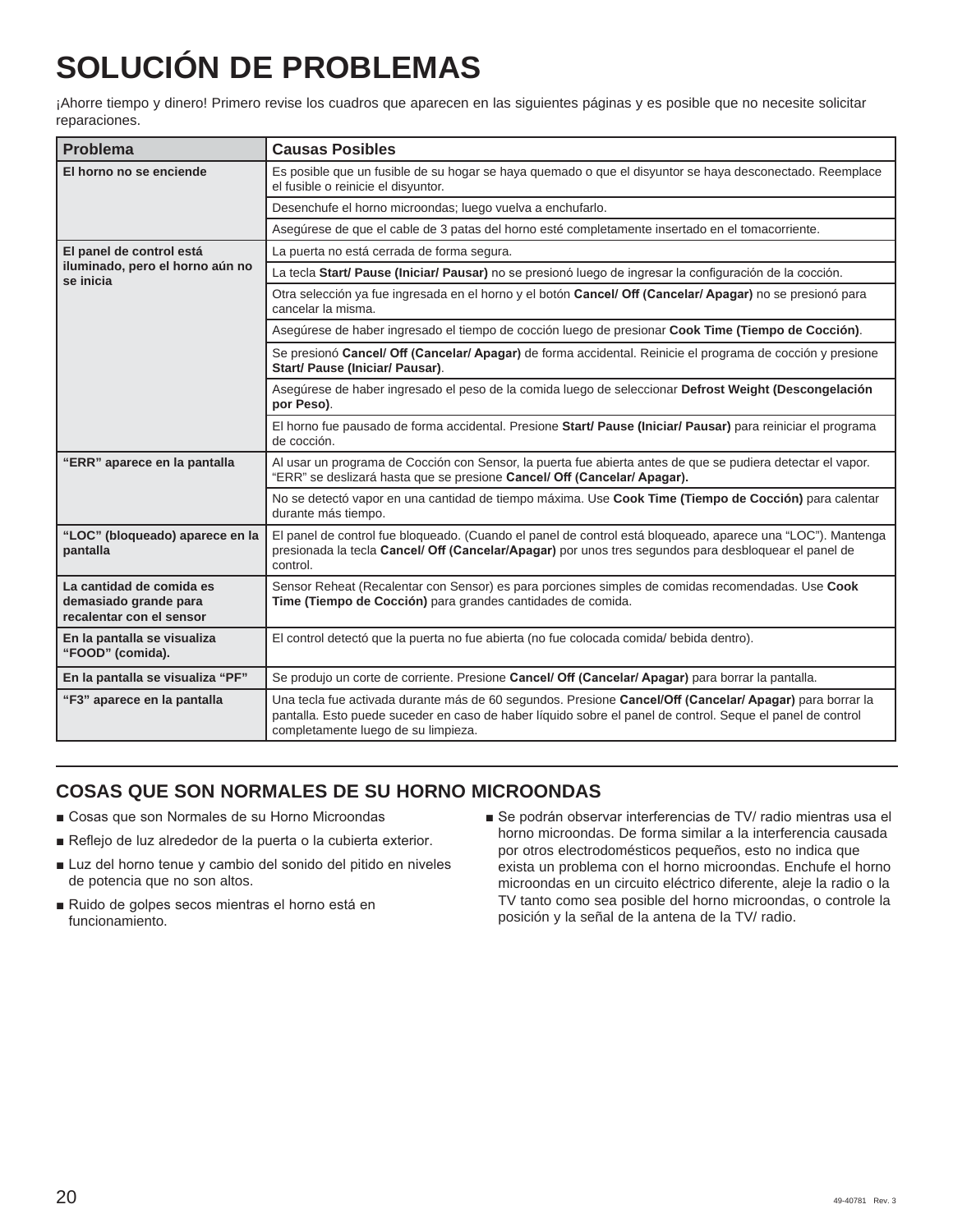# SOLUCIÓN DE PROBLEMAS

¡Ahorre tiempo y dinero! Primero revise los cuadros que aparecen en las siguientes páginas y es posible que no necesite solicitar reparaciones.

| Problema | Causas Posibles |
|---|---|
| **El horno no se enciende** | Es posible que un fusible de su hogar se haya quemado o que el disyuntor se haya desconectado. Reemplace el fusible o reinicie el disyuntor. |
| | Desenchufe el horno microondas; luego vuelva a enchufarlo. |
| | Asegúrese de que el cable de 3 patas del horno esté completamente insertado en el tomacorriente. |
| **El panel de control está iluminado, pero el horno aún no se inicia** | La puerta no está cerrada de forma segura. |
| | La tecla **Start/ Pause (Iniciar/ Pausar)** no se presionó luego de ingresar la configuración de la cocción. |
| | Otra selección ya fue ingresada en el horno y el botón **Cancel/ Off (Cancelar/ Apagar)** no se presionó para cancelar la misma. |
| | Asegúrese de haber ingresado el tiempo de cocción luego de presionar **Cook Time (Tiempo de Cocción)**. |
| | Se presionó **Cancel/ Off (Cancelar/ Apagar)** de forma accidental. Reinicie el programa de cocción y presione **Start/ Pause (Iniciar/ Pausar)**. |
| | Asegúrese de haber ingresado el peso de la comida luego de seleccionar **Defrost Weight (Descongelación por Peso)**. |
| | El horno fue pausado de forma accidental. Presione **Start/ Pause (Iniciar/ Pausar)** para reiniciar el programa de cocción. |
| **"ERR" aparece en la pantalla** | Al usar un programa de Cocción con Sensor, la puerta fue abierta antes de que se pudiera detectar el vapor. "ERR" se deslizará hasta que se presione **Cancel/ Off (Cancelar/ Apagar).** |
| | No se detectó vapor en una cantidad de tiempo máxima. Use **Cook Time (Tiempo de Cocción)** para calentar durante más tiempo. |
| **"LOC" (bloqueado) aparece en la pantalla** | El panel de control fue bloqueado. (Cuando el panel de control está bloqueado, aparece una "LOC"). Mantenga presionada la tecla **Cancel/ Off (Cancelar/Apagar)** por unos tres segundos para desbloquear el panel de control. |
| **La cantidad de comida es demasiado grande para recalentar con el sensor** | Sensor Reheat (Recalentar con Sensor) es para porciones simples de comidas recomendadas. Use **Cook Time (Tiempo de Cocción)** para grandes cantidades de comida. |
| **En la pantalla se visualiza "FOOD" (comida).** | El control detectó que la puerta no fue abierta (no fue colocada comida/ bebida dentro). |
| **En la pantalla se visualiza "PF"** | Se produjo un corte de corriente. Presione **Cancel/ Off (Cancelar/ Apagar)** para borrar la pantalla. |
| **"F3" aparece en la pantalla** | Una tecla fue activada durante más de 60 segundos. Presione **Cancel/Off (Cancelar/ Apagar)** para borrar la pantalla. Esto puede suceder en caso de haber líquido sobre el panel de control. Seque el panel de control completamente luego de su limpieza. |

## COSAS QUE SON NORMALES DE SU HORNO MICROONDAS

- Cosas que son Normales de su Horno Microondas
- Reflejo de luz alrededor de la puerta o la cubierta exterior.
- Luz del horno tenue y cambio del sonido del pitido en niveles de potencia que no son altos.
- Ruido de golpes secos mientras el horno está en funcionamiento.
- Se podrán observar interferencias de TV/ radio mientras usa el horno microondas. De forma similar a la interferencia causada por otros electrodomésticos pequeños, esto no indica que exista un problema con el horno microondas. Enchufe el horno microondas en un circuito eléctrico diferente, aleje la radio o la TV tanto como sea posible del horno microondas, o controle la posición y la señal de la antena de la TV/ radio.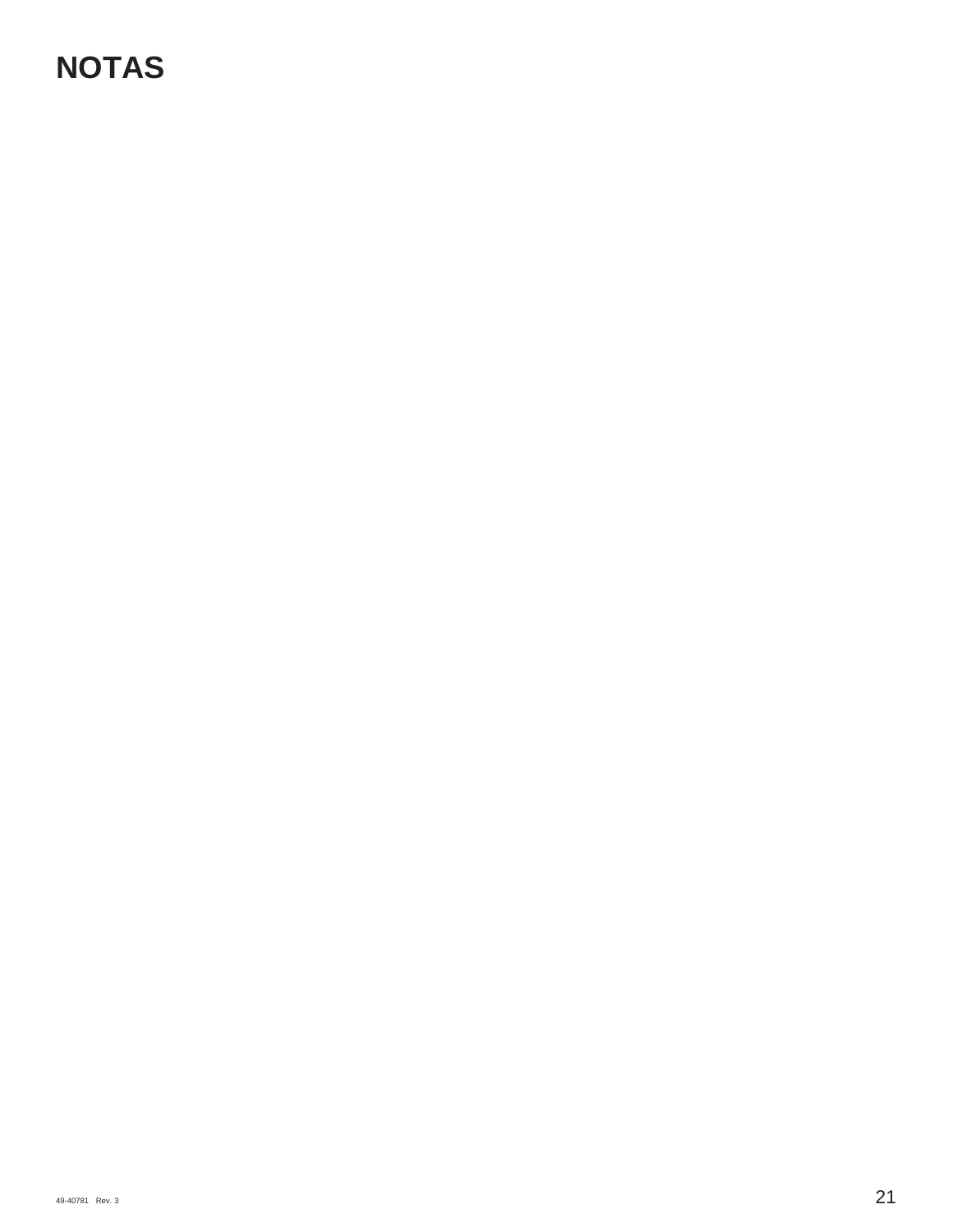# NOTAS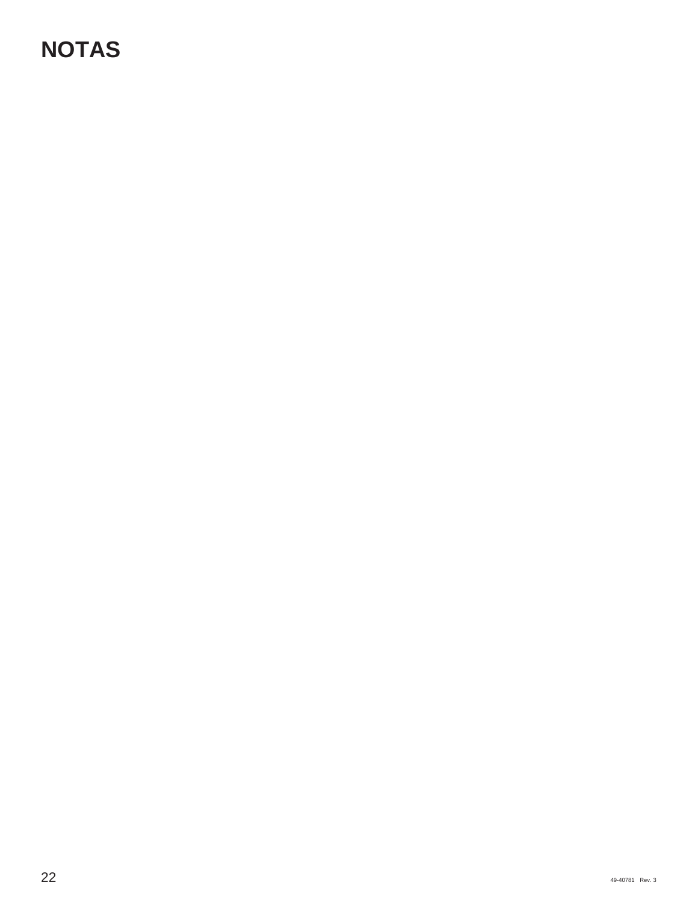# NOTAS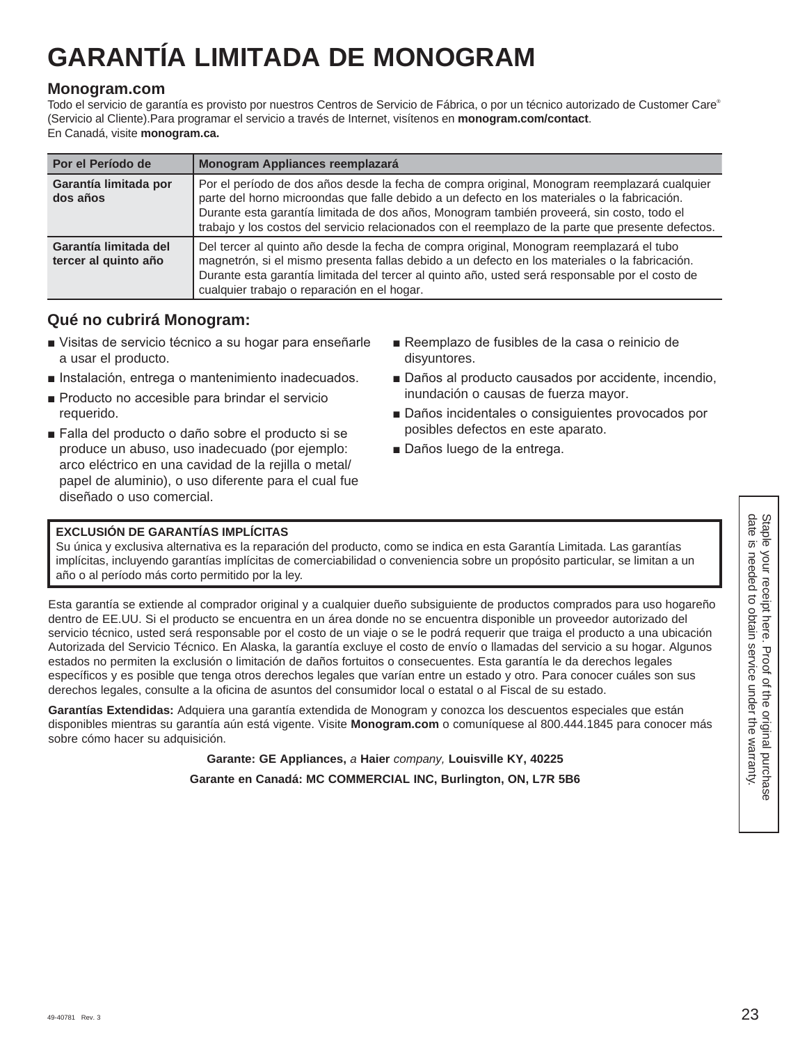# GARANTÍA LIMITADA DE MONOGRAM

## Monogram.com

Todo el servicio de garantía es provisto por nuestros Centros de Servicio de Fábrica, o por un técnico autorizado de Customer Care® (Servicio al Cliente).Para programar el servicio a través de Internet, visítenos en **monogram.com/contact**.
En Canadá, visite **monogram.ca.**

| Por el Período de | Monogram Appliances reemplazará |
|---|---|
| **Garantía limitada por dos años** | Por el período de dos años desde la fecha de compra original, Monogram reemplazará cualquier parte del horno microondas que falle debido a un defecto en los materiales o la fabricación. Durante esta garantía limitada de dos años, Monogram también proveerá, sin costo, todo el trabajo y los costos del servicio relacionados con el reemplazo de la parte que presente defectos. |
| **Garantía limitada del tercer al quinto año** | Del tercer al quinto año desde la fecha de compra original, Monogram reemplazará el tubo magnetrón, si el mismo presenta fallas debido a un defecto en los materiales o la fabricación. Durante esta garantía limitada del tercer al quinto año, usted será responsable por el costo de cualquier trabajo o reparación en el hogar. |

## Qué no cubrirá Monogram:

- Visitas de servicio técnico a su hogar para enseñarle a usar el producto.
- Instalación, entrega o mantenimiento inadecuados.
- Producto no accesible para brindar el servicio requerido.
- Falla del producto o daño sobre el producto si se produce un abuso, uso inadecuado (por ejemplo: arco eléctrico en una cavidad de la rejilla o metal/ papel de aluminio), o uso diferente para el cual fue diseñado o uso comercial.
- Reemplazo de fusibles de la casa o reinicio de disyuntores.
- Daños al producto causados por accidente, incendio, inundación o causas de fuerza mayor.
- Daños incidentales o consiguientes provocados por posibles defectos en este aparato.
- Daños luego de la entrega.

**EXCLUSIÓN DE GARANTÍAS IMPLÍCITAS**
Su única y exclusiva alternativa es la reparación del producto, como se indica en esta Garantía Limitada. Las garantías implícitas, incluyendo garantías implícitas de comerciabilidad o conveniencia sobre un propósito particular, se limitan a un año o al período más corto permitido por la ley.

Esta garantía se extiende al comprador original y a cualquier dueño subsiguiente de productos comprados para uso hogareño dentro de EE.UU. Si el producto se encuentra en un área donde no se encuentra disponible un proveedor autorizado del servicio técnico, usted será responsable por el costo de un viaje o se le podrá requerir que traiga el producto a una ubicación Autorizada del Servicio Técnico. En Alaska, la garantía excluye el costo de envío o llamadas del servicio a su hogar. Algunos estados no permiten la exclusión o limitación de daños fortuitos o consecuentes. Esta garantía le da derechos legales específicos y es posible que tenga otros derechos legales que varían entre un estado y otro. Para conocer cuáles son sus derechos legales, consulte a la oficina de asuntos del consumidor local o estatal o al Fiscal de su estado.

**Garantías Extendidas:** Adquiera una garantía extendida de Monogram y conozca los descuentos especiales que están disponibles mientras su garantía aún está vigente. Visite **Monogram.com** o comuníquese al 800.444.1845 para conocer más sobre cómo hacer su adquisición.

**Garante: GE Appliances,** *a* **Haier** *company,* **Louisville KY, 40225**

**Garante en Canadá: MC COMMERCIAL INC, Burlington, ON, L7R 5B6**

Staple your receipt here. Proof of the original purchase date is needed to obtain service under the warranty.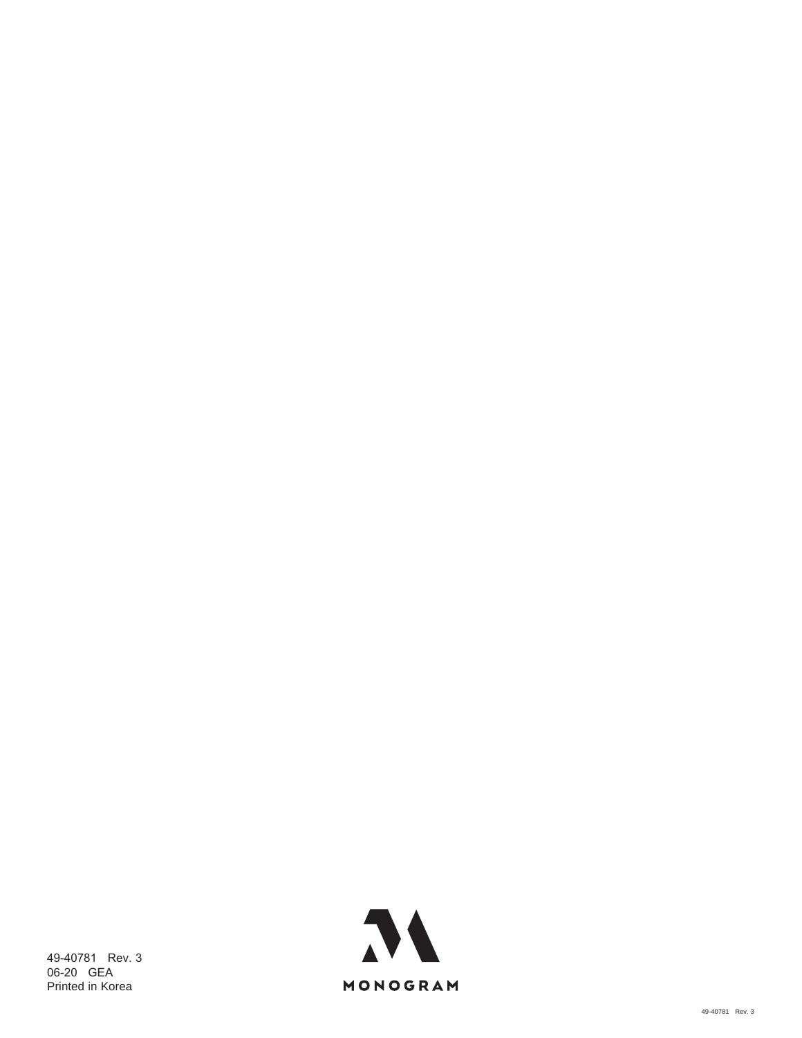49-40781 Rev. 3
06-20 GEA
Printed in Korea

MONOGRAM